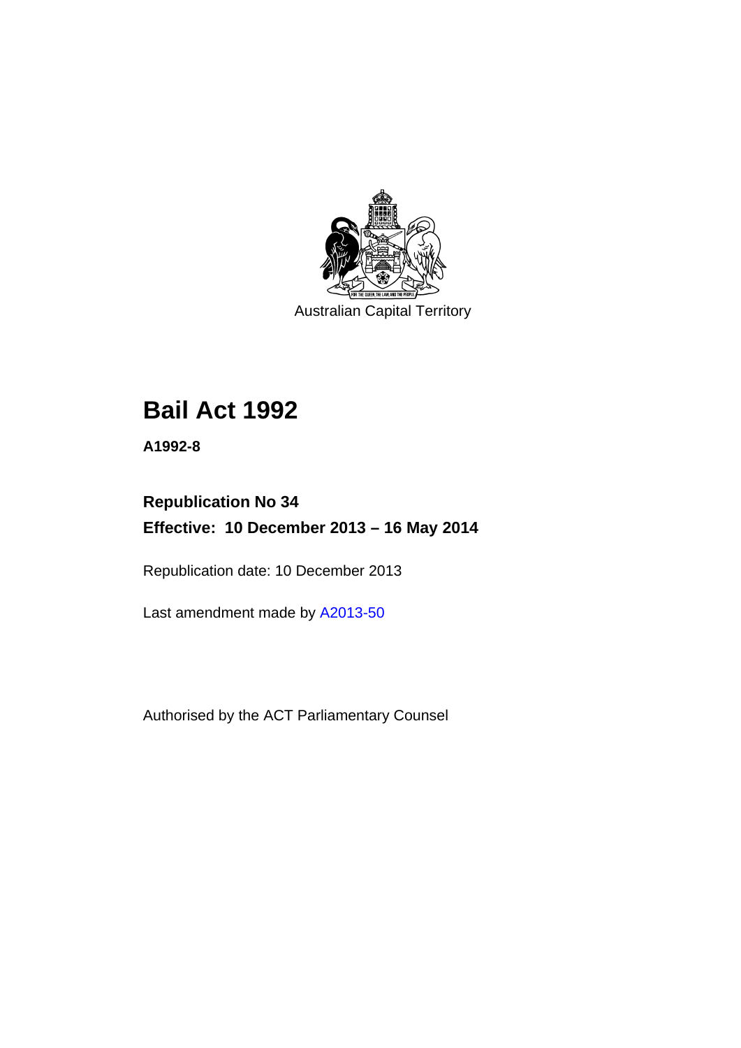Australian Capital Territory

# Bail Act 1992

**A1992-8**

**Republication No 34**

**Effective: 10 December 2013 – 16 May 2014**

Republication date: 10 December 2013

Last amendment made by A2013-50

Authorised by the ACT Parliamentary Counsel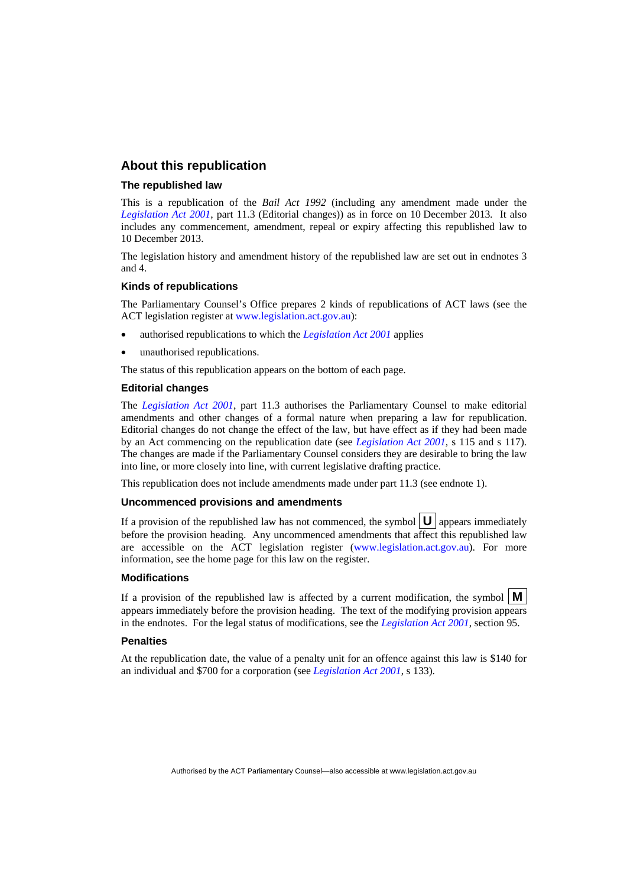## About this republication

### The republished law

This is a republication of the *Bail Act 1992* (including any amendment made under the *Legislation Act 2001*, part 11.3 (Editorial changes)) as in force on 10 December 2013*.* It also includes any commencement, amendment, repeal or expiry affecting this republished law to 10 December 2013.

The legislation history and amendment history of the republished law are set out in endnotes 3 and 4.

### Kinds of republications

The Parliamentary Counsel's Office prepares 2 kinds of republications of ACT laws (see the ACT legislation register at www.legislation.act.gov.au):

- authorised republications to which the *Legislation Act 2001* applies
- unauthorised republications.

The status of this republication appears on the bottom of each page.

### Editorial changes

The *Legislation Act 2001*, part 11.3 authorises the Parliamentary Counsel to make editorial amendments and other changes of a formal nature when preparing a law for republication. Editorial changes do not change the effect of the law, but have effect as if they had been made by an Act commencing on the republication date (see *Legislation Act 2001*, s 115 and s 117). The changes are made if the Parliamentary Counsel considers they are desirable to bring the law into line, or more closely into line, with current legislative drafting practice.

This republication does not include amendments made under part 11.3 (see endnote 1).

### Uncommenced provisions and amendments

If a provision of the republished law has not commenced, the symbol **U** appears immediately before the provision heading. Any uncommenced amendments that affect this republished law are accessible on the ACT legislation register (www.legislation.act.gov.au). For more information, see the home page for this law on the register.

### Modifications

If a provision of the republished law is affected by a current modification, the symbol **M** appears immediately before the provision heading. The text of the modifying provision appears in the endnotes. For the legal status of modifications, see the *Legislation Act 2001*, section 95.

### Penalties

At the republication date, the value of a penalty unit for an offence against this law is $140 for an individual and $700 for a corporation (see *Legislation Act 2001*, s 133).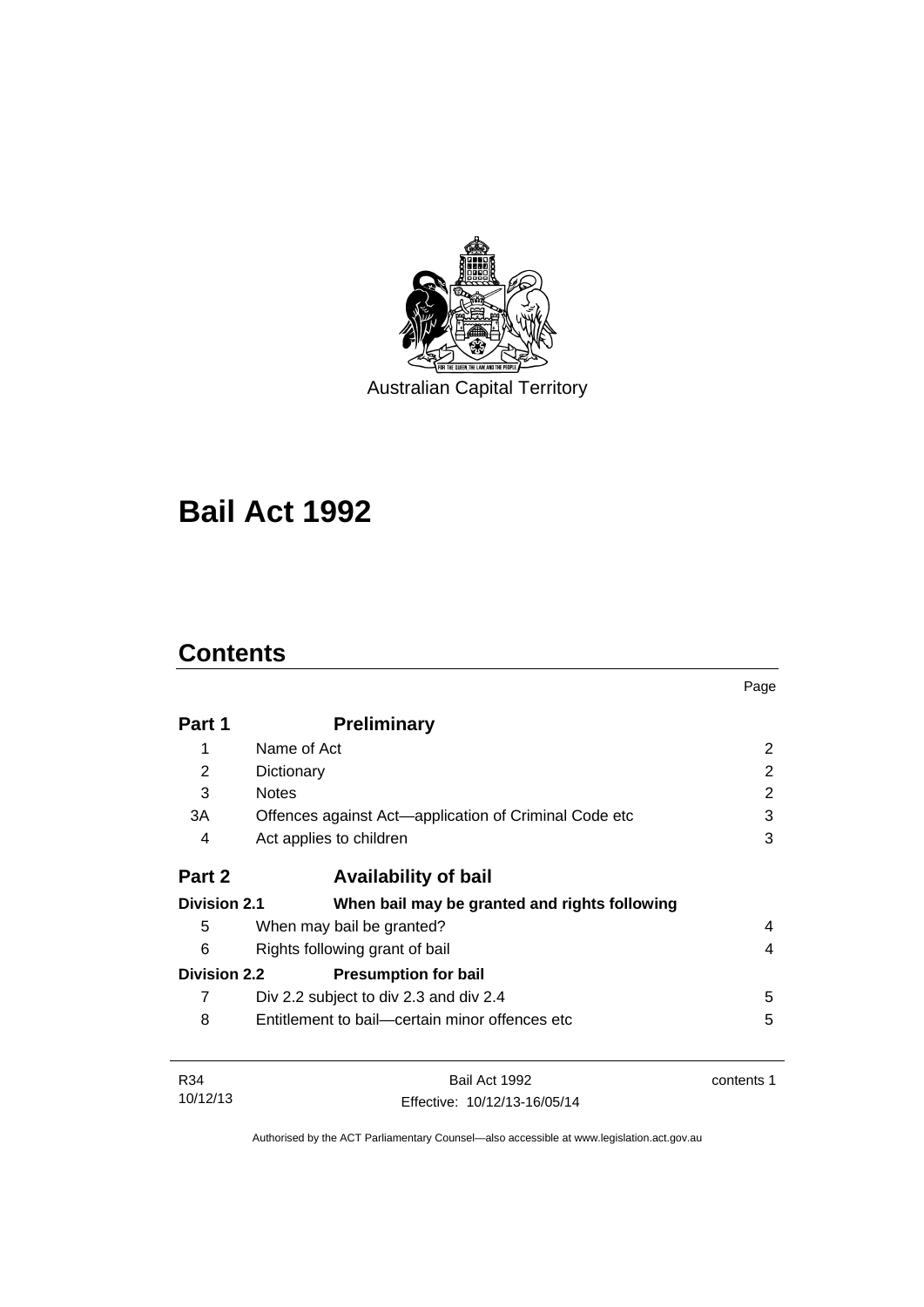Australian Capital Territory

# Bail Act 1992

## Contents

| | | Page |
|---|---|---|
| **Part 1** | **Preliminary** | |
| 1 | Name of Act | 2 |
| 2 | Dictionary | 2 |
| 3 | Notes | 2 |
| 3A | Offences against Act—application of Criminal Code etc | 3 |
| 4 | Act applies to children | 3 |
| **Part 2** | **Availability of bail** | |
| **Division 2.1** | **When bail may be granted and rights following** | |
| 5 | When may bail be granted? | 4 |
| 6 | Rights following grant of bail | 4 |
| **Division 2.2** | **Presumption for bail** | |
| 7 | Div 2.2 subject to div 2.3 and div 2.4 | 5 |
| 8 | Entitlement to bail—certain minor offences etc | 5 |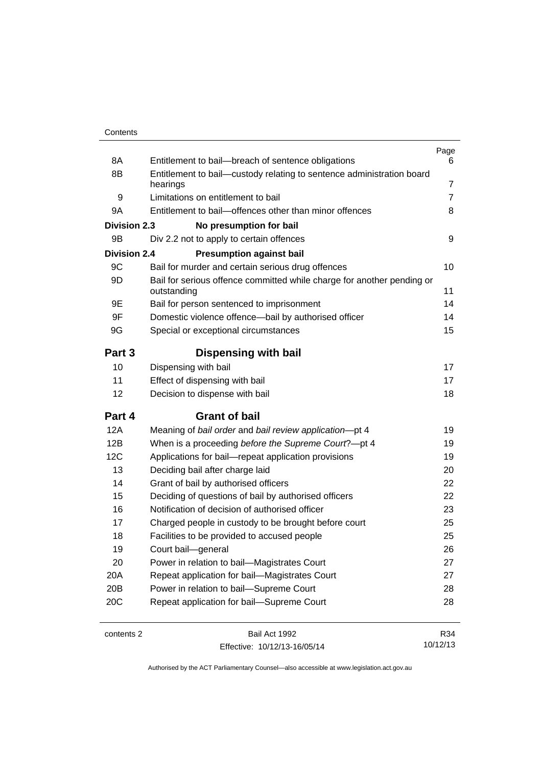| | | Page |
|---|---|---|
| 8A | Entitlement to bail—breach of sentence obligations | 6 |
| 8B | Entitlement to bail—custody relating to sentence administration board hearings | 7 |
| 9 | Limitations on entitlement to bail | 7 |
| 9A | Entitlement to bail—offences other than minor offences | 8 |
| **Division 2.3** | **No presumption for bail** | |
| 9B | Div 2.2 not to apply to certain offences | 9 |
| **Division 2.4** | **Presumption against bail** | |
| 9C | Bail for murder and certain serious drug offences | 10 |
| 9D | Bail for serious offence committed while charge for another pending or outstanding | 11 |
| 9E | Bail for person sentenced to imprisonment | 14 |
| 9F | Domestic violence offence—bail by authorised officer | 14 |
| 9G | Special or exceptional circumstances | 15 |
| **Part 3** | **Dispensing with bail** | |
| 10 | Dispensing with bail | 17 |
| 11 | Effect of dispensing with bail | 17 |
| 12 | Decision to dispense with bail | 18 |
| **Part 4** | **Grant of bail** | |
| 12A | Meaning of *bail order* and *bail review application*—pt 4 | 19 |
| 12B | When is a proceeding *before the Supreme Court*?—pt 4 | 19 |
| 12C | Applications for bail—repeat application provisions | 19 |
| 13 | Deciding bail after charge laid | 20 |
| 14 | Grant of bail by authorised officers | 22 |
| 15 | Deciding of questions of bail by authorised officers | 22 |
| 16 | Notification of decision of authorised officer | 23 |
| 17 | Charged people in custody to be brought before court | 25 |
| 18 | Facilities to be provided to accused people | 25 |
| 19 | Court bail—general | 26 |
| 20 | Power in relation to bail—Magistrates Court | 27 |
| 20A | Repeat application for bail—Magistrates Court | 27 |
| 20B | Power in relation to bail—Supreme Court | 28 |
| 20C | Repeat application for bail—Supreme Court | 28 |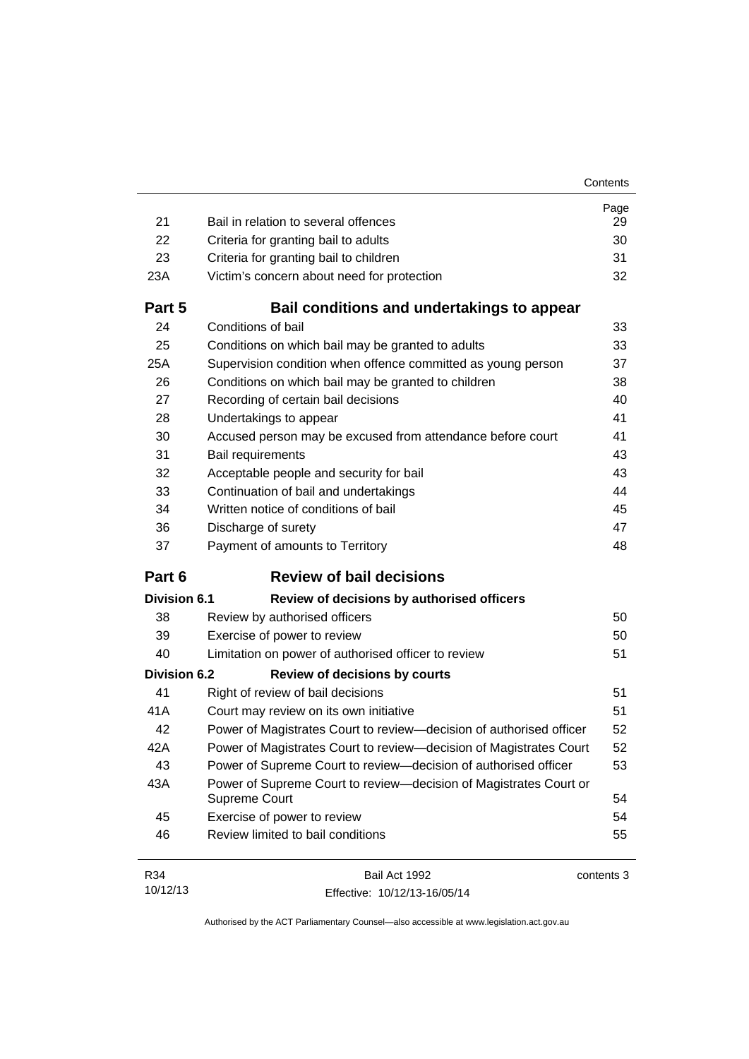| | | Page |
|---|---|---|
| 21 | Bail in relation to several offences | 29 |
| 22 | Criteria for granting bail to adults | 30 |
| 23 | Criteria for granting bail to children | 31 |
| 23A | Victim's concern about need for protection | 32 |
| **Part 5** | **Bail conditions and undertakings to appear** | |
| 24 | Conditions of bail | 33 |
| 25 | Conditions on which bail may be granted to adults | 33 |
| 25A | Supervision condition when offence committed as young person | 37 |
| 26 | Conditions on which bail may be granted to children | 38 |
| 27 | Recording of certain bail decisions | 40 |
| 28 | Undertakings to appear | 41 |
| 30 | Accused person may be excused from attendance before court | 41 |
| 31 | Bail requirements | 43 |
| 32 | Acceptable people and security for bail | 43 |
| 33 | Continuation of bail and undertakings | 44 |
| 34 | Written notice of conditions of bail | 45 |
| 36 | Discharge of surety | 47 |
| 37 | Payment of amounts to Territory | 48 |
| **Part 6** | **Review of bail decisions** | |
| **Division 6.1** | **Review of decisions by authorised officers** | |
| 38 | Review by authorised officers | 50 |
| 39 | Exercise of power to review | 50 |
| 40 | Limitation on power of authorised officer to review | 51 |
| **Division 6.2** | **Review of decisions by courts** | |
| 41 | Right of review of bail decisions | 51 |
| 41A | Court may review on its own initiative | 51 |
| 42 | Power of Magistrates Court to review—decision of authorised officer | 52 |
| 42A | Power of Magistrates Court to review—decision of Magistrates Court | 52 |
| 43 | Power of Supreme Court to review—decision of authorised officer | 53 |
| 43A | Power of Supreme Court to review—decision of Magistrates Court or Supreme Court | 54 |
| 45 | Exercise of power to review | 54 |
| 46 | Review limited to bail conditions | 55 |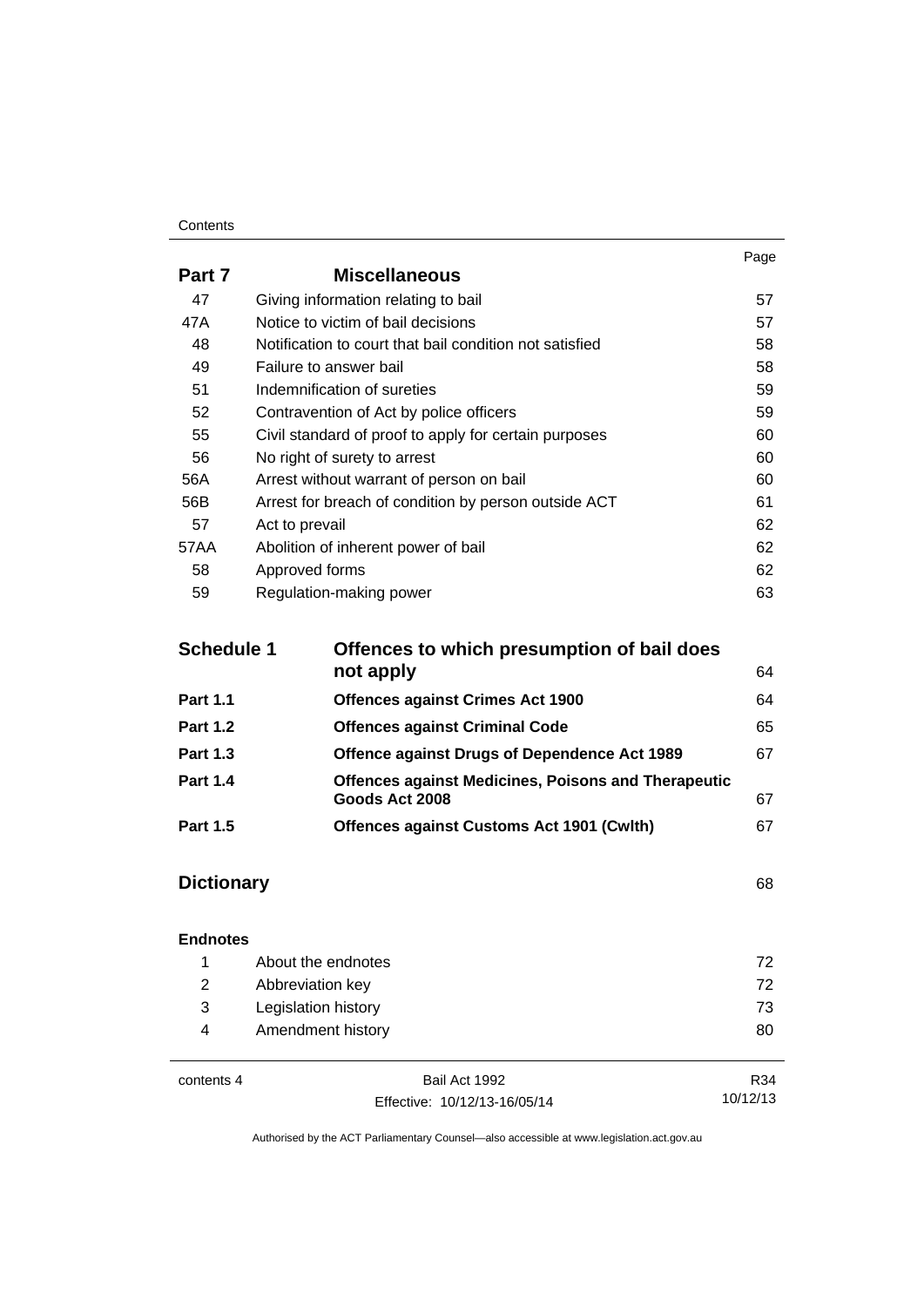| | | Page |
|---|---|---|
| **Part 7** | **Miscellaneous** | |
| 47 | Giving information relating to bail | 57 |
| 47A | Notice to victim of bail decisions | 57 |
| 48 | Notification to court that bail condition not satisfied | 58 |
| 49 | Failure to answer bail | 58 |
| 51 | Indemnification of sureties | 59 |
| 52 | Contravention of Act by police officers | 59 |
| 55 | Civil standard of proof to apply for certain purposes | 60 |
| 56 | No right of surety to arrest | 60 |
| 56A | Arrest without warrant of person on bail | 60 |
| 56B | Arrest for breach of condition by person outside ACT | 61 |
| 57 | Act to prevail | 62 |
| 57AA | Abolition of inherent power of bail | 62 |
| 58 | Approved forms | 62 |
| 59 | Regulation-making power | 63 |
| **Schedule 1** | **Offences to which presumption of bail does not apply** | 64 |
| **Part 1.1** | **Offences against Crimes Act 1900** | 64 |
| **Part 1.2** | **Offences against Criminal Code** | 65 |
| **Part 1.3** | **Offence against Drugs of Dependence Act 1989** | 67 |
| **Part 1.4** | **Offences against Medicines, Poisons and Therapeutic Goods Act 2008** | 67 |
| **Part 1.5** | **Offences against Customs Act 1901 (Cwlth)** | 67 |
| **Dictionary** | | 68 |
| **Endnotes** | | |
| 1 | About the endnotes | 72 |
| 2 | Abbreviation key | 72 |
| 3 | Legislation history | 73 |
| 4 | Amendment history | 80 |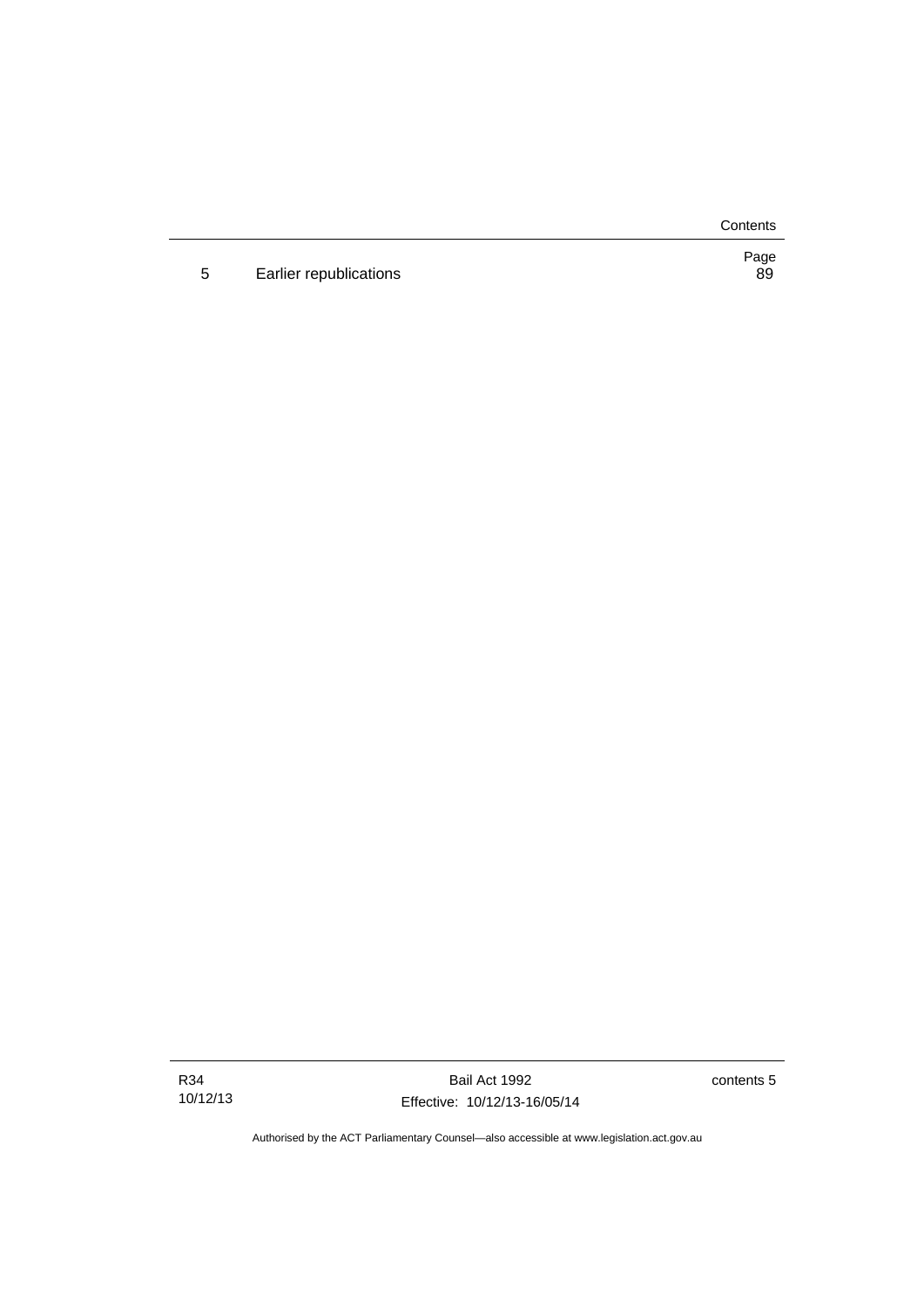| | | Page |
|---|---|---|
| 5 | Earlier republications | 89 |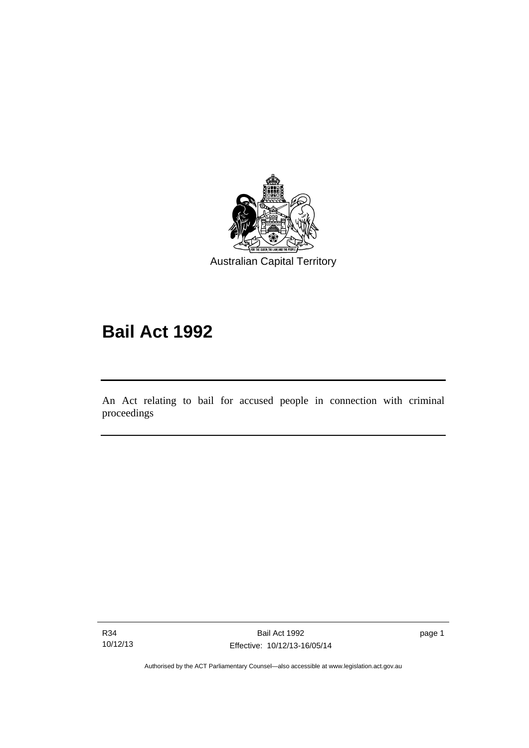Australian Capital Territory

# Bail Act 1992

An Act relating to bail for accused people in connection with criminal proceedings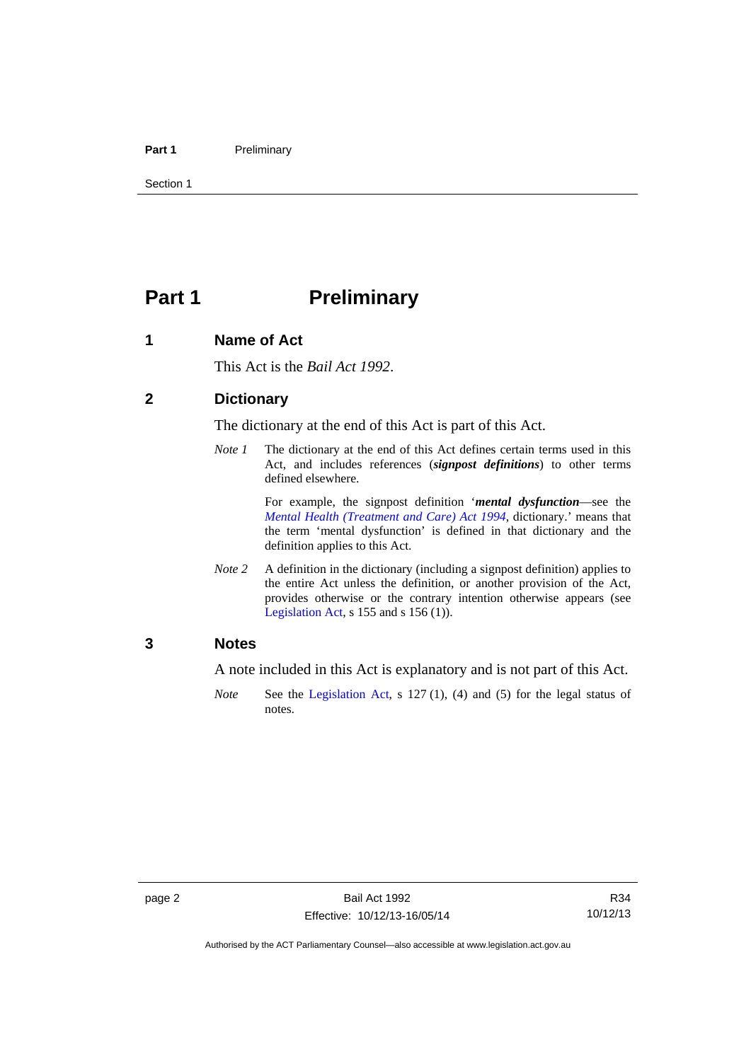# Part 1 Preliminary

## 1 Name of Act

This Act is the *Bail Act 1992*.

## 2 Dictionary

The dictionary at the end of this Act is part of this Act.

*Note 1* The dictionary at the end of this Act defines certain terms used in this Act, and includes references (***signpost definitions***) to other terms defined elsewhere.

For example, the signpost definition '***mental dysfunction***—see the *Mental Health (Treatment and Care) Act 1994*, dictionary.' means that the term 'mental dysfunction' is defined in that dictionary and the definition applies to this Act.

*Note 2* A definition in the dictionary (including a signpost definition) applies to the entire Act unless the definition, or another provision of the Act, provides otherwise or the contrary intention otherwise appears (see Legislation Act, s 155 and s 156 (1)).

## 3 Notes

A note included in this Act is explanatory and is not part of this Act.

*Note* See the Legislation Act, s 127 (1), (4) and (5) for the legal status of notes.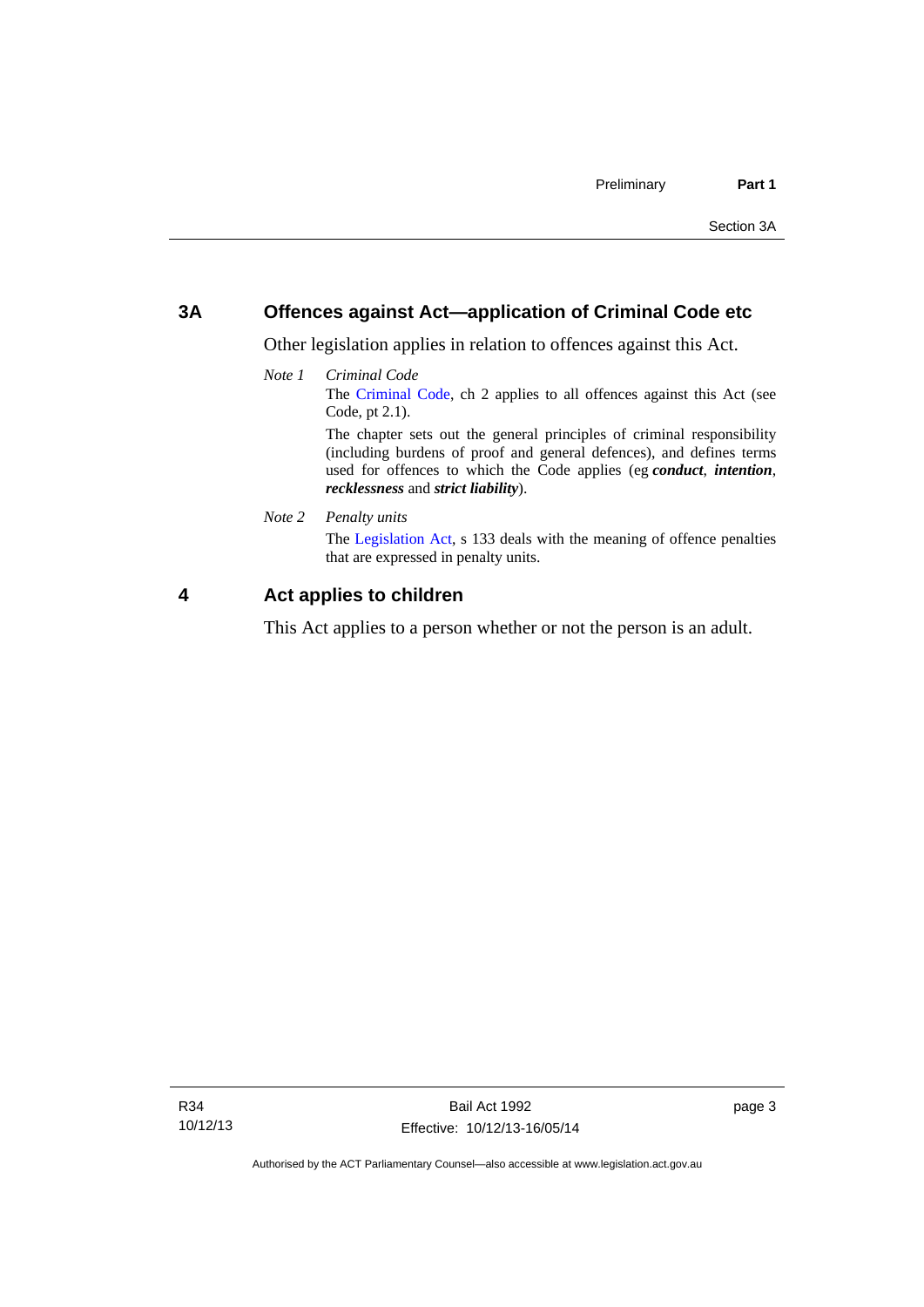## 3A Offences against Act—application of Criminal Code etc

Other legislation applies in relation to offences against this Act.

*Note 1* *Criminal Code*

The Criminal Code, ch 2 applies to all offences against this Act (see Code, pt 2.1).

The chapter sets out the general principles of criminal responsibility (including burdens of proof and general defences), and defines terms used for offences to which the Code applies (eg ***conduct***, ***intention***, ***recklessness*** and ***strict liability***).

*Note 2* *Penalty units*

The Legislation Act, s 133 deals with the meaning of offence penalties that are expressed in penalty units.

## 4 Act applies to children

This Act applies to a person whether or not the person is an adult.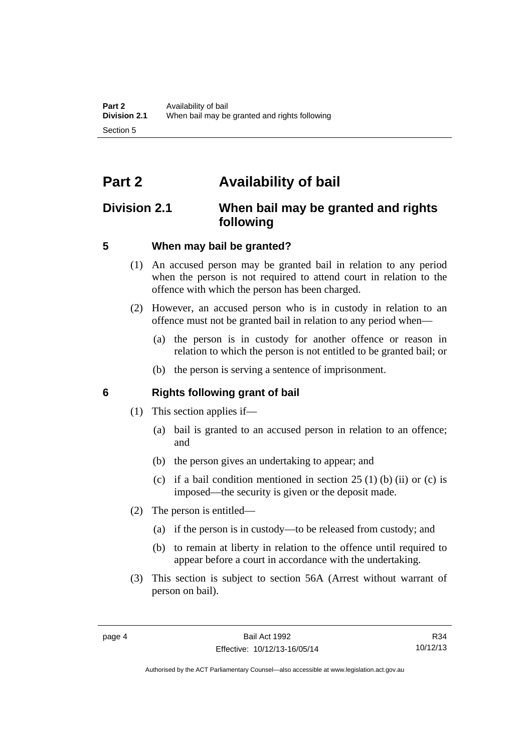# Part 2 Availability of bail

## Division 2.1 When bail may be granted and rights following

### 5 When may bail be granted?

(1) An accused person may be granted bail in relation to any period when the person is not required to attend court in relation to the offence with which the person has been charged.

(2) However, an accused person who is in custody in relation to an offence must not be granted bail in relation to any period when—

(a) the person is in custody for another offence or reason in relation to which the person is not entitled to be granted bail; or

(b) the person is serving a sentence of imprisonment.

### 6 Rights following grant of bail

(1) This section applies if—

(a) bail is granted to an accused person in relation to an offence; and

(b) the person gives an undertaking to appear; and

(c) if a bail condition mentioned in section 25 (1) (b) (ii) or (c) is imposed—the security is given or the deposit made.

(2) The person is entitled—

(a) if the person is in custody—to be released from custody; and

(b) to remain at liberty in relation to the offence until required to appear before a court in accordance with the undertaking.

(3) This section is subject to section 56A (Arrest without warrant of person on bail).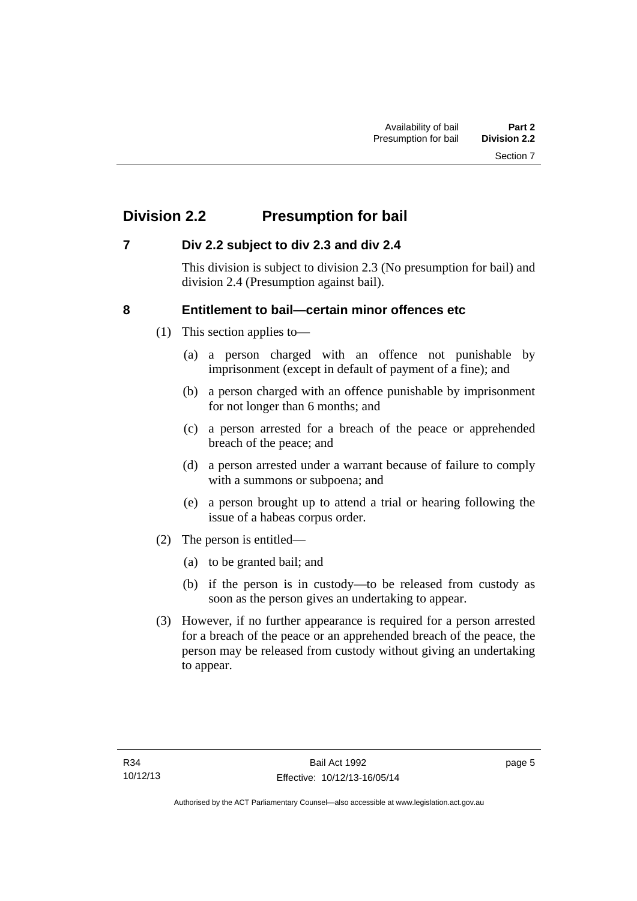## Division 2.2 Presumption for bail

### 7 Div 2.2 subject to div 2.3 and div 2.4

This division is subject to division 2.3 (No presumption for bail) and division 2.4 (Presumption against bail).

### 8 Entitlement to bail—certain minor offences etc

(1) This section applies to—

(a) a person charged with an offence not punishable by imprisonment (except in default of payment of a fine); and

(b) a person charged with an offence punishable by imprisonment for not longer than 6 months; and

(c) a person arrested for a breach of the peace or apprehended breach of the peace; and

(d) a person arrested under a warrant because of failure to comply with a summons or subpoena; and

(e) a person brought up to attend a trial or hearing following the issue of a habeas corpus order.

(2) The person is entitled—

(a) to be granted bail; and

(b) if the person is in custody—to be released from custody as soon as the person gives an undertaking to appear.

(3) However, if no further appearance is required for a person arrested for a breach of the peace or an apprehended breach of the peace, the person may be released from custody without giving an undertaking to appear.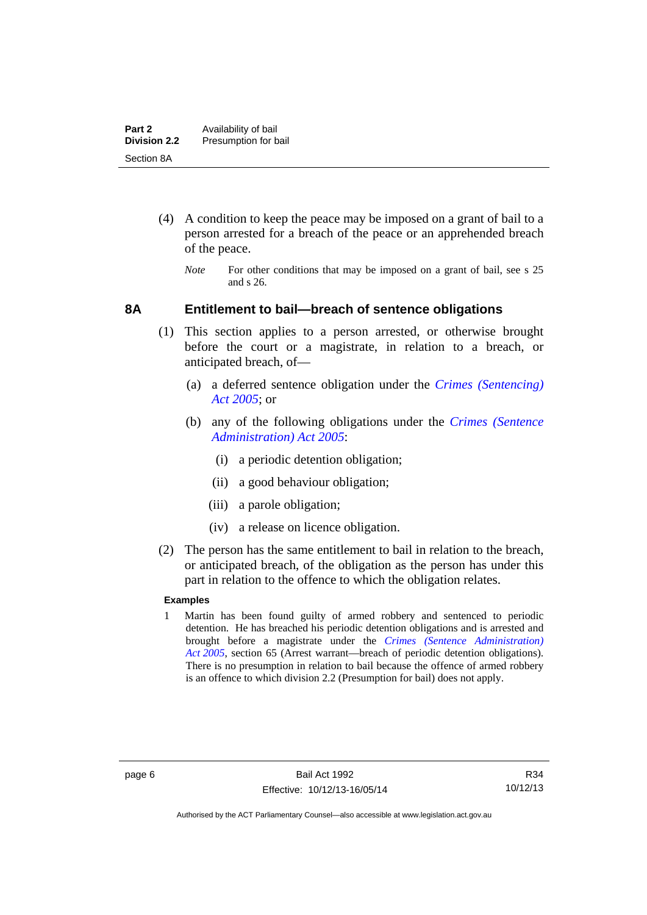(4) A condition to keep the peace may be imposed on a grant of bail to a person arrested for a breach of the peace or an apprehended breach of the peace.

*Note* For other conditions that may be imposed on a grant of bail, see s 25 and s 26.

## 8A Entitlement to bail—breach of sentence obligations

(1) This section applies to a person arrested, or otherwise brought before the court or a magistrate, in relation to a breach, or anticipated breach, of—

(a) a deferred sentence obligation under the *Crimes (Sentencing) Act 2005*; or

(b) any of the following obligations under the *Crimes (Sentence Administration) Act 2005*:

(i) a periodic detention obligation;

(ii) a good behaviour obligation;

(iii) a parole obligation;

(iv) a release on licence obligation.

(2) The person has the same entitlement to bail in relation to the breach, or anticipated breach, of the obligation as the person has under this part in relation to the offence to which the obligation relates.

**Examples**

1 Martin has been found guilty of armed robbery and sentenced to periodic detention. He has breached his periodic detention obligations and is arrested and brought before a magistrate under the *Crimes (Sentence Administration) Act 2005*, section 65 (Arrest warrant—breach of periodic detention obligations). There is no presumption in relation to bail because the offence of armed robbery is an offence to which division 2.2 (Presumption for bail) does not apply.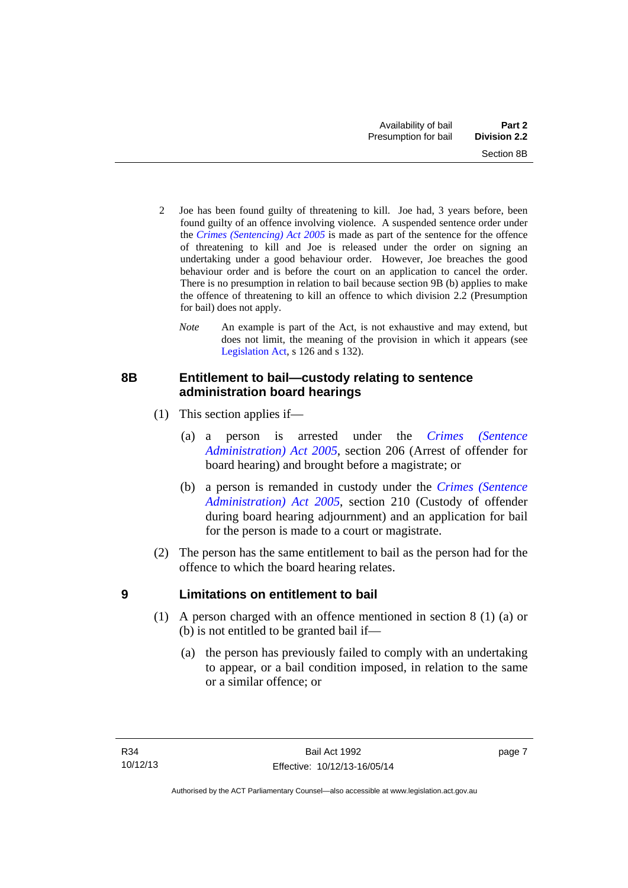2 Joe has been found guilty of threatening to kill. Joe had, 3 years before, been found guilty of an offence involving violence. A suspended sentence order under the *Crimes (Sentencing) Act 2005* is made as part of the sentence for the offence of threatening to kill and Joe is released under the order on signing an undertaking under a good behaviour order. However, Joe breaches the good behaviour order and is before the court on an application to cancel the order. There is no presumption in relation to bail because section 9B (b) applies to make the offence of threatening to kill an offence to which division 2.2 (Presumption for bail) does not apply.

*Note* An example is part of the Act, is not exhaustive and may extend, but does not limit, the meaning of the provision in which it appears (see Legislation Act, s 126 and s 132).

### 8B Entitlement to bail—custody relating to sentence administration board hearings

(1) This section applies if—

(a) a person is arrested under the *Crimes (Sentence Administration) Act 2005*, section 206 (Arrest of offender for board hearing) and brought before a magistrate; or

(b) a person is remanded in custody under the *Crimes (Sentence Administration) Act 2005*, section 210 (Custody of offender during board hearing adjournment) and an application for bail for the person is made to a court or magistrate.

(2) The person has the same entitlement to bail as the person had for the offence to which the board hearing relates.

### 9 Limitations on entitlement to bail

(1) A person charged with an offence mentioned in section 8 (1) (a) or (b) is not entitled to be granted bail if—

(a) the person has previously failed to comply with an undertaking to appear, or a bail condition imposed, in relation to the same or a similar offence; or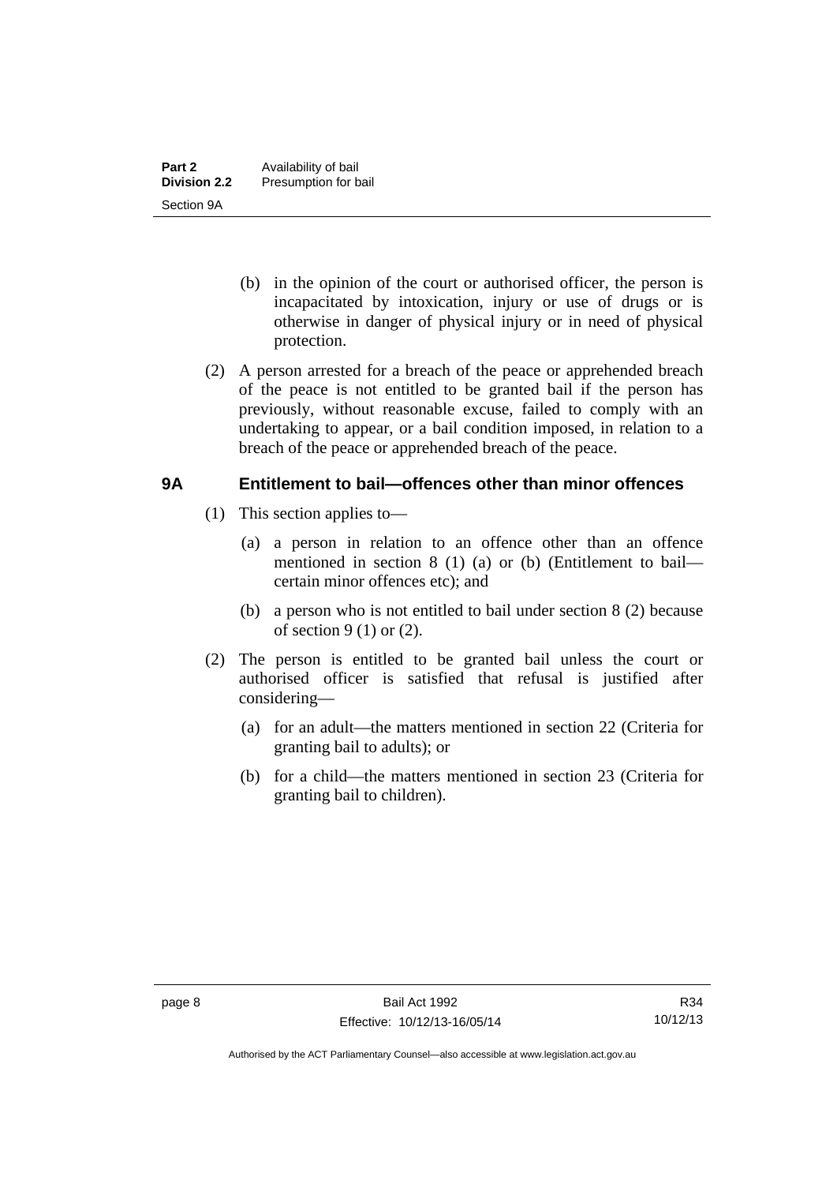(b) in the opinion of the court or authorised officer, the person is incapacitated by intoxication, injury or use of drugs or is otherwise in danger of physical injury or in need of physical protection.

(2) A person arrested for a breach of the peace or apprehended breach of the peace is not entitled to be granted bail if the person has previously, without reasonable excuse, failed to comply with an undertaking to appear, or a bail condition imposed, in relation to a breach of the peace or apprehended breach of the peace.

## 9A Entitlement to bail—offences other than minor offences

(1) This section applies to—

(a) a person in relation to an offence other than an offence mentioned in section 8 (1) (a) or (b) (Entitlement to bail—certain minor offences etc); and

(b) a person who is not entitled to bail under section 8 (2) because of section 9 (1) or (2).

(2) The person is entitled to be granted bail unless the court or authorised officer is satisfied that refusal is justified after considering—

(a) for an adult—the matters mentioned in section 22 (Criteria for granting bail to adults); or

(b) for a child—the matters mentioned in section 23 (Criteria for granting bail to children).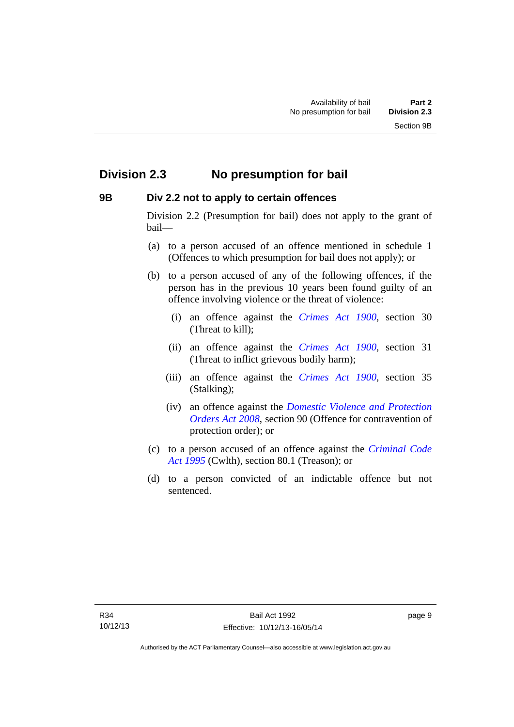## Division 2.3 No presumption for bail

### 9B Div 2.2 not to apply to certain offences

Division 2.2 (Presumption for bail) does not apply to the grant of bail—

(a) to a person accused of an offence mentioned in schedule 1 (Offences to which presumption for bail does not apply); or

(b) to a person accused of any of the following offences, if the person has in the previous 10 years been found guilty of an offence involving violence or the threat of violence:

(i) an offence against the *Crimes Act 1900*, section 30 (Threat to kill);

(ii) an offence against the *Crimes Act 1900*, section 31 (Threat to inflict grievous bodily harm);

(iii) an offence against the *Crimes Act 1900*, section 35 (Stalking);

(iv) an offence against the *Domestic Violence and Protection Orders Act 2008*, section 90 (Offence for contravention of protection order); or

(c) to a person accused of an offence against the *Criminal Code Act 1995* (Cwlth), section 80.1 (Treason); or

(d) to a person convicted of an indictable offence but not sentenced.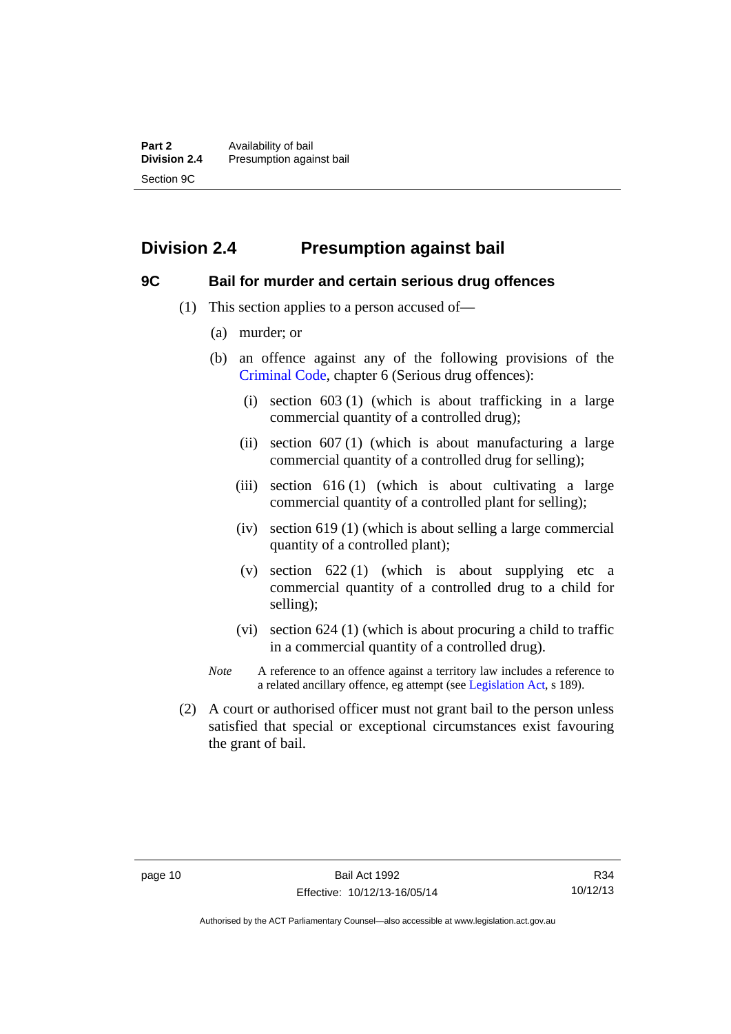## Division 2.4 Presumption against bail

### 9C Bail for murder and certain serious drug offences

(1) This section applies to a person accused of—

(a) murder; or

(b) an offence against any of the following provisions of the Criminal Code, chapter 6 (Serious drug offences):

(i) section 603 (1) (which is about trafficking in a large commercial quantity of a controlled drug);

(ii) section 607 (1) (which is about manufacturing a large commercial quantity of a controlled drug for selling);

(iii) section 616 (1) (which is about cultivating a large commercial quantity of a controlled plant for selling);

(iv) section 619 (1) (which is about selling a large commercial quantity of a controlled plant);

(v) section 622 (1) (which is about supplying etc a commercial quantity of a controlled drug to a child for selling);

(vi) section 624 (1) (which is about procuring a child to traffic in a commercial quantity of a controlled drug).

*Note* A reference to an offence against a territory law includes a reference to a related ancillary offence, eg attempt (see Legislation Act, s 189).

(2) A court or authorised officer must not grant bail to the person unless satisfied that special or exceptional circumstances exist favouring the grant of bail.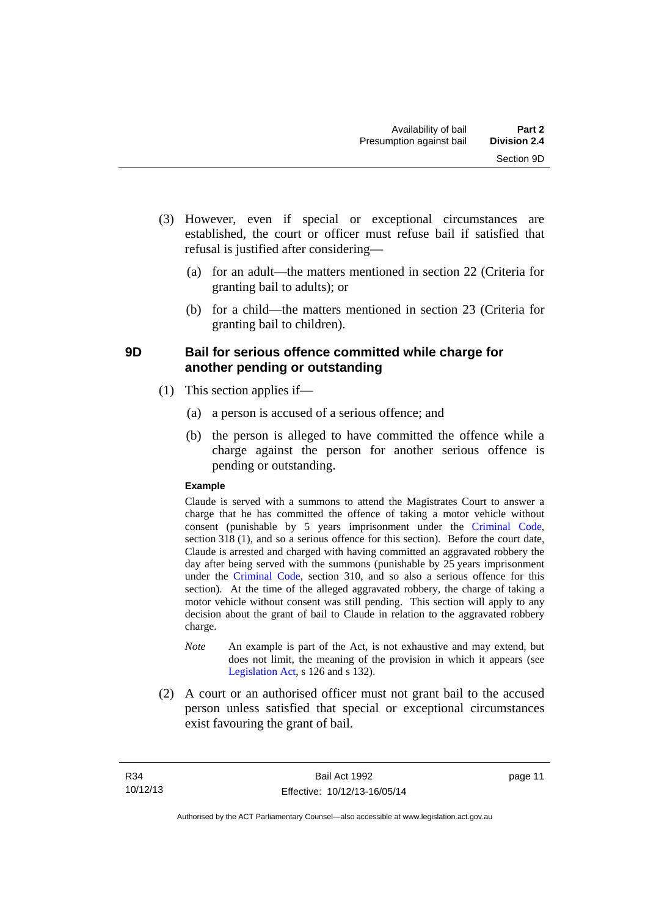(3) However, even if special or exceptional circumstances are established, the court or officer must refuse bail if satisfied that refusal is justified after considering—

(a) for an adult—the matters mentioned in section 22 (Criteria for granting bail to adults); or

(b) for a child—the matters mentioned in section 23 (Criteria for granting bail to children).

### 9D Bail for serious offence committed while charge for another pending or outstanding

(1) This section applies if—

(a) a person is accused of a serious offence; and

(b) the person is alleged to have committed the offence while a charge against the person for another serious offence is pending or outstanding.

**Example**

Claude is served with a summons to attend the Magistrates Court to answer a charge that he has committed the offence of taking a motor vehicle without consent (punishable by 5 years imprisonment under the Criminal Code, section 318 (1), and so a serious offence for this section). Before the court date, Claude is arrested and charged with having committed an aggravated robbery the day after being served with the summons (punishable by 25 years imprisonment under the Criminal Code, section 310, and so also a serious offence for this section). At the time of the alleged aggravated robbery, the charge of taking a motor vehicle without consent was still pending. This section will apply to any decision about the grant of bail to Claude in relation to the aggravated robbery charge.

*Note* An example is part of the Act, is not exhaustive and may extend, but does not limit, the meaning of the provision in which it appears (see Legislation Act, s 126 and s 132).

(2) A court or an authorised officer must not grant bail to the accused person unless satisfied that special or exceptional circumstances exist favouring the grant of bail.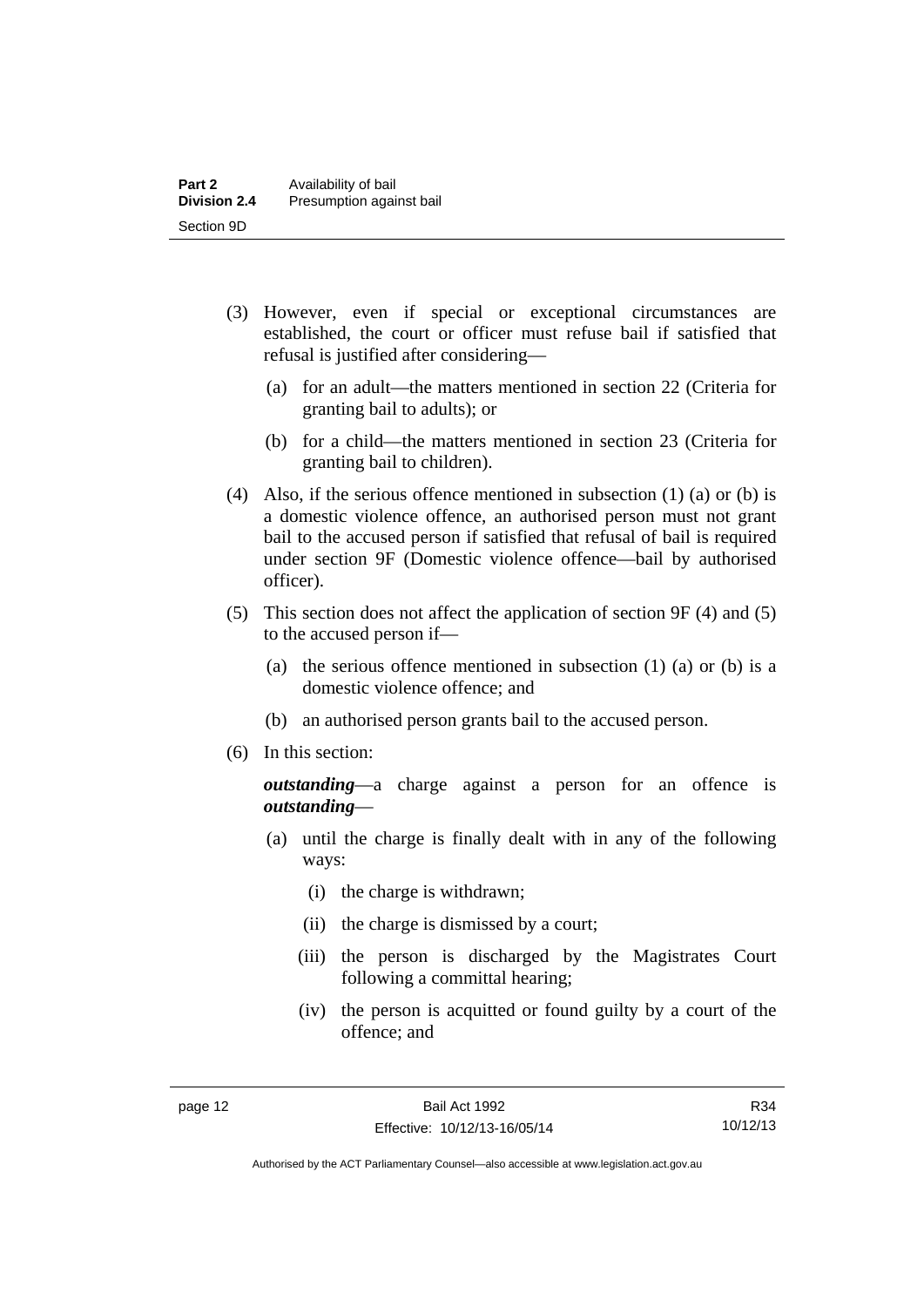(3) However, even if special or exceptional circumstances are established, the court or officer must refuse bail if satisfied that refusal is justified after considering—

(a) for an adult—the matters mentioned in section 22 (Criteria for granting bail to adults); or

(b) for a child—the matters mentioned in section 23 (Criteria for granting bail to children).

(4) Also, if the serious offence mentioned in subsection (1) (a) or (b) is a domestic violence offence, an authorised person must not grant bail to the accused person if satisfied that refusal of bail is required under section 9F (Domestic violence offence—bail by authorised officer).

(5) This section does not affect the application of section 9F (4) and (5) to the accused person if—

(a) the serious offence mentioned in subsection (1) (a) or (b) is a domestic violence offence; and

(b) an authorised person grants bail to the accused person.

(6) In this section:

***outstanding***—a charge against a person for an offence is ***outstanding***—

(a) until the charge is finally dealt with in any of the following ways:

(i) the charge is withdrawn;

(ii) the charge is dismissed by a court;

(iii) the person is discharged by the Magistrates Court following a committal hearing;

(iv) the person is acquitted or found guilty by a court of the offence; and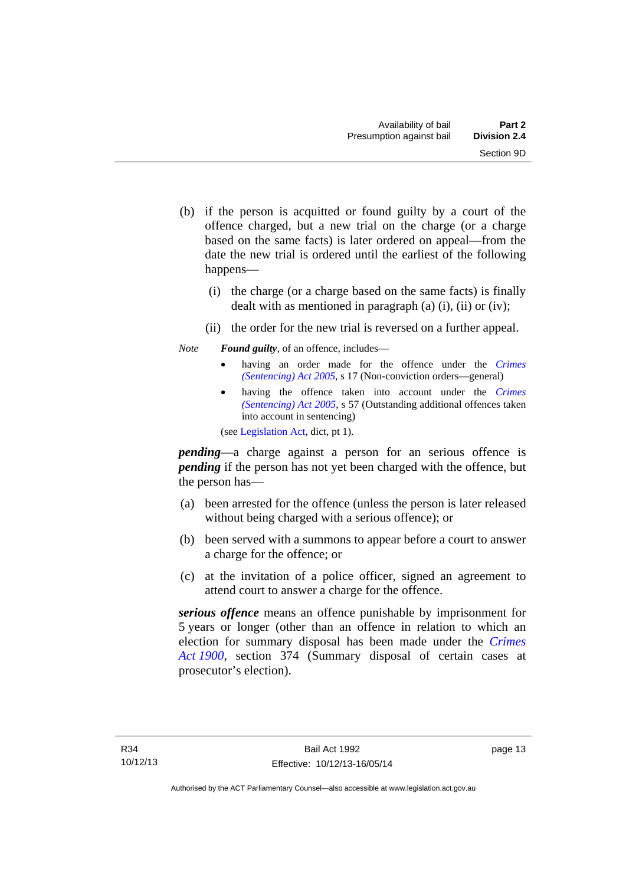(b) if the person is acquitted or found guilty by a court of the offence charged, but a new trial on the charge (or a charge based on the same facts) is later ordered on appeal—from the date the new trial is ordered until the earliest of the following happens—

(i) the charge (or a charge based on the same facts) is finally dealt with as mentioned in paragraph (a) (i), (ii) or (iv);

(ii) the order for the new trial is reversed on a further appeal.

*Note* ***Found guilty***, of an offence, includes—

- having an order made for the offence under the *Crimes (Sentencing) Act 2005*, s 17 (Non-conviction orders—general)
- having the offence taken into account under the *Crimes (Sentencing) Act 2005*, s 57 (Outstanding additional offences taken into account in sentencing)

(see Legislation Act, dict, pt 1).

***pending***—a charge against a person for an serious offence is ***pending*** if the person has not yet been charged with the offence, but the person has—

(a) been arrested for the offence (unless the person is later released without being charged with a serious offence); or

(b) been served with a summons to appear before a court to answer a charge for the offence; or

(c) at the invitation of a police officer, signed an agreement to attend court to answer a charge for the offence.

***serious offence*** means an offence punishable by imprisonment for 5 years or longer (other than an offence in relation to which an election for summary disposal has been made under the *Crimes Act 1900*, section 374 (Summary disposal of certain cases at prosecutor's election).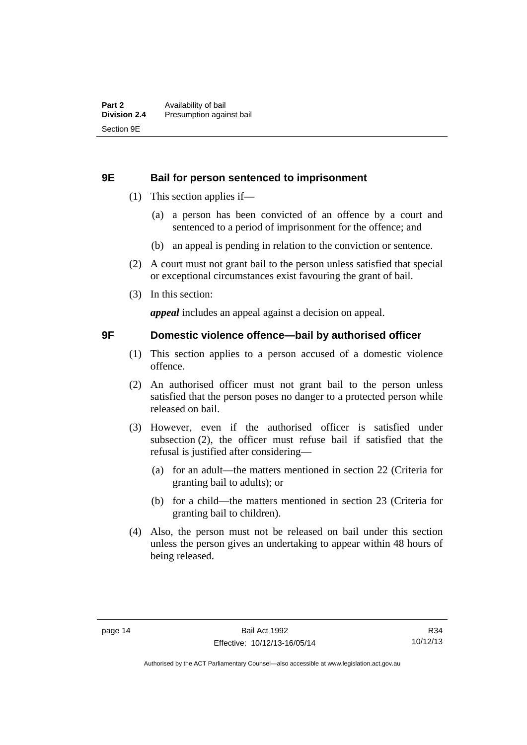## 9E Bail for person sentenced to imprisonment

(1) This section applies if—

(a) a person has been convicted of an offence by a court and sentenced to a period of imprisonment for the offence; and

(b) an appeal is pending in relation to the conviction or sentence.

(2) A court must not grant bail to the person unless satisfied that special or exceptional circumstances exist favouring the grant of bail.

(3) In this section:

***appeal*** includes an appeal against a decision on appeal.

## 9F Domestic violence offence—bail by authorised officer

(1) This section applies to a person accused of a domestic violence offence.

(2) An authorised officer must not grant bail to the person unless satisfied that the person poses no danger to a protected person while released on bail.

(3) However, even if the authorised officer is satisfied under subsection (2), the officer must refuse bail if satisfied that the refusal is justified after considering—

(a) for an adult—the matters mentioned in section 22 (Criteria for granting bail to adults); or

(b) for a child—the matters mentioned in section 23 (Criteria for granting bail to children).

(4) Also, the person must not be released on bail under this section unless the person gives an undertaking to appear within 48 hours of being released.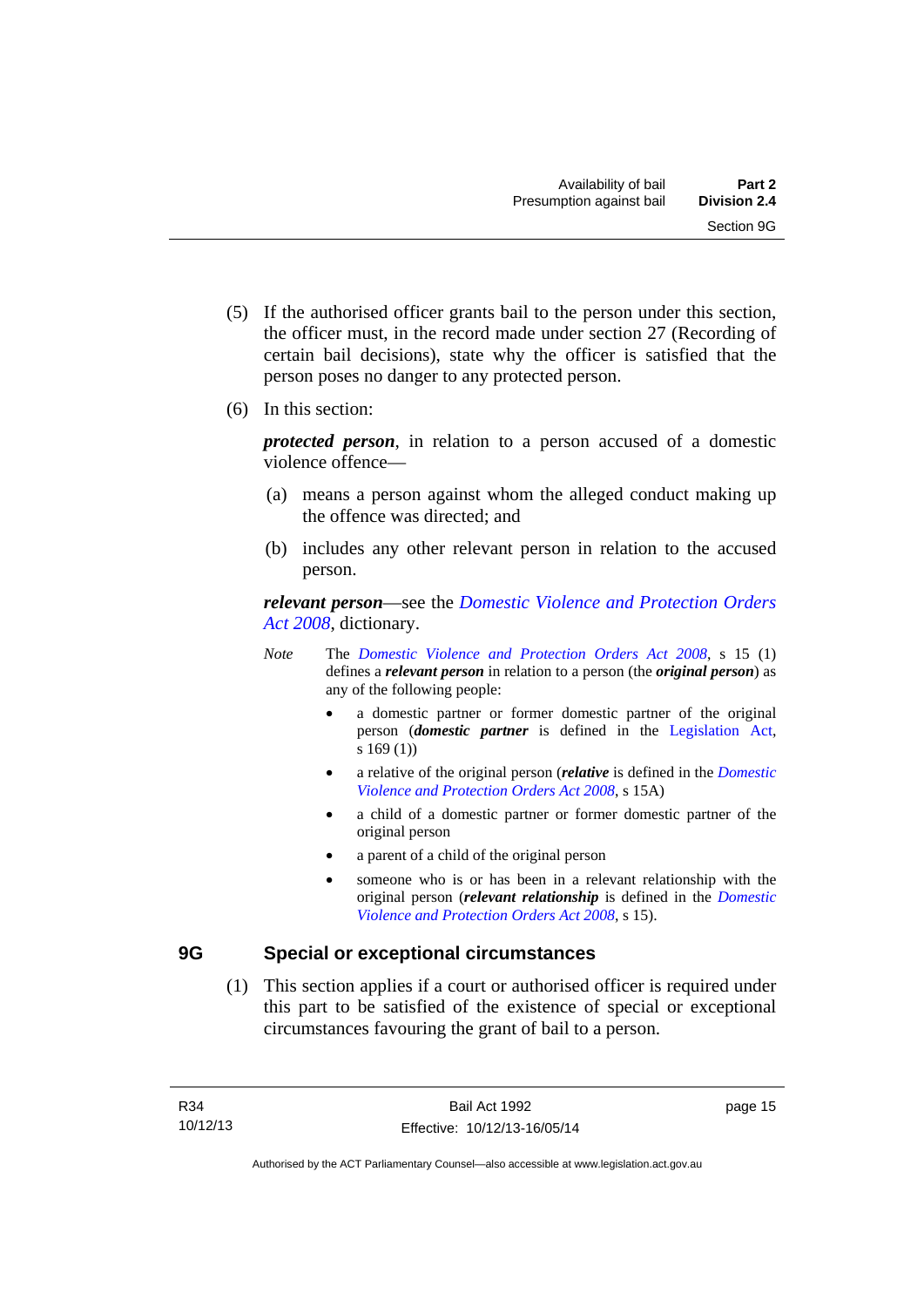(5) If the authorised officer grants bail to the person under this section, the officer must, in the record made under section 27 (Recording of certain bail decisions), state why the officer is satisfied that the person poses no danger to any protected person.

(6) In this section:

***protected person***, in relation to a person accused of a domestic violence offence—

(a) means a person against whom the alleged conduct making up the offence was directed; and

(b) includes any other relevant person in relation to the accused person.

***relevant person***—see the *Domestic Violence and Protection Orders Act 2008*, dictionary.

*Note* The *Domestic Violence and Protection Orders Act 2008*, s 15 (1) defines a ***relevant person*** in relation to a person (the ***original person***) as any of the following people:

- a domestic partner or former domestic partner of the original person (***domestic partner*** is defined in the Legislation Act, s 169 (1))
- a relative of the original person (***relative*** is defined in the *Domestic Violence and Protection Orders Act 2008*, s 15A)
- a child of a domestic partner or former domestic partner of the original person
- a parent of a child of the original person
- someone who is or has been in a relevant relationship with the original person (***relevant relationship*** is defined in the *Domestic Violence and Protection Orders Act 2008*, s 15).

## 9G Special or exceptional circumstances

(1) This section applies if a court or authorised officer is required under this part to be satisfied of the existence of special or exceptional circumstances favouring the grant of bail to a person.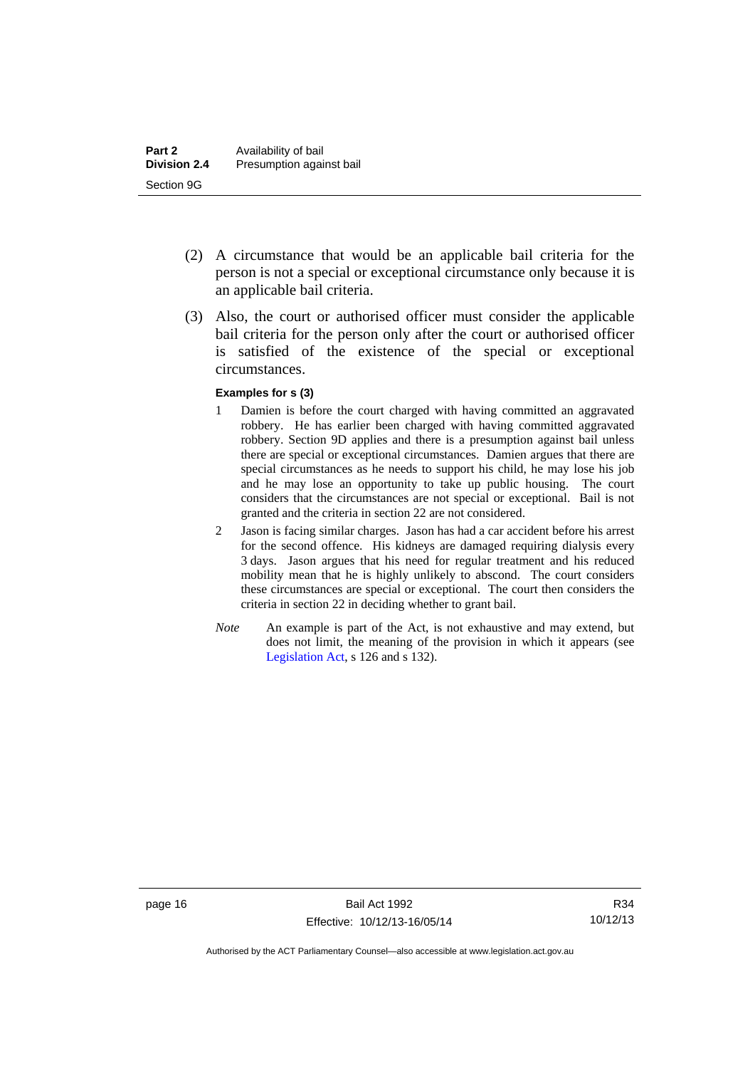(2) A circumstance that would be an applicable bail criteria for the person is not a special or exceptional circumstance only because it is an applicable bail criteria.

(3) Also, the court or authorised officer must consider the applicable bail criteria for the person only after the court or authorised officer is satisfied of the existence of the special or exceptional circumstances.

**Examples for s (3)**

1 Damien is before the court charged with having committed an aggravated robbery. He has earlier been charged with having committed aggravated robbery. Section 9D applies and there is a presumption against bail unless there are special or exceptional circumstances. Damien argues that there are special circumstances as he needs to support his child, he may lose his job and he may lose an opportunity to take up public housing. The court considers that the circumstances are not special or exceptional. Bail is not granted and the criteria in section 22 are not considered.

2 Jason is facing similar charges. Jason has had a car accident before his arrest for the second offence. His kidneys are damaged requiring dialysis every 3 days. Jason argues that his need for regular treatment and his reduced mobility mean that he is highly unlikely to abscond. The court considers these circumstances are special or exceptional. The court then considers the criteria in section 22 in deciding whether to grant bail.

*Note* An example is part of the Act, is not exhaustive and may extend, but does not limit, the meaning of the provision in which it appears (see Legislation Act, s 126 and s 132).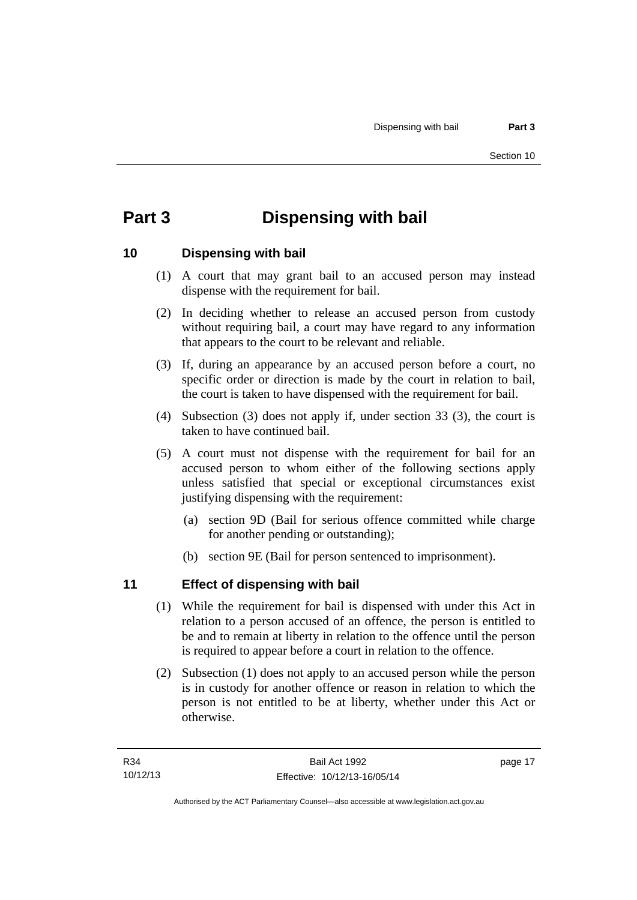# Part 3 Dispensing with bail

## 10 Dispensing with bail

(1) A court that may grant bail to an accused person may instead dispense with the requirement for bail.

(2) In deciding whether to release an accused person from custody without requiring bail, a court may have regard to any information that appears to the court to be relevant and reliable.

(3) If, during an appearance by an accused person before a court, no specific order or direction is made by the court in relation to bail, the court is taken to have dispensed with the requirement for bail.

(4) Subsection (3) does not apply if, under section 33 (3), the court is taken to have continued bail.

(5) A court must not dispense with the requirement for bail for an accused person to whom either of the following sections apply unless satisfied that special or exceptional circumstances exist justifying dispensing with the requirement:

(a) section 9D (Bail for serious offence committed while charge for another pending or outstanding);

(b) section 9E (Bail for person sentenced to imprisonment).

## 11 Effect of dispensing with bail

(1) While the requirement for bail is dispensed with under this Act in relation to a person accused of an offence, the person is entitled to be and to remain at liberty in relation to the offence until the person is required to appear before a court in relation to the offence.

(2) Subsection (1) does not apply to an accused person while the person is in custody for another offence or reason in relation to which the person is not entitled to be at liberty, whether under this Act or otherwise.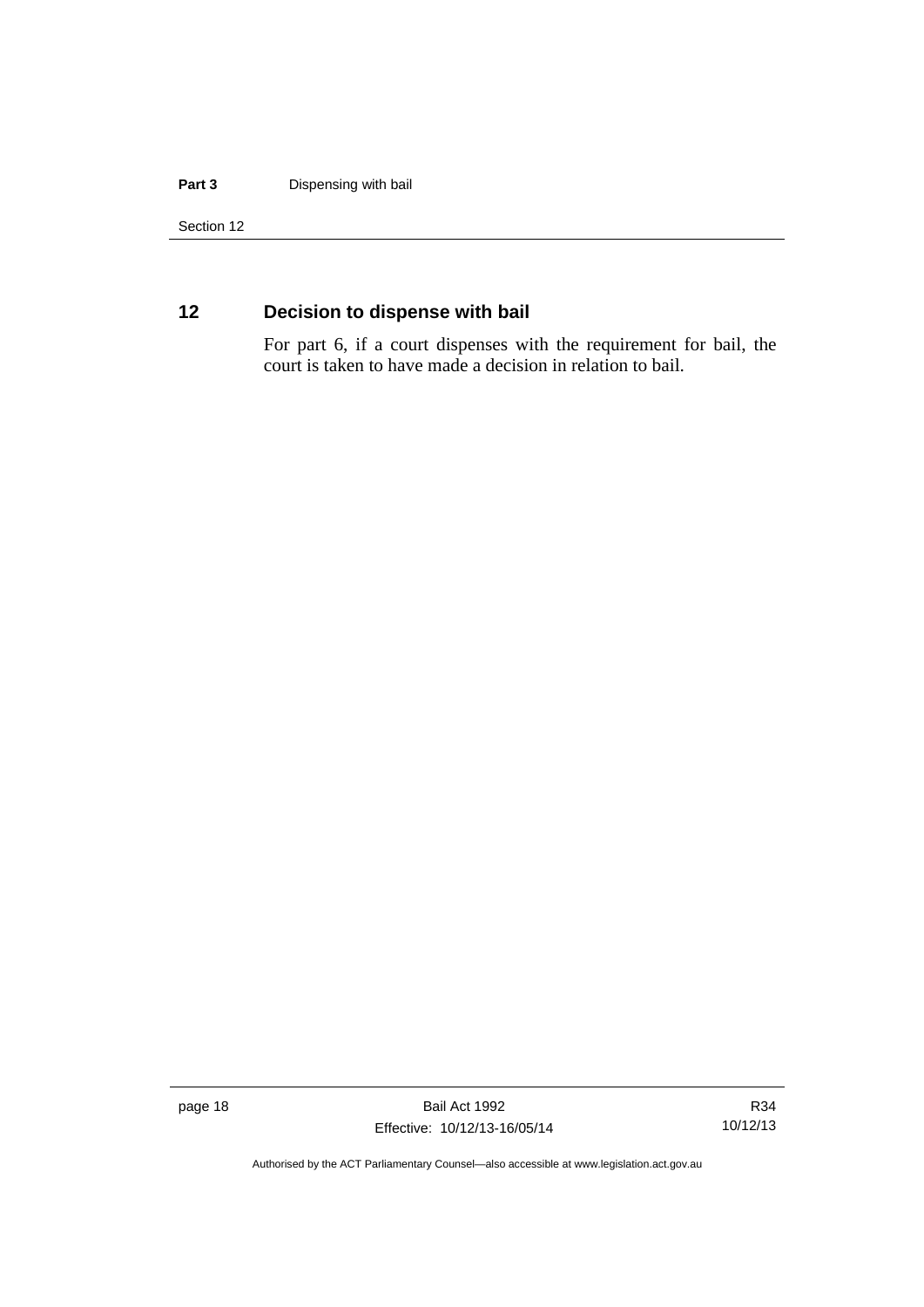## 12 Decision to dispense with bail

For part 6, if a court dispenses with the requirement for bail, the court is taken to have made a decision in relation to bail.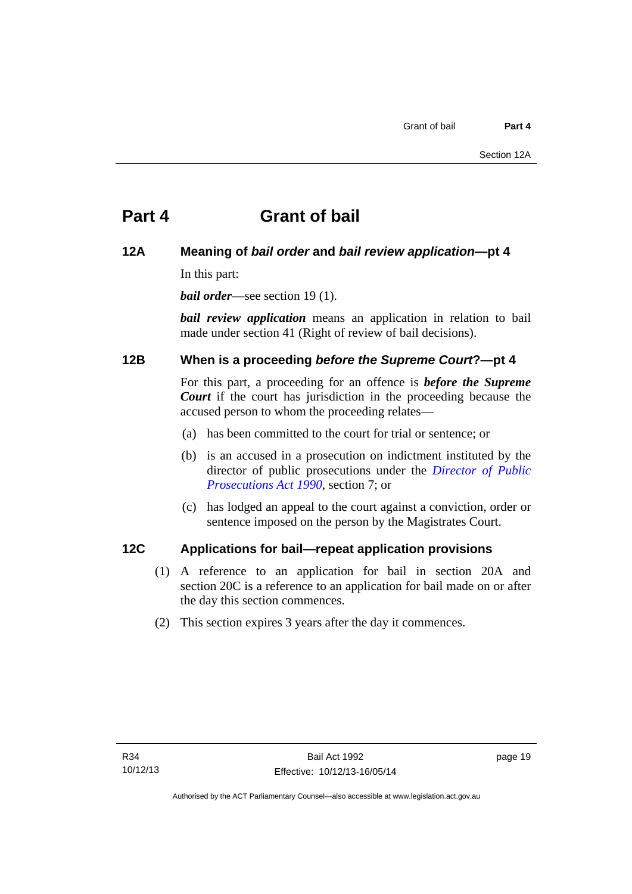# Part 4 Grant of bail

## 12A Meaning of *bail order* and *bail review application*—pt 4

In this part:

***bail order***—see section 19 (1).

***bail review application*** means an application in relation to bail made under section 41 (Right of review of bail decisions).

## 12B When is a proceeding *before the Supreme Court*?—pt 4

For this part, a proceeding for an offence is ***before the Supreme Court*** if the court has jurisdiction in the proceeding because the accused person to whom the proceeding relates—

(a) has been committed to the court for trial or sentence; or

(b) is an accused in a prosecution on indictment instituted by the director of public prosecutions under the *Director of Public Prosecutions Act 1990*, section 7; or

(c) has lodged an appeal to the court against a conviction, order or sentence imposed on the person by the Magistrates Court.

## 12C Applications for bail—repeat application provisions

(1) A reference to an application for bail in section 20A and section 20C is a reference to an application for bail made on or after the day this section commences.

(2) This section expires 3 years after the day it commences.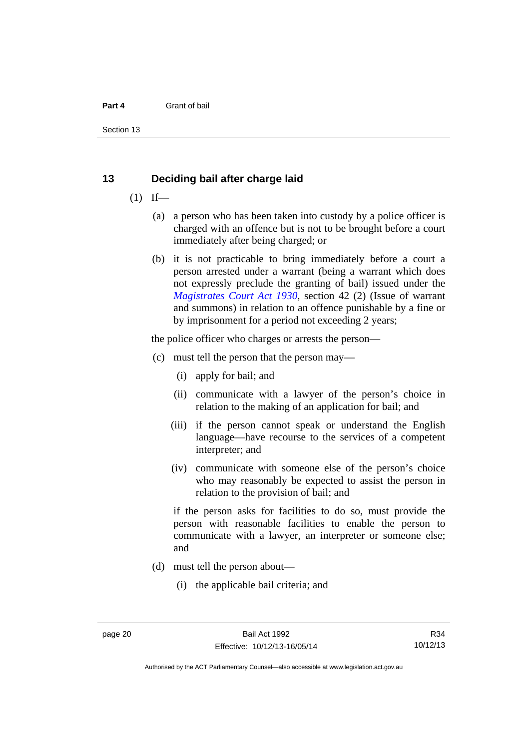## 13 Deciding bail after charge laid

(1) If—

(a) a person who has been taken into custody by a police officer is charged with an offence but is not to be brought before a court immediately after being charged; or

(b) it is not practicable to bring immediately before a court a person arrested under a warrant (being a warrant which does not expressly preclude the granting of bail) issued under the *Magistrates Court Act 1930*, section 42 (2) (Issue of warrant and summons) in relation to an offence punishable by a fine or by imprisonment for a period not exceeding 2 years;

the police officer who charges or arrests the person—

(c) must tell the person that the person may—

(i) apply for bail; and

(ii) communicate with a lawyer of the person's choice in relation to the making of an application for bail; and

(iii) if the person cannot speak or understand the English language—have recourse to the services of a competent interpreter; and

(iv) communicate with someone else of the person's choice who may reasonably be expected to assist the person in relation to the provision of bail; and

if the person asks for facilities to do so, must provide the person with reasonable facilities to enable the person to communicate with a lawyer, an interpreter or someone else; and

(d) must tell the person about—

(i) the applicable bail criteria; and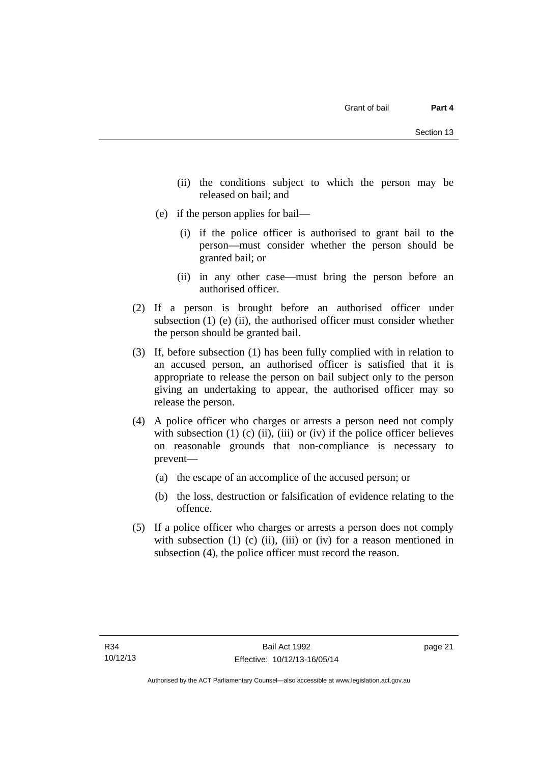(ii) the conditions subject to which the person may be released on bail; and

(e) if the person applies for bail—

(i) if the police officer is authorised to grant bail to the person—must consider whether the person should be granted bail; or

(ii) in any other case—must bring the person before an authorised officer.

(2) If a person is brought before an authorised officer under subsection (1) (e) (ii), the authorised officer must consider whether the person should be granted bail.

(3) If, before subsection (1) has been fully complied with in relation to an accused person, an authorised officer is satisfied that it is appropriate to release the person on bail subject only to the person giving an undertaking to appear, the authorised officer may so release the person.

(4) A police officer who charges or arrests a person need not comply with subsection (1) (c) (ii), (iii) or (iv) if the police officer believes on reasonable grounds that non-compliance is necessary to prevent—

(a) the escape of an accomplice of the accused person; or

(b) the loss, destruction or falsification of evidence relating to the offence.

(5) If a police officer who charges or arrests a person does not comply with subsection (1) (c) (ii), (iii) or (iv) for a reason mentioned in subsection (4), the police officer must record the reason.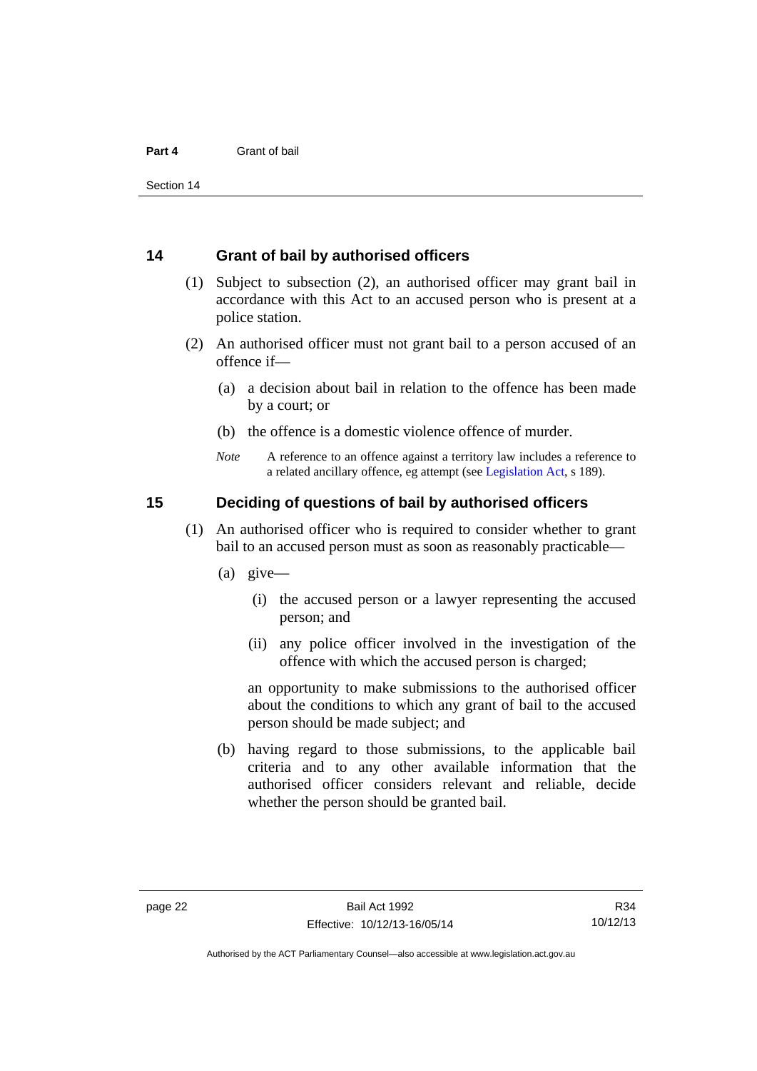## 14 Grant of bail by authorised officers

(1) Subject to subsection (2), an authorised officer may grant bail in accordance with this Act to an accused person who is present at a police station.

(2) An authorised officer must not grant bail to a person accused of an offence if—

(a) a decision about bail in relation to the offence has been made by a court; or

(b) the offence is a domestic violence offence of murder.

*Note* A reference to an offence against a territory law includes a reference to a related ancillary offence, eg attempt (see Legislation Act, s 189).

## 15 Deciding of questions of bail by authorised officers

(1) An authorised officer who is required to consider whether to grant bail to an accused person must as soon as reasonably practicable—

(a) give—

(i) the accused person or a lawyer representing the accused person; and

(ii) any police officer involved in the investigation of the offence with which the accused person is charged;

an opportunity to make submissions to the authorised officer about the conditions to which any grant of bail to the accused person should be made subject; and

(b) having regard to those submissions, to the applicable bail criteria and to any other available information that the authorised officer considers relevant and reliable, decide whether the person should be granted bail.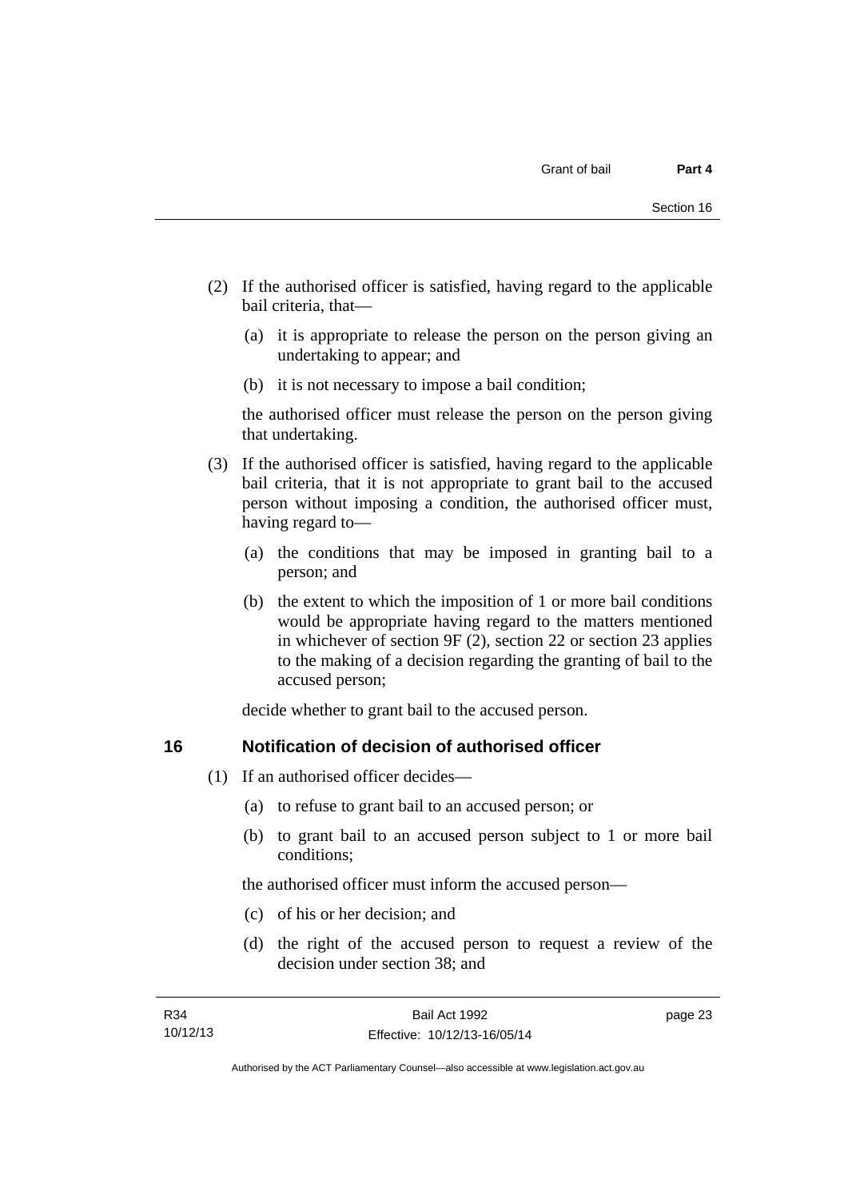(2) If the authorised officer is satisfied, having regard to the applicable bail criteria, that—

(a) it is appropriate to release the person on the person giving an undertaking to appear; and

(b) it is not necessary to impose a bail condition;

the authorised officer must release the person on the person giving that undertaking.

(3) If the authorised officer is satisfied, having regard to the applicable bail criteria, that it is not appropriate to grant bail to the accused person without imposing a condition, the authorised officer must, having regard to—

(a) the conditions that may be imposed in granting bail to a person; and

(b) the extent to which the imposition of 1 or more bail conditions would be appropriate having regard to the matters mentioned in whichever of section 9F (2), section 22 or section 23 applies to the making of a decision regarding the granting of bail to the accused person;

decide whether to grant bail to the accused person.

## 16 Notification of decision of authorised officer

(1) If an authorised officer decides—

(a) to refuse to grant bail to an accused person; or

(b) to grant bail to an accused person subject to 1 or more bail conditions;

the authorised officer must inform the accused person—

(c) of his or her decision; and

(d) the right of the accused person to request a review of the decision under section 38; and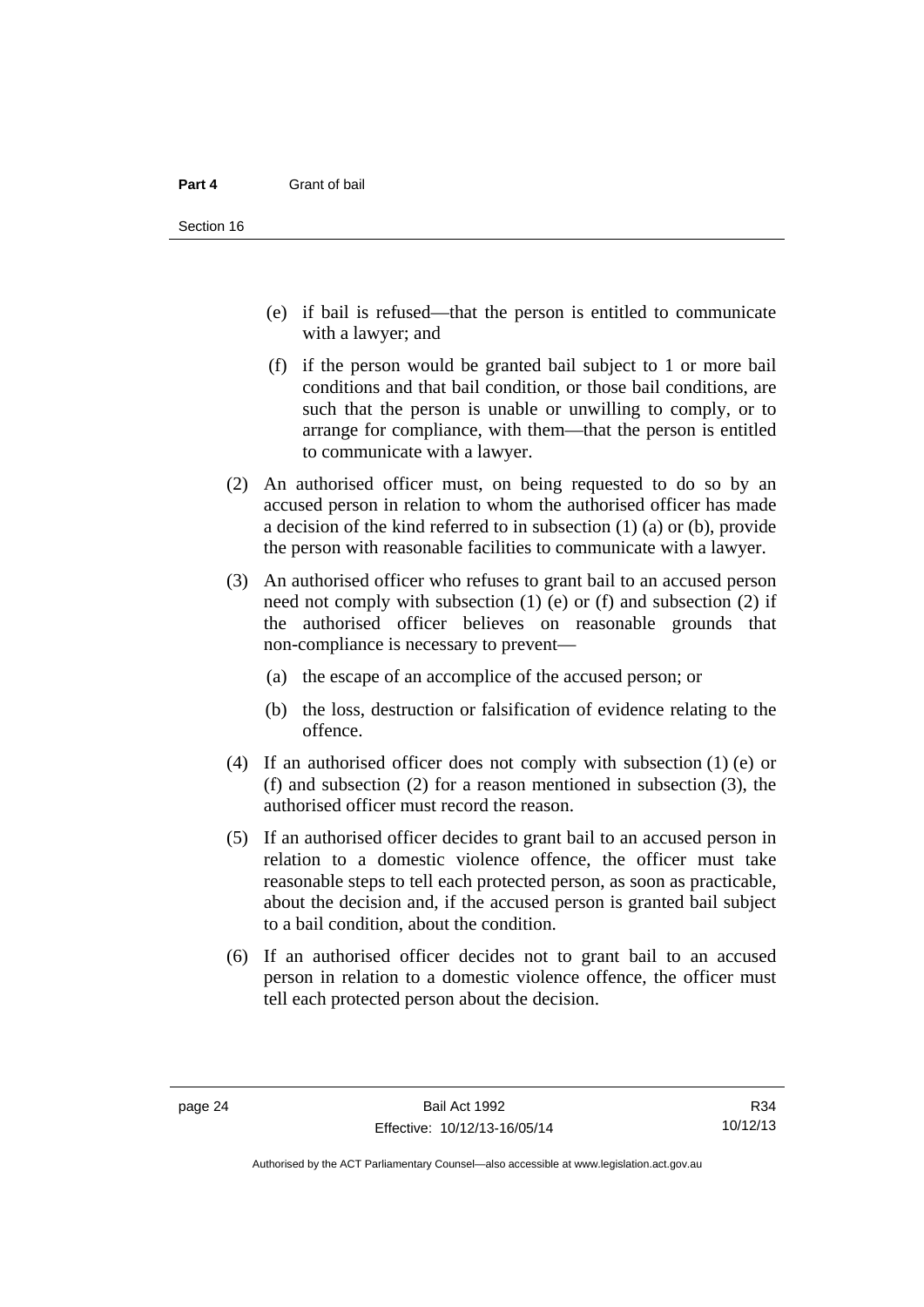(e) if bail is refused—that the person is entitled to communicate with a lawyer; and

(f) if the person would be granted bail subject to 1 or more bail conditions and that bail condition, or those bail conditions, are such that the person is unable or unwilling to comply, or to arrange for compliance, with them—that the person is entitled to communicate with a lawyer.

(2) An authorised officer must, on being requested to do so by an accused person in relation to whom the authorised officer has made a decision of the kind referred to in subsection (1) (a) or (b), provide the person with reasonable facilities to communicate with a lawyer.

(3) An authorised officer who refuses to grant bail to an accused person need not comply with subsection (1) (e) or (f) and subsection (2) if the authorised officer believes on reasonable grounds that non-compliance is necessary to prevent—

(a) the escape of an accomplice of the accused person; or

(b) the loss, destruction or falsification of evidence relating to the offence.

(4) If an authorised officer does not comply with subsection (1) (e) or (f) and subsection (2) for a reason mentioned in subsection (3), the authorised officer must record the reason.

(5) If an authorised officer decides to grant bail to an accused person in relation to a domestic violence offence, the officer must take reasonable steps to tell each protected person, as soon as practicable, about the decision and, if the accused person is granted bail subject to a bail condition, about the condition.

(6) If an authorised officer decides not to grant bail to an accused person in relation to a domestic violence offence, the officer must tell each protected person about the decision.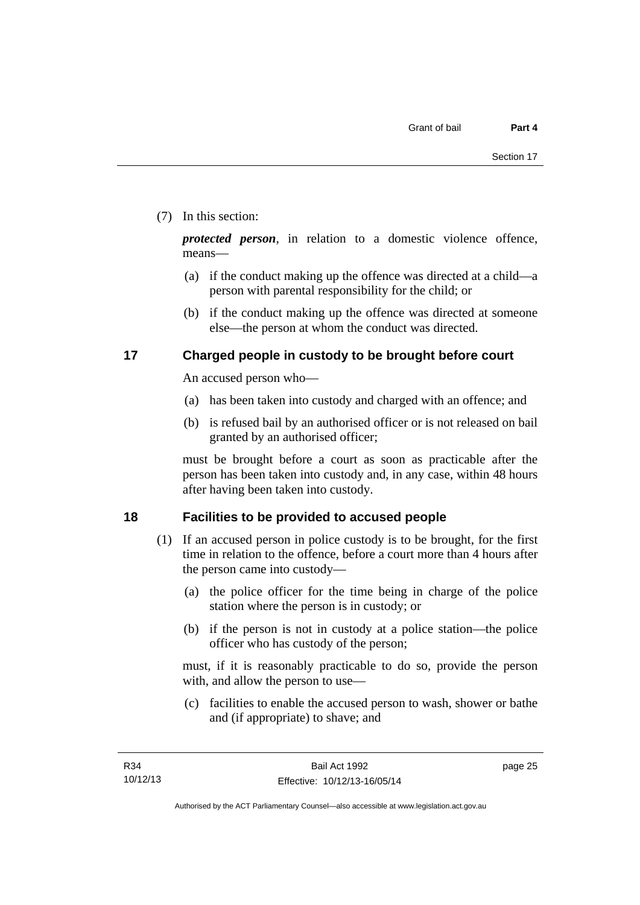(7) In this section:

***protected person***, in relation to a domestic violence offence, means—

(a) if the conduct making up the offence was directed at a child—a person with parental responsibility for the child; or

(b) if the conduct making up the offence was directed at someone else—the person at whom the conduct was directed.

## 17 Charged people in custody to be brought before court

An accused person who—

(a) has been taken into custody and charged with an offence; and

(b) is refused bail by an authorised officer or is not released on bail granted by an authorised officer;

must be brought before a court as soon as practicable after the person has been taken into custody and, in any case, within 48 hours after having been taken into custody.

## 18 Facilities to be provided to accused people

(1) If an accused person in police custody is to be brought, for the first time in relation to the offence, before a court more than 4 hours after the person came into custody—

(a) the police officer for the time being in charge of the police station where the person is in custody; or

(b) if the person is not in custody at a police station—the police officer who has custody of the person;

must, if it is reasonably practicable to do so, provide the person with, and allow the person to use—

(c) facilities to enable the accused person to wash, shower or bathe and (if appropriate) to shave; and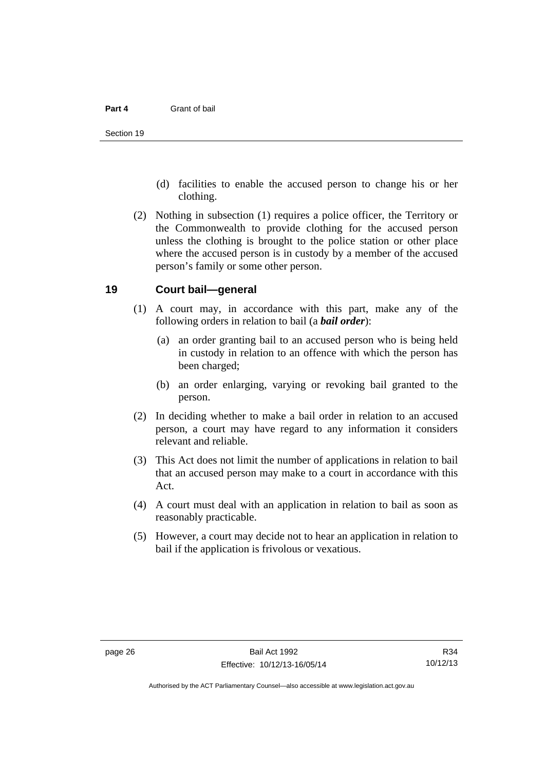(d) facilities to enable the accused person to change his or her clothing.

(2) Nothing in subsection (1) requires a police officer, the Territory or the Commonwealth to provide clothing for the accused person unless the clothing is brought to the police station or other place where the accused person is in custody by a member of the accused person's family or some other person.

## 19 Court bail—general

(1) A court may, in accordance with this part, make any of the following orders in relation to bail (a ***bail order***):

(a) an order granting bail to an accused person who is being held in custody in relation to an offence with which the person has been charged;

(b) an order enlarging, varying or revoking bail granted to the person.

(2) In deciding whether to make a bail order in relation to an accused person, a court may have regard to any information it considers relevant and reliable.

(3) This Act does not limit the number of applications in relation to bail that an accused person may make to a court in accordance with this Act.

(4) A court must deal with an application in relation to bail as soon as reasonably practicable.

(5) However, a court may decide not to hear an application in relation to bail if the application is frivolous or vexatious.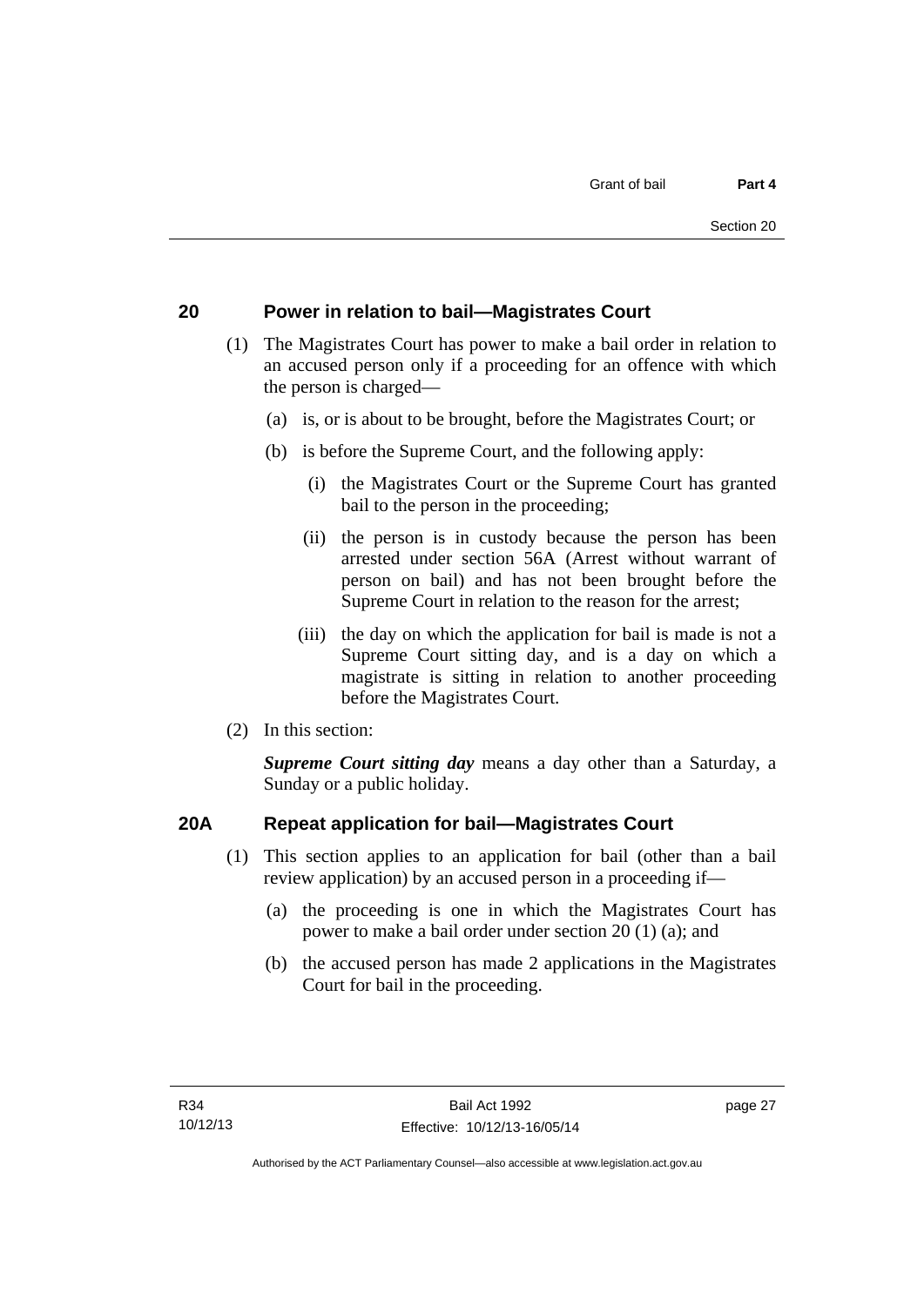## 20 Power in relation to bail—Magistrates Court

(1) The Magistrates Court has power to make a bail order in relation to an accused person only if a proceeding for an offence with which the person is charged—

(a) is, or is about to be brought, before the Magistrates Court; or

(b) is before the Supreme Court, and the following apply:

(i) the Magistrates Court or the Supreme Court has granted bail to the person in the proceeding;

(ii) the person is in custody because the person has been arrested under section 56A (Arrest without warrant of person on bail) and has not been brought before the Supreme Court in relation to the reason for the arrest;

(iii) the day on which the application for bail is made is not a Supreme Court sitting day, and is a day on which a magistrate is sitting in relation to another proceeding before the Magistrates Court.

(2) In this section:

***Supreme Court sitting day*** means a day other than a Saturday, a Sunday or a public holiday.

## 20A Repeat application for bail—Magistrates Court

(1) This section applies to an application for bail (other than a bail review application) by an accused person in a proceeding if—

(a) the proceeding is one in which the Magistrates Court has power to make a bail order under section 20 (1) (a); and

(b) the accused person has made 2 applications in the Magistrates Court for bail in the proceeding.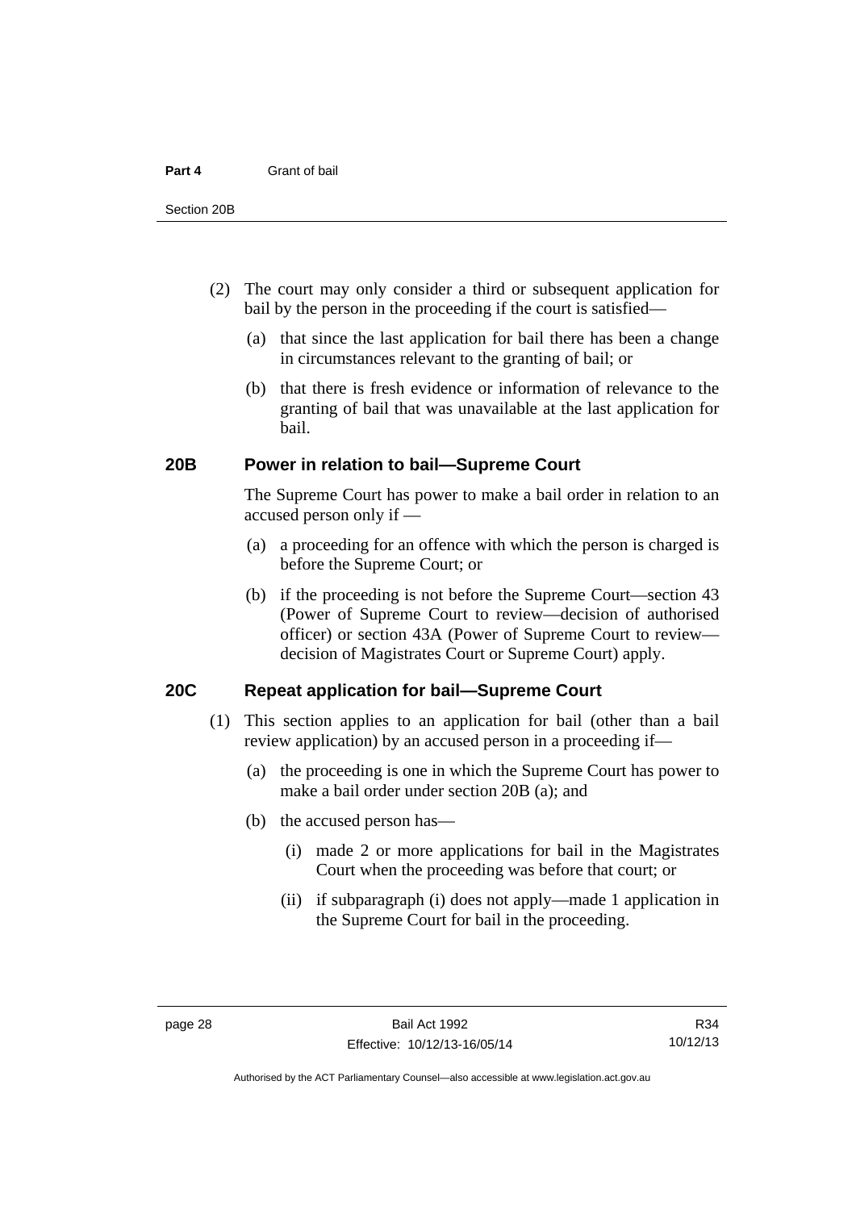(2) The court may only consider a third or subsequent application for bail by the person in the proceeding if the court is satisfied—

(a) that since the last application for bail there has been a change in circumstances relevant to the granting of bail; or

(b) that there is fresh evidence or information of relevance to the granting of bail that was unavailable at the last application for bail.

### 20B Power in relation to bail—Supreme Court

The Supreme Court has power to make a bail order in relation to an accused person only if —

(a) a proceeding for an offence with which the person is charged is before the Supreme Court; or

(b) if the proceeding is not before the Supreme Court—section 43 (Power of Supreme Court to review—decision of authorised officer) or section 43A (Power of Supreme Court to review—decision of Magistrates Court or Supreme Court) apply.

### 20C Repeat application for bail—Supreme Court

(1) This section applies to an application for bail (other than a bail review application) by an accused person in a proceeding if—

(a) the proceeding is one in which the Supreme Court has power to make a bail order under section 20B (a); and

(b) the accused person has—

(i) made 2 or more applications for bail in the Magistrates Court when the proceeding was before that court; or

(ii) if subparagraph (i) does not apply—made 1 application in the Supreme Court for bail in the proceeding.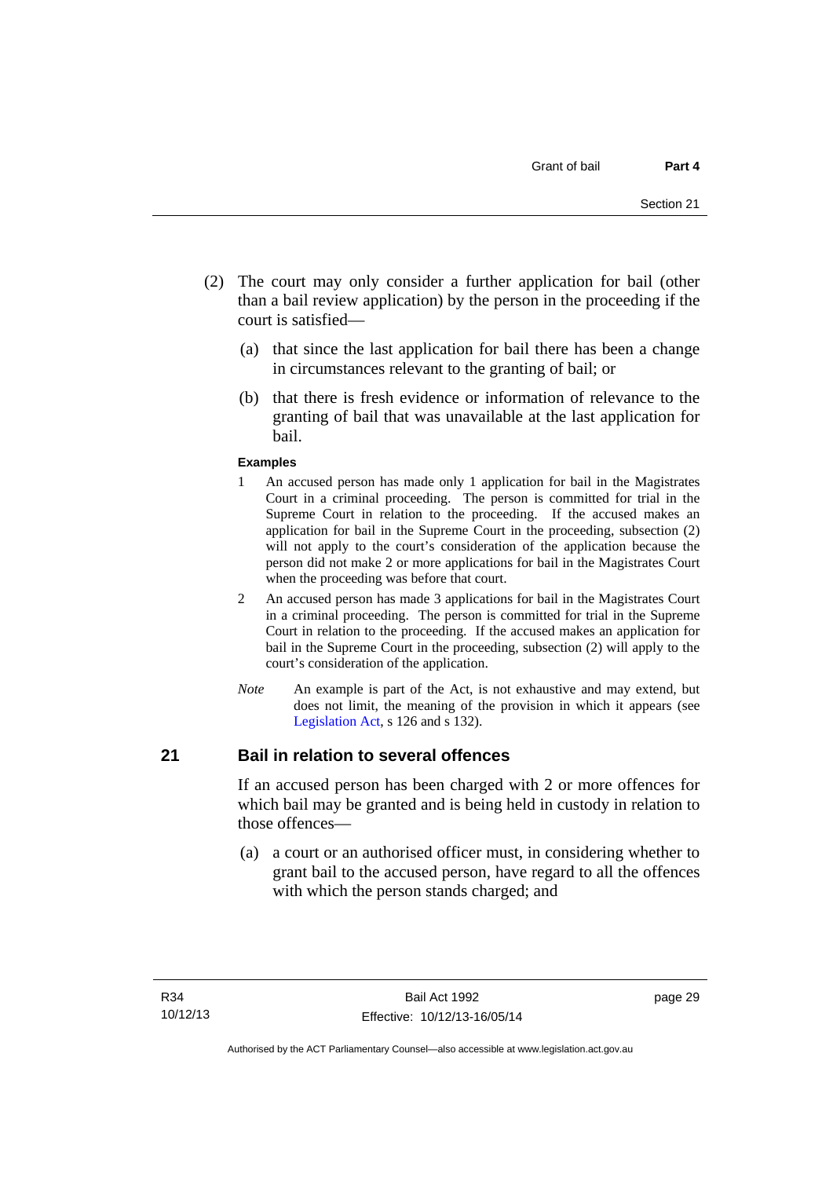(2) The court may only consider a further application for bail (other than a bail review application) by the person in the proceeding if the court is satisfied—

(a) that since the last application for bail there has been a change in circumstances relevant to the granting of bail; or

(b) that there is fresh evidence or information of relevance to the granting of bail that was unavailable at the last application for bail.

**Examples**

1 An accused person has made only 1 application for bail in the Magistrates Court in a criminal proceeding. The person is committed for trial in the Supreme Court in relation to the proceeding. If the accused makes an application for bail in the Supreme Court in the proceeding, subsection (2) will not apply to the court's consideration of the application because the person did not make 2 or more applications for bail in the Magistrates Court when the proceeding was before that court.

2 An accused person has made 3 applications for bail in the Magistrates Court in a criminal proceeding. The person is committed for trial in the Supreme Court in relation to the proceeding. If the accused makes an application for bail in the Supreme Court in the proceeding, subsection (2) will apply to the court's consideration of the application.

*Note* An example is part of the Act, is not exhaustive and may extend, but does not limit, the meaning of the provision in which it appears (see Legislation Act, s 126 and s 132).

## 21 Bail in relation to several offences

If an accused person has been charged with 2 or more offences for which bail may be granted and is being held in custody in relation to those offences—

(a) a court or an authorised officer must, in considering whether to grant bail to the accused person, have regard to all the offences with which the person stands charged; and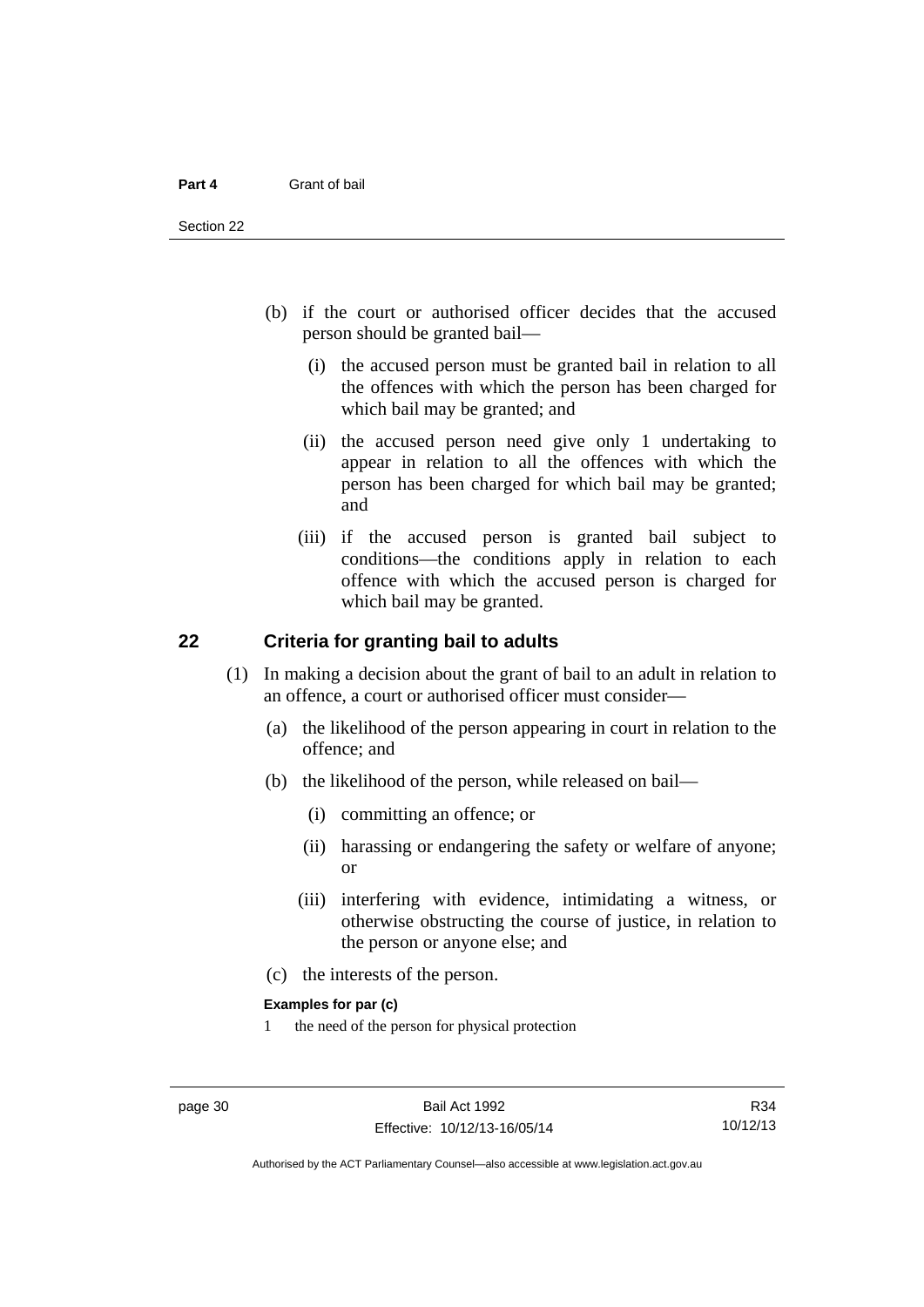(b) if the court or authorised officer decides that the accused person should be granted bail—

   (i) the accused person must be granted bail in relation to all the offences with which the person has been charged for which bail may be granted; and

   (ii) the accused person need give only 1 undertaking to appear in relation to all the offences with which the person has been charged for which bail may be granted; and

   (iii) if the accused person is granted bail subject to conditions—the conditions apply in relation to each offence with which the accused person is charged for which bail may be granted.

## 22 Criteria for granting bail to adults

(1) In making a decision about the grant of bail to an adult in relation to an offence, a court or authorised officer must consider—

   (a) the likelihood of the person appearing in court in relation to the offence; and

   (b) the likelihood of the person, while released on bail—

      (i) committing an offence; or

      (ii) harassing or endangering the safety or welfare of anyone; or

      (iii) interfering with evidence, intimidating a witness, or otherwise obstructing the course of justice, in relation to the person or anyone else; and

   (c) the interests of the person.

**Examples for par (c)**

1 the need of the person for physical protection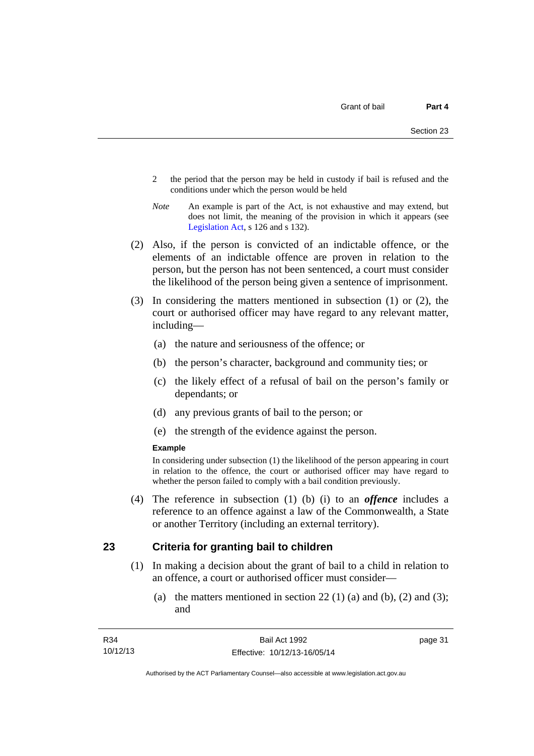2 the period that the person may be held in custody if bail is refused and the conditions under which the person would be held

*Note* An example is part of the Act, is not exhaustive and may extend, but does not limit, the meaning of the provision in which it appears (see Legislation Act, s 126 and s 132).

(2) Also, if the person is convicted of an indictable offence, or the elements of an indictable offence are proven in relation to the person, but the person has not been sentenced, a court must consider the likelihood of the person being given a sentence of imprisonment.

(3) In considering the matters mentioned in subsection (1) or (2), the court or authorised officer may have regard to any relevant matter, including—

(a) the nature and seriousness of the offence; or

(b) the person's character, background and community ties; or

(c) the likely effect of a refusal of bail on the person's family or dependants; or

(d) any previous grants of bail to the person; or

(e) the strength of the evidence against the person.

**Example**

In considering under subsection (1) the likelihood of the person appearing in court in relation to the offence, the court or authorised officer may have regard to whether the person failed to comply with a bail condition previously.

(4) The reference in subsection (1) (b) (i) to an ***offence*** includes a reference to an offence against a law of the Commonwealth, a State or another Territory (including an external territory).

## 23 Criteria for granting bail to children

(1) In making a decision about the grant of bail to a child in relation to an offence, a court or authorised officer must consider—

(a) the matters mentioned in section 22 (1) (a) and (b), (2) and (3); and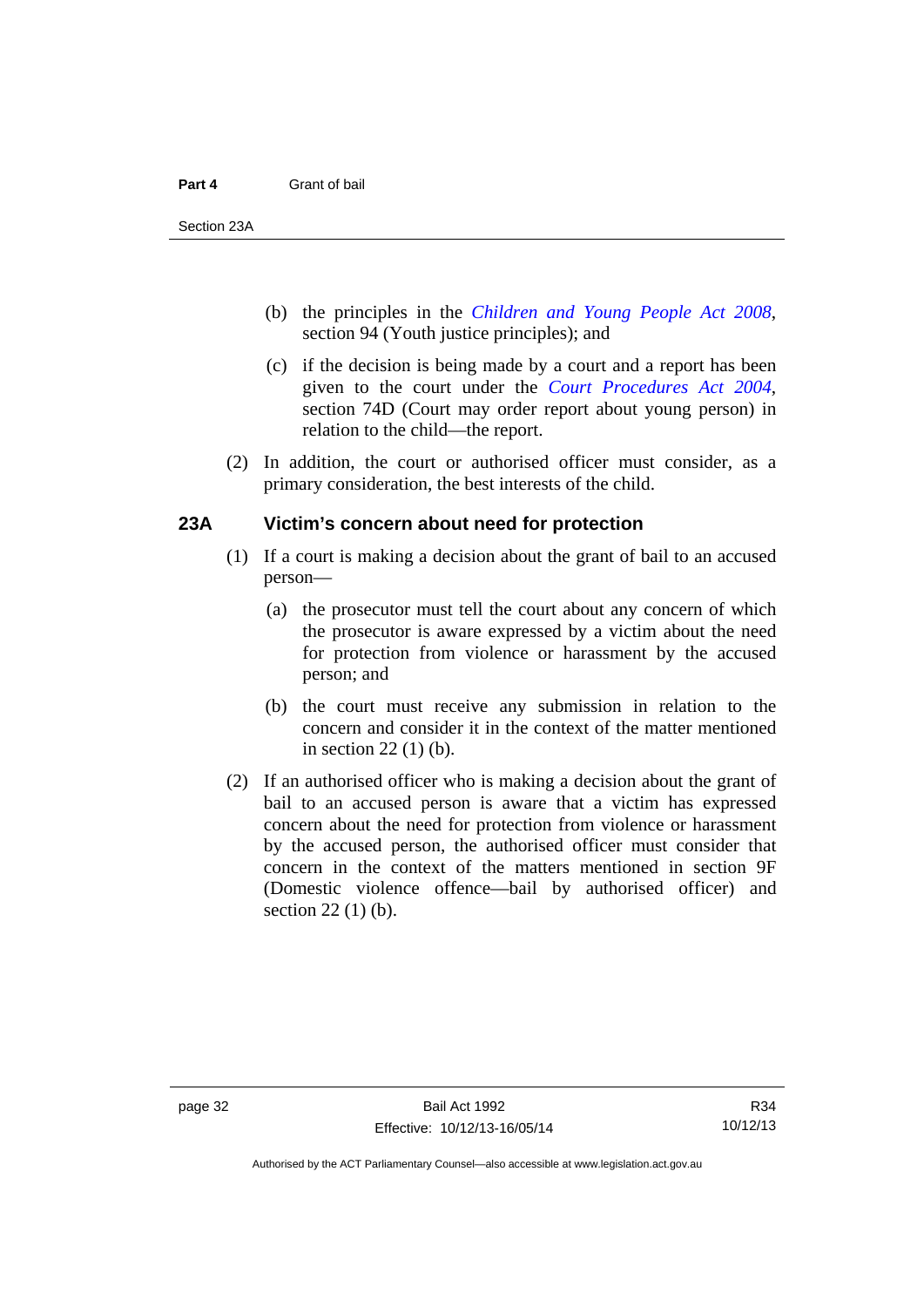(b) the principles in the *Children and Young People Act 2008*, section 94 (Youth justice principles); and

(c) if the decision is being made by a court and a report has been given to the court under the *Court Procedures Act 2004*, section 74D (Court may order report about young person) in relation to the child—the report.

(2) In addition, the court or authorised officer must consider, as a primary consideration, the best interests of the child.

### 23A Victim's concern about need for protection

(1) If a court is making a decision about the grant of bail to an accused person—

(a) the prosecutor must tell the court about any concern of which the prosecutor is aware expressed by a victim about the need for protection from violence or harassment by the accused person; and

(b) the court must receive any submission in relation to the concern and consider it in the context of the matter mentioned in section 22 (1) (b).

(2) If an authorised officer who is making a decision about the grant of bail to an accused person is aware that a victim has expressed concern about the need for protection from violence or harassment by the accused person, the authorised officer must consider that concern in the context of the matters mentioned in section 9F (Domestic violence offence—bail by authorised officer) and section 22 (1) (b).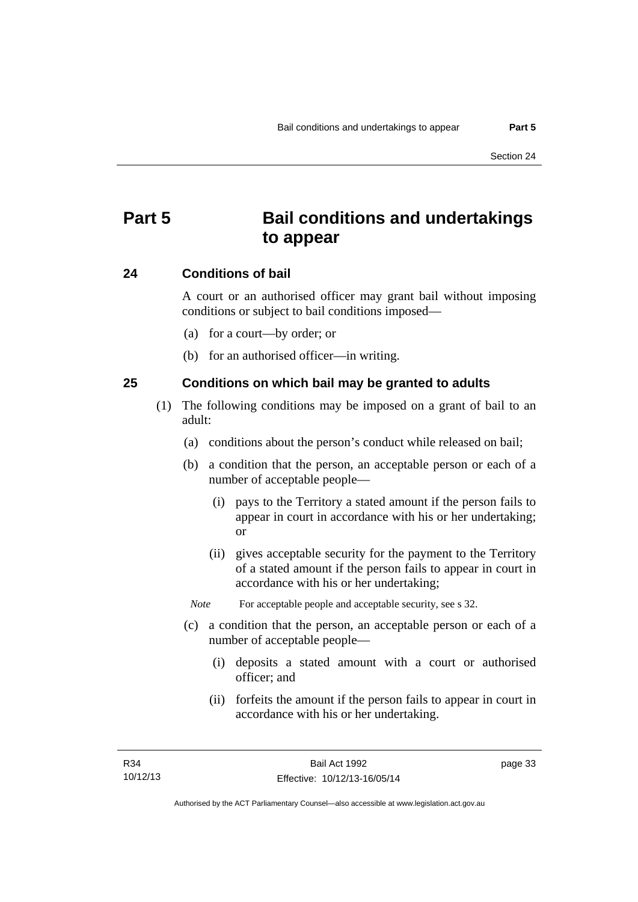# Part 5 Bail conditions and undertakings to appear

## 24 Conditions of bail

A court or an authorised officer may grant bail without imposing conditions or subject to bail conditions imposed—

(a) for a court—by order; or

(b) for an authorised officer—in writing.

## 25 Conditions on which bail may be granted to adults

(1) The following conditions may be imposed on a grant of bail to an adult:

(a) conditions about the person's conduct while released on bail;

(b) a condition that the person, an acceptable person or each of a number of acceptable people—

(i) pays to the Territory a stated amount if the person fails to appear in court in accordance with his or her undertaking; or

(ii) gives acceptable security for the payment to the Territory of a stated amount if the person fails to appear in court in accordance with his or her undertaking;

*Note* For acceptable people and acceptable security, see s 32.

(c) a condition that the person, an acceptable person or each of a number of acceptable people—

(i) deposits a stated amount with a court or authorised officer; and

(ii) forfeits the amount if the person fails to appear in court in accordance with his or her undertaking.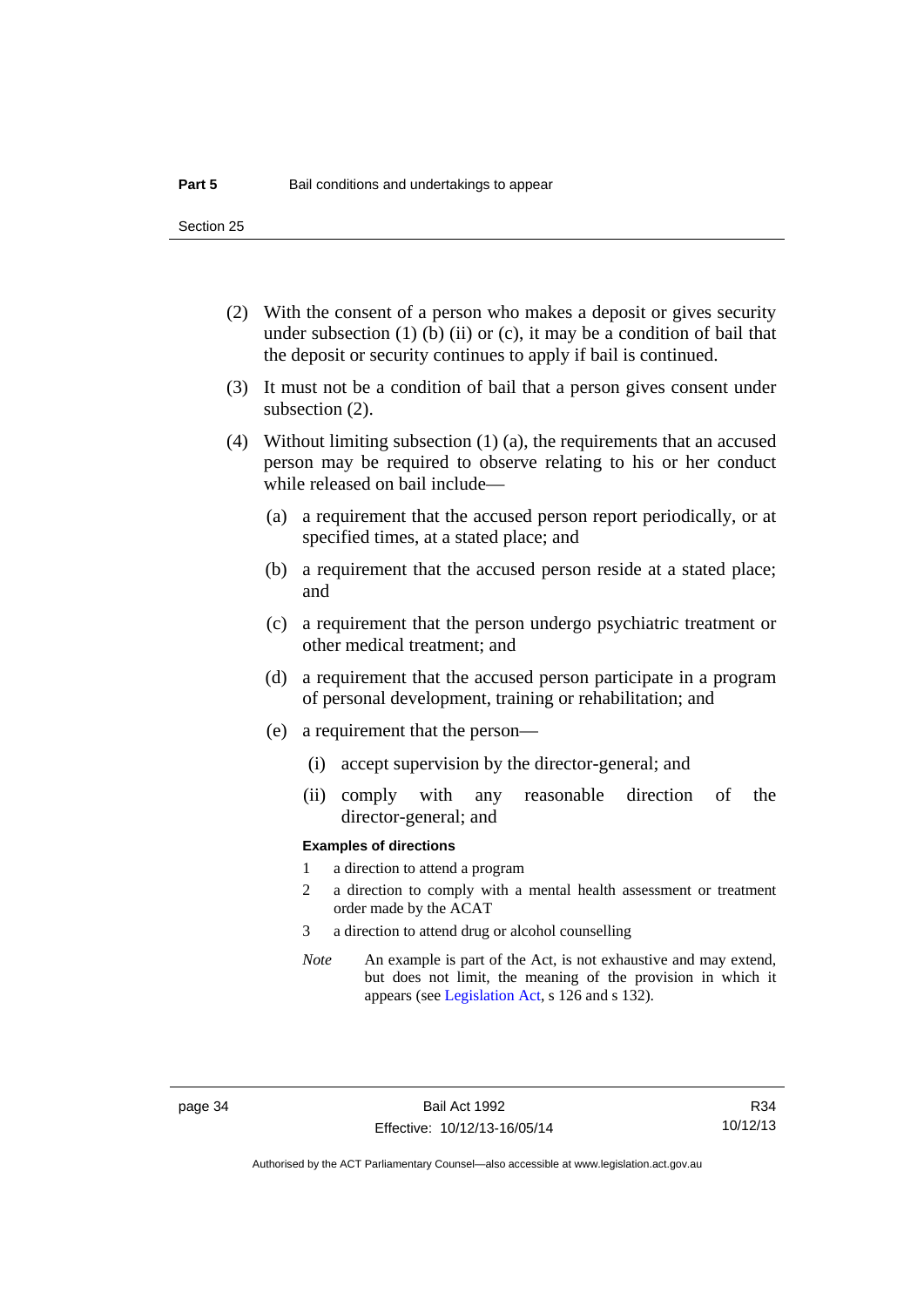(2) With the consent of a person who makes a deposit or gives security under subsection (1) (b) (ii) or (c), it may be a condition of bail that the deposit or security continues to apply if bail is continued.

(3) It must not be a condition of bail that a person gives consent under subsection (2).

(4) Without limiting subsection (1) (a), the requirements that an accused person may be required to observe relating to his or her conduct while released on bail include—

(a) a requirement that the accused person report periodically, or at specified times, at a stated place; and

(b) a requirement that the accused person reside at a stated place; and

(c) a requirement that the person undergo psychiatric treatment or other medical treatment; and

(d) a requirement that the accused person participate in a program of personal development, training or rehabilitation; and

(e) a requirement that the person—

(i) accept supervision by the director-general; and

(ii) comply with any reasonable direction of the director-general; and

**Examples of directions**

1 a direction to attend a program

2 a direction to comply with a mental health assessment or treatment order made by the ACAT

3 a direction to attend drug or alcohol counselling

*Note* An example is part of the Act, is not exhaustive and may extend, but does not limit, the meaning of the provision in which it appears (see Legislation Act, s 126 and s 132).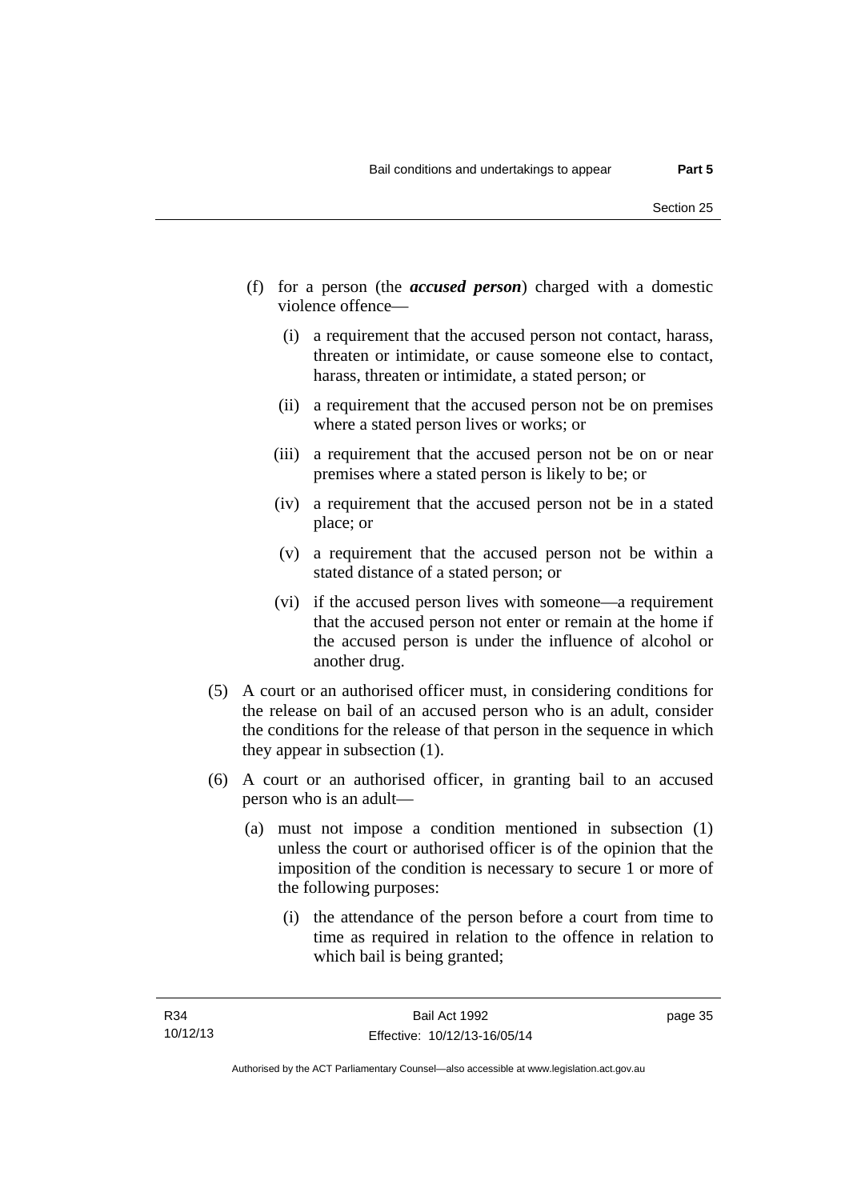(f) for a person (the ***accused person***) charged with a domestic violence offence—

   (i) a requirement that the accused person not contact, harass, threaten or intimidate, or cause someone else to contact, harass, threaten or intimidate, a stated person; or

   (ii) a requirement that the accused person not be on premises where a stated person lives or works; or

   (iii) a requirement that the accused person not be on or near premises where a stated person is likely to be; or

   (iv) a requirement that the accused person not be in a stated place; or

   (v) a requirement that the accused person not be within a stated distance of a stated person; or

   (vi) if the accused person lives with someone—a requirement that the accused person not enter or remain at the home if the accused person is under the influence of alcohol or another drug.

(5) A court or an authorised officer must, in considering conditions for the release on bail of an accused person who is an adult, consider the conditions for the release of that person in the sequence in which they appear in subsection (1).

(6) A court or an authorised officer, in granting bail to an accused person who is an adult—

   (a) must not impose a condition mentioned in subsection (1) unless the court or authorised officer is of the opinion that the imposition of the condition is necessary to secure 1 or more of the following purposes:

      (i) the attendance of the person before a court from time to time as required in relation to the offence in relation to which bail is being granted;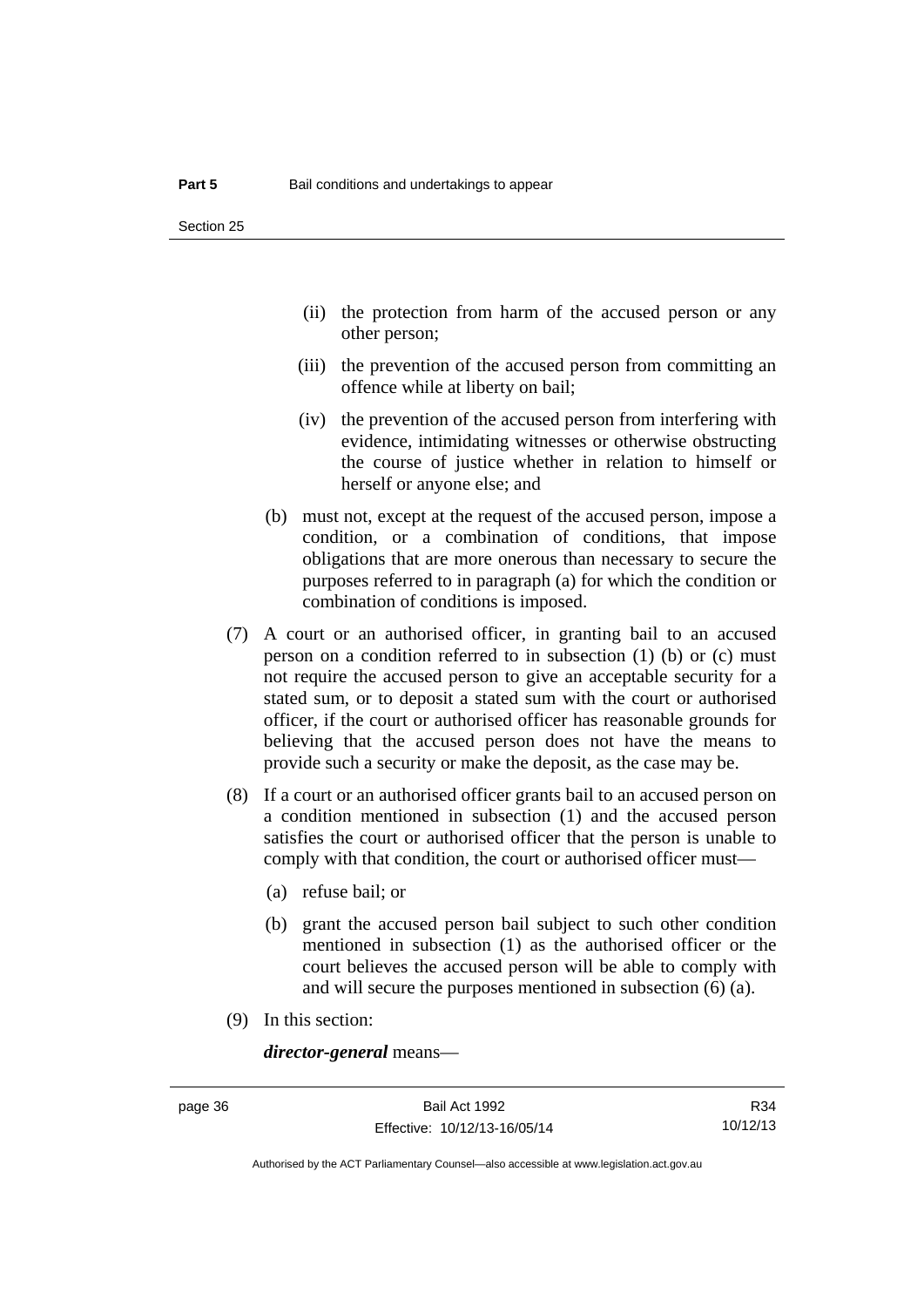(ii) the protection from harm of the accused person or any other person;

(iii) the prevention of the accused person from committing an offence while at liberty on bail;

(iv) the prevention of the accused person from interfering with evidence, intimidating witnesses or otherwise obstructing the course of justice whether in relation to himself or herself or anyone else; and

(b) must not, except at the request of the accused person, impose a condition, or a combination of conditions, that impose obligations that are more onerous than necessary to secure the purposes referred to in paragraph (a) for which the condition or combination of conditions is imposed.

(7) A court or an authorised officer, in granting bail to an accused person on a condition referred to in subsection (1) (b) or (c) must not require the accused person to give an acceptable security for a stated sum, or to deposit a stated sum with the court or authorised officer, if the court or authorised officer has reasonable grounds for believing that the accused person does not have the means to provide such a security or make the deposit, as the case may be.

(8) If a court or an authorised officer grants bail to an accused person on a condition mentioned in subsection (1) and the accused person satisfies the court or authorised officer that the person is unable to comply with that condition, the court or authorised officer must—

(a) refuse bail; or

(b) grant the accused person bail subject to such other condition mentioned in subsection (1) as the authorised officer or the court believes the accused person will be able to comply with and will secure the purposes mentioned in subsection (6) (a).

(9) In this section:

***director-general*** means—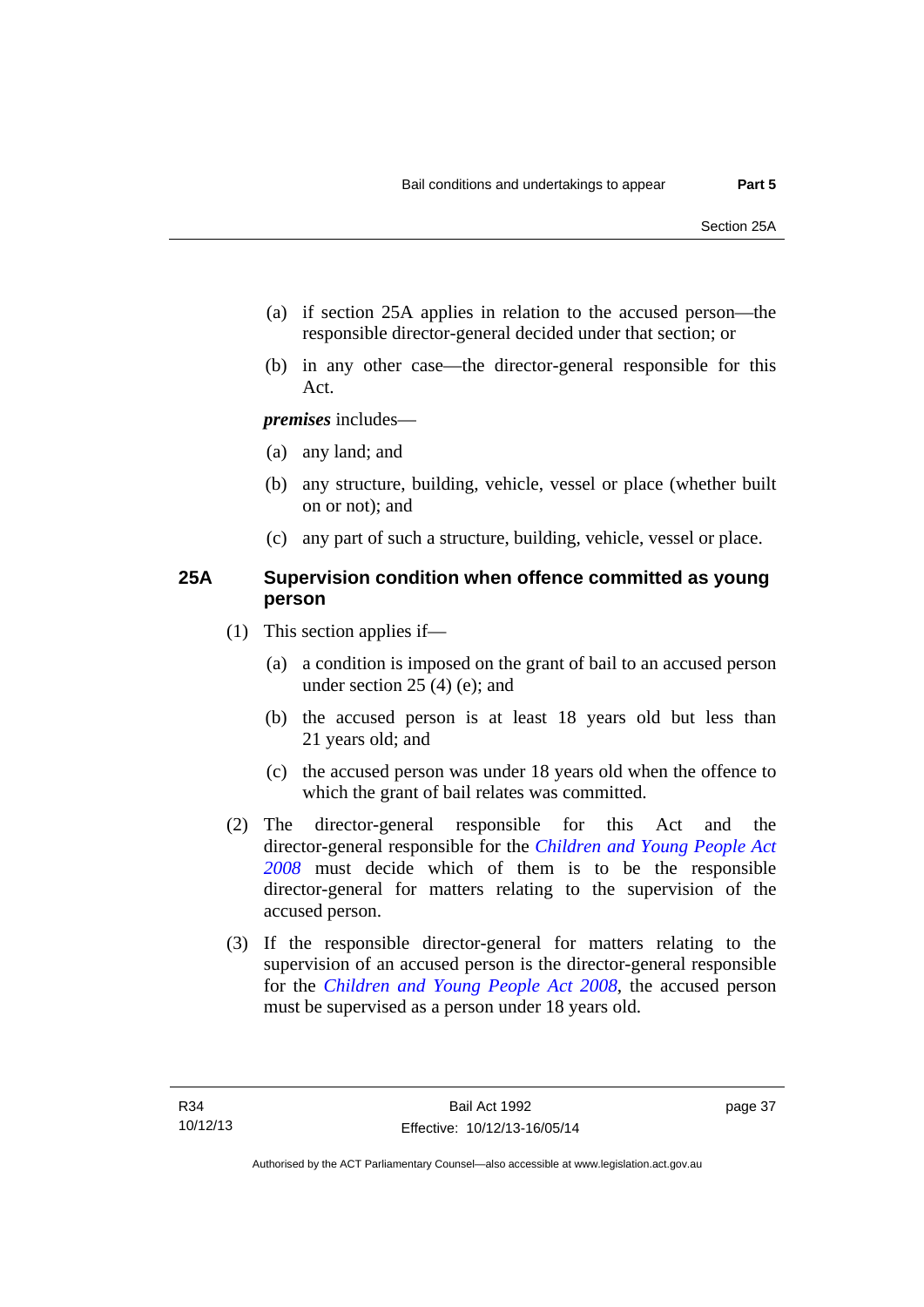(a) if section 25A applies in relation to the accused person—the responsible director-general decided under that section; or

(b) in any other case—the director-general responsible for this Act.

***premises*** includes—

(a) any land; and

(b) any structure, building, vehicle, vessel or place (whether built on or not); and

(c) any part of such a structure, building, vehicle, vessel or place.

### 25A Supervision condition when offence committed as young person

(1) This section applies if—

(a) a condition is imposed on the grant of bail to an accused person under section 25 (4) (e); and

(b) the accused person is at least 18 years old but less than 21 years old; and

(c) the accused person was under 18 years old when the offence to which the grant of bail relates was committed.

(2) The director-general responsible for this Act and the director-general responsible for the *Children and Young People Act 2008* must decide which of them is to be the responsible director-general for matters relating to the supervision of the accused person.

(3) If the responsible director-general for matters relating to the supervision of an accused person is the director-general responsible for the *Children and Young People Act 2008*, the accused person must be supervised as a person under 18 years old.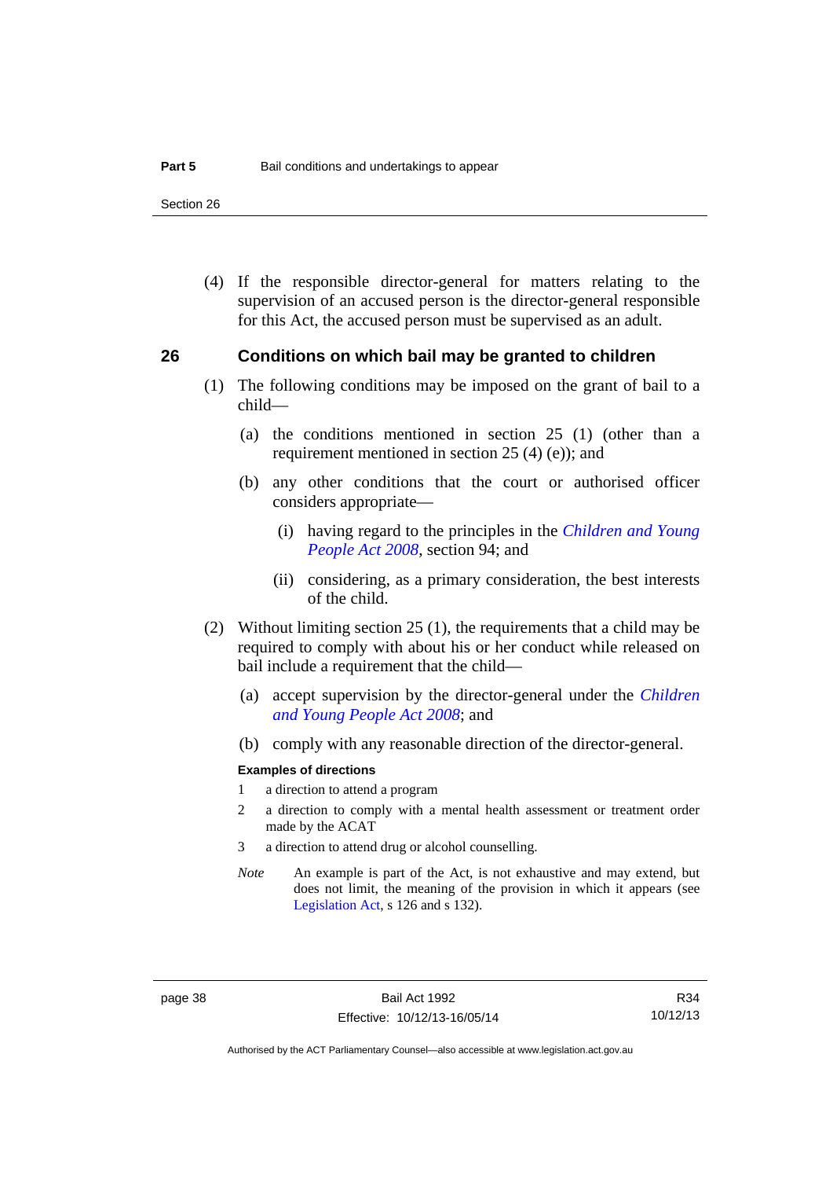(4) If the responsible director-general for matters relating to the supervision of an accused person is the director-general responsible for this Act, the accused person must be supervised as an adult.

## 26 Conditions on which bail may be granted to children

(1) The following conditions may be imposed on the grant of bail to a child—

(a) the conditions mentioned in section 25 (1) (other than a requirement mentioned in section 25 (4) (e)); and

(b) any other conditions that the court or authorised officer considers appropriate—

(i) having regard to the principles in the *Children and Young People Act 2008*, section 94; and

(ii) considering, as a primary consideration, the best interests of the child.

(2) Without limiting section 25 (1), the requirements that a child may be required to comply with about his or her conduct while released on bail include a requirement that the child—

(a) accept supervision by the director-general under the *Children and Young People Act 2008*; and

(b) comply with any reasonable direction of the director-general.

**Examples of directions**

1 a direction to attend a program

2 a direction to comply with a mental health assessment or treatment order made by the ACAT

3 a direction to attend drug or alcohol counselling.

*Note* An example is part of the Act, is not exhaustive and may extend, but does not limit, the meaning of the provision in which it appears (see Legislation Act, s 126 and s 132).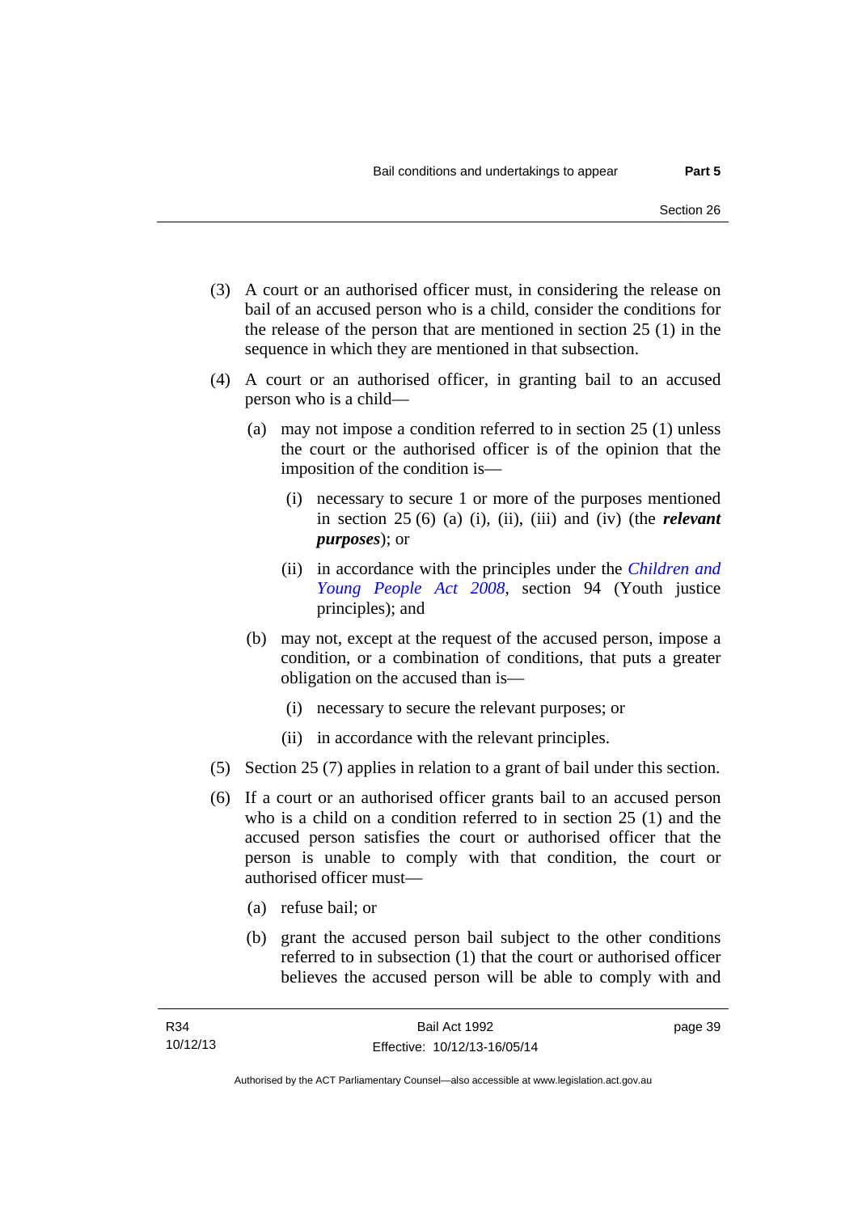(3) A court or an authorised officer must, in considering the release on bail of an accused person who is a child, consider the conditions for the release of the person that are mentioned in section 25 (1) in the sequence in which they are mentioned in that subsection.

(4) A court or an authorised officer, in granting bail to an accused person who is a child—

  (a) may not impose a condition referred to in section 25 (1) unless the court or the authorised officer is of the opinion that the imposition of the condition is—

    (i) necessary to secure 1 or more of the purposes mentioned in section 25 (6) (a) (i), (ii), (iii) and (iv) (the ***relevant purposes***); or

    (ii) in accordance with the principles under the *Children and Young People Act 2008*, section 94 (Youth justice principles); and

  (b) may not, except at the request of the accused person, impose a condition, or a combination of conditions, that puts a greater obligation on the accused than is—

    (i) necessary to secure the relevant purposes; or

    (ii) in accordance with the relevant principles.

(5) Section 25 (7) applies in relation to a grant of bail under this section.

(6) If a court or an authorised officer grants bail to an accused person who is a child on a condition referred to in section 25 (1) and the accused person satisfies the court or authorised officer that the person is unable to comply with that condition, the court or authorised officer must—

  (a) refuse bail; or

  (b) grant the accused person bail subject to the other conditions referred to in subsection (1) that the court or authorised officer believes the accused person will be able to comply with and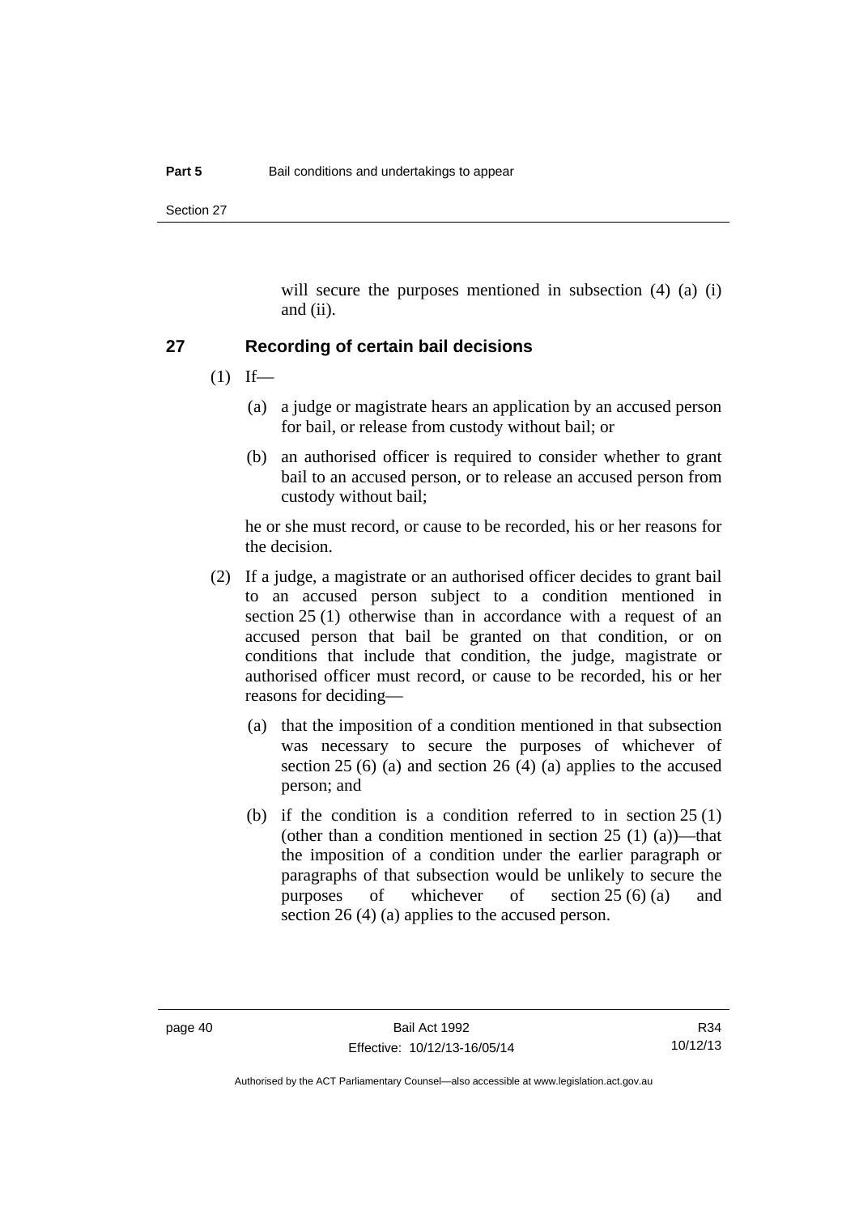will secure the purposes mentioned in subsection (4) (a) (i) and (ii).

## 27 Recording of certain bail decisions

(1) If—

(a) a judge or magistrate hears an application by an accused person for bail, or release from custody without bail; or

(b) an authorised officer is required to consider whether to grant bail to an accused person, or to release an accused person from custody without bail;

he or she must record, or cause to be recorded, his or her reasons for the decision.

(2) If a judge, a magistrate or an authorised officer decides to grant bail to an accused person subject to a condition mentioned in section 25 (1) otherwise than in accordance with a request of an accused person that bail be granted on that condition, or on conditions that include that condition, the judge, magistrate or authorised officer must record, or cause to be recorded, his or her reasons for deciding—

(a) that the imposition of a condition mentioned in that subsection was necessary to secure the purposes of whichever of section 25 (6) (a) and section 26 (4) (a) applies to the accused person; and

(b) if the condition is a condition referred to in section 25 (1) (other than a condition mentioned in section 25 (1) (a))—that the imposition of a condition under the earlier paragraph or paragraphs of that subsection would be unlikely to secure the purposes of whichever of section 25 (6) (a) and section 26 (4) (a) applies to the accused person.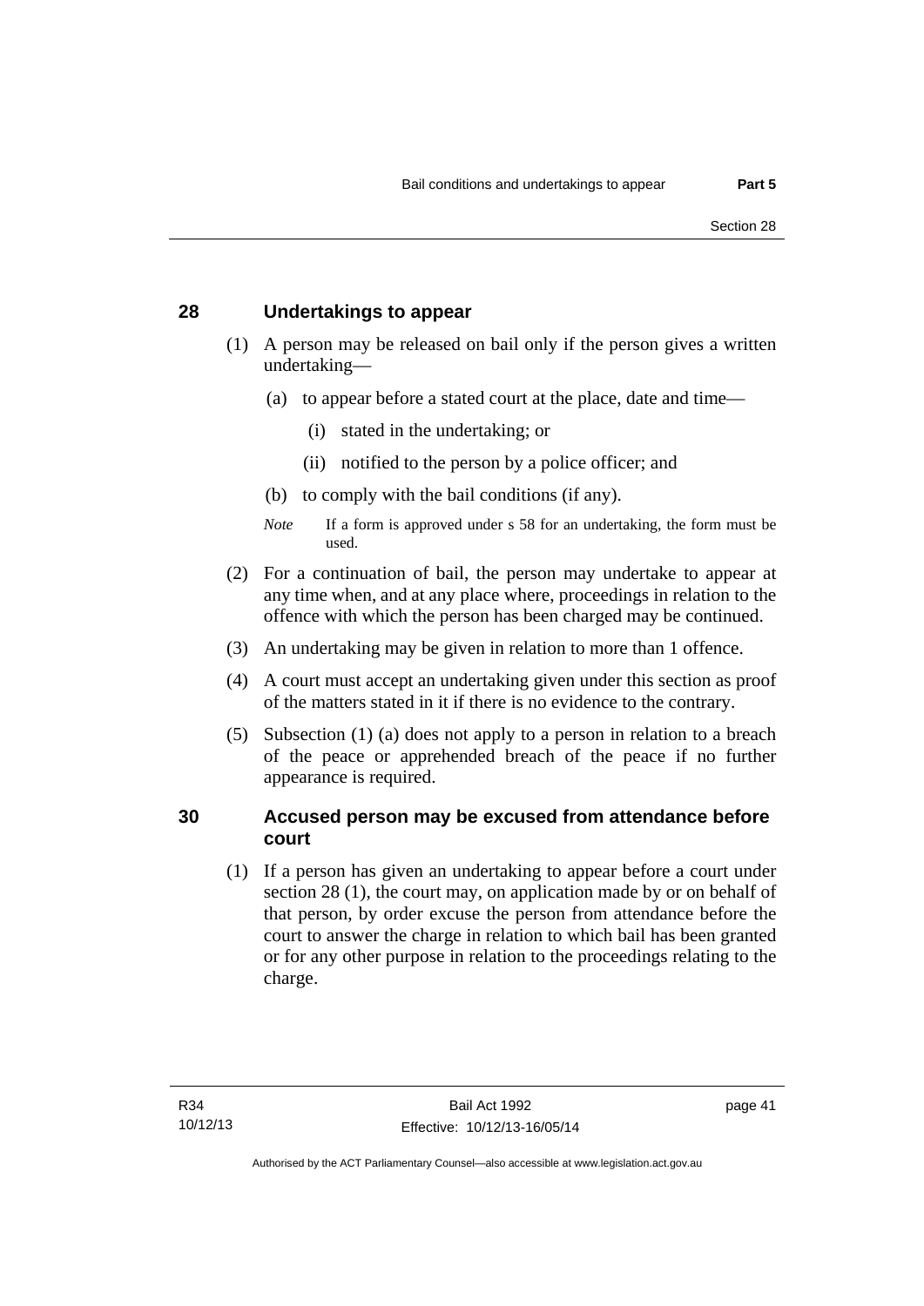## 28 Undertakings to appear

(1) A person may be released on bail only if the person gives a written undertaking—

(a) to appear before a stated court at the place, date and time—

(i) stated in the undertaking; or

(ii) notified to the person by a police officer; and

(b) to comply with the bail conditions (if any).

*Note* If a form is approved under s 58 for an undertaking, the form must be used.

(2) For a continuation of bail, the person may undertake to appear at any time when, and at any place where, proceedings in relation to the offence with which the person has been charged may be continued.

(3) An undertaking may be given in relation to more than 1 offence.

(4) A court must accept an undertaking given under this section as proof of the matters stated in it if there is no evidence to the contrary.

(5) Subsection (1) (a) does not apply to a person in relation to a breach of the peace or apprehended breach of the peace if no further appearance is required.

## 30 Accused person may be excused from attendance before court

(1) If a person has given an undertaking to appear before a court under section 28 (1), the court may, on application made by or on behalf of that person, by order excuse the person from attendance before the court to answer the charge in relation to which bail has been granted or for any other purpose in relation to the proceedings relating to the charge.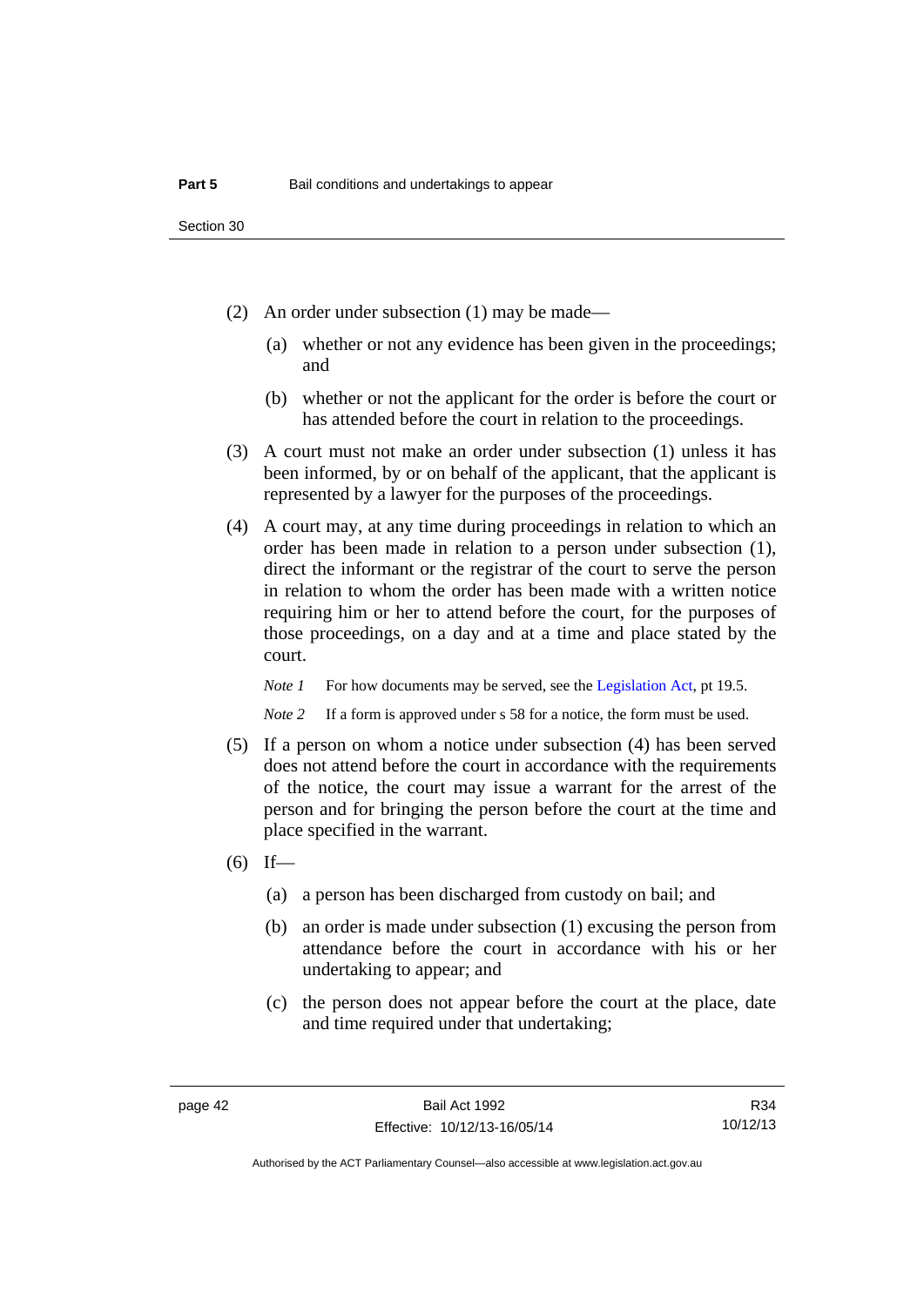(2) An order under subsection (1) may be made—

(a) whether or not any evidence has been given in the proceedings; and

(b) whether or not the applicant for the order is before the court or has attended before the court in relation to the proceedings.

(3) A court must not make an order under subsection (1) unless it has been informed, by or on behalf of the applicant, that the applicant is represented by a lawyer for the purposes of the proceedings.

(4) A court may, at any time during proceedings in relation to which an order has been made in relation to a person under subsection (1), direct the informant or the registrar of the court to serve the person in relation to whom the order has been made with a written notice requiring him or her to attend before the court, for the purposes of those proceedings, on a day and at a time and place stated by the court.

*Note 1* For how documents may be served, see the Legislation Act, pt 19.5.

*Note 2* If a form is approved under s 58 for a notice, the form must be used.

(5) If a person on whom a notice under subsection (4) has been served does not attend before the court in accordance with the requirements of the notice, the court may issue a warrant for the arrest of the person and for bringing the person before the court at the time and place specified in the warrant.

(6) If—

(a) a person has been discharged from custody on bail; and

(b) an order is made under subsection (1) excusing the person from attendance before the court in accordance with his or her undertaking to appear; and

(c) the person does not appear before the court at the place, date and time required under that undertaking;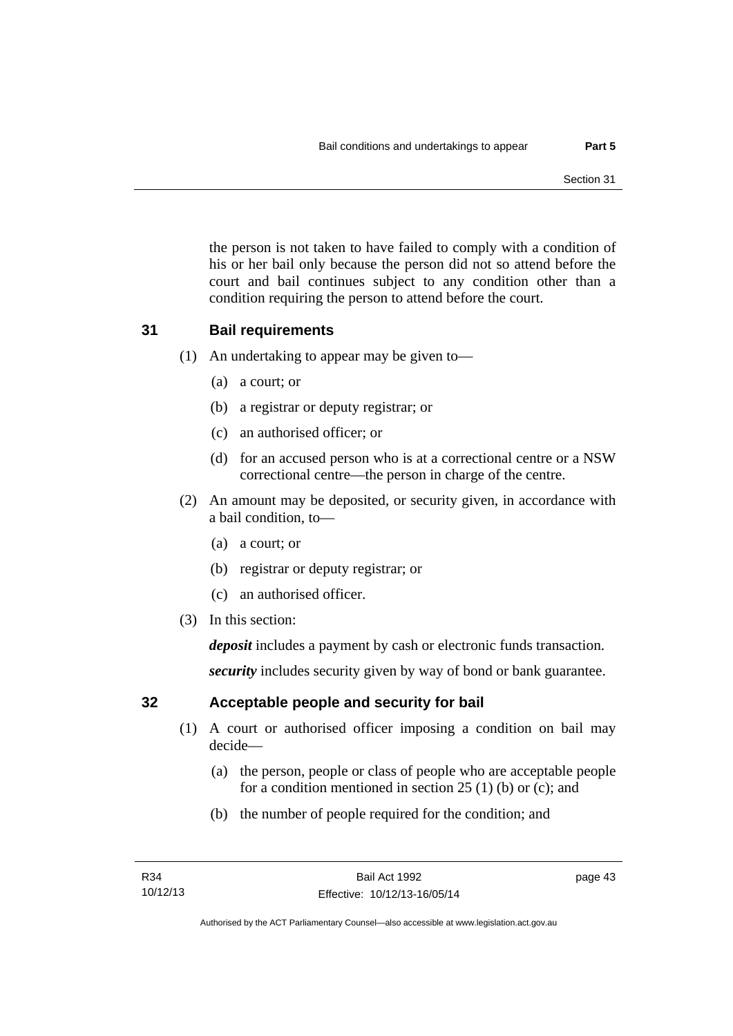the person is not taken to have failed to comply with a condition of his or her bail only because the person did not so attend before the court and bail continues subject to any condition other than a condition requiring the person to attend before the court.

## 31 Bail requirements

(1) An undertaking to appear may be given to—

- (a) a court; or
- (b) a registrar or deputy registrar; or
- (c) an authorised officer; or
- (d) for an accused person who is at a correctional centre or a NSW correctional centre—the person in charge of the centre.

(2) An amount may be deposited, or security given, in accordance with a bail condition, to—

- (a) a court; or
- (b) registrar or deputy registrar; or
- (c) an authorised officer.

(3) In this section:

***deposit*** includes a payment by cash or electronic funds transaction.

***security*** includes security given by way of bond or bank guarantee.

## 32 Acceptable people and security for bail

(1) A court or authorised officer imposing a condition on bail may decide—

- (a) the person, people or class of people who are acceptable people for a condition mentioned in section 25 (1) (b) or (c); and
- (b) the number of people required for the condition; and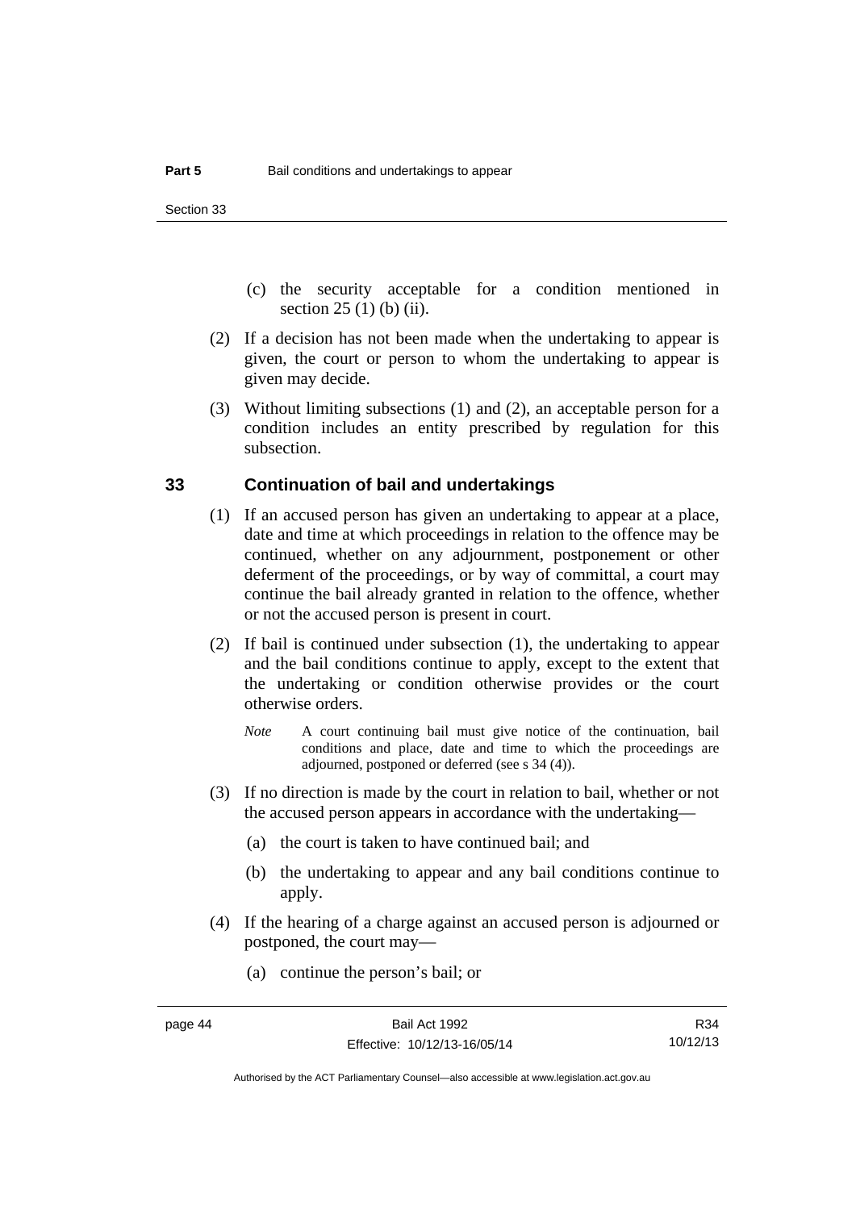(c) the security acceptable for a condition mentioned in section 25 (1) (b) (ii).

(2) If a decision has not been made when the undertaking to appear is given, the court or person to whom the undertaking to appear is given may decide.

(3) Without limiting subsections (1) and (2), an acceptable person for a condition includes an entity prescribed by regulation for this subsection.

## 33 Continuation of bail and undertakings

(1) If an accused person has given an undertaking to appear at a place, date and time at which proceedings in relation to the offence may be continued, whether on any adjournment, postponement or other deferment of the proceedings, or by way of committal, a court may continue the bail already granted in relation to the offence, whether or not the accused person is present in court.

(2) If bail is continued under subsection (1), the undertaking to appear and the bail conditions continue to apply, except to the extent that the undertaking or condition otherwise provides or the court otherwise orders.

*Note* A court continuing bail must give notice of the continuation, bail conditions and place, date and time to which the proceedings are adjourned, postponed or deferred (see s 34 (4)).

(3) If no direction is made by the court in relation to bail, whether or not the accused person appears in accordance with the undertaking—

(a) the court is taken to have continued bail; and

(b) the undertaking to appear and any bail conditions continue to apply.

(4) If the hearing of a charge against an accused person is adjourned or postponed, the court may—

(a) continue the person's bail; or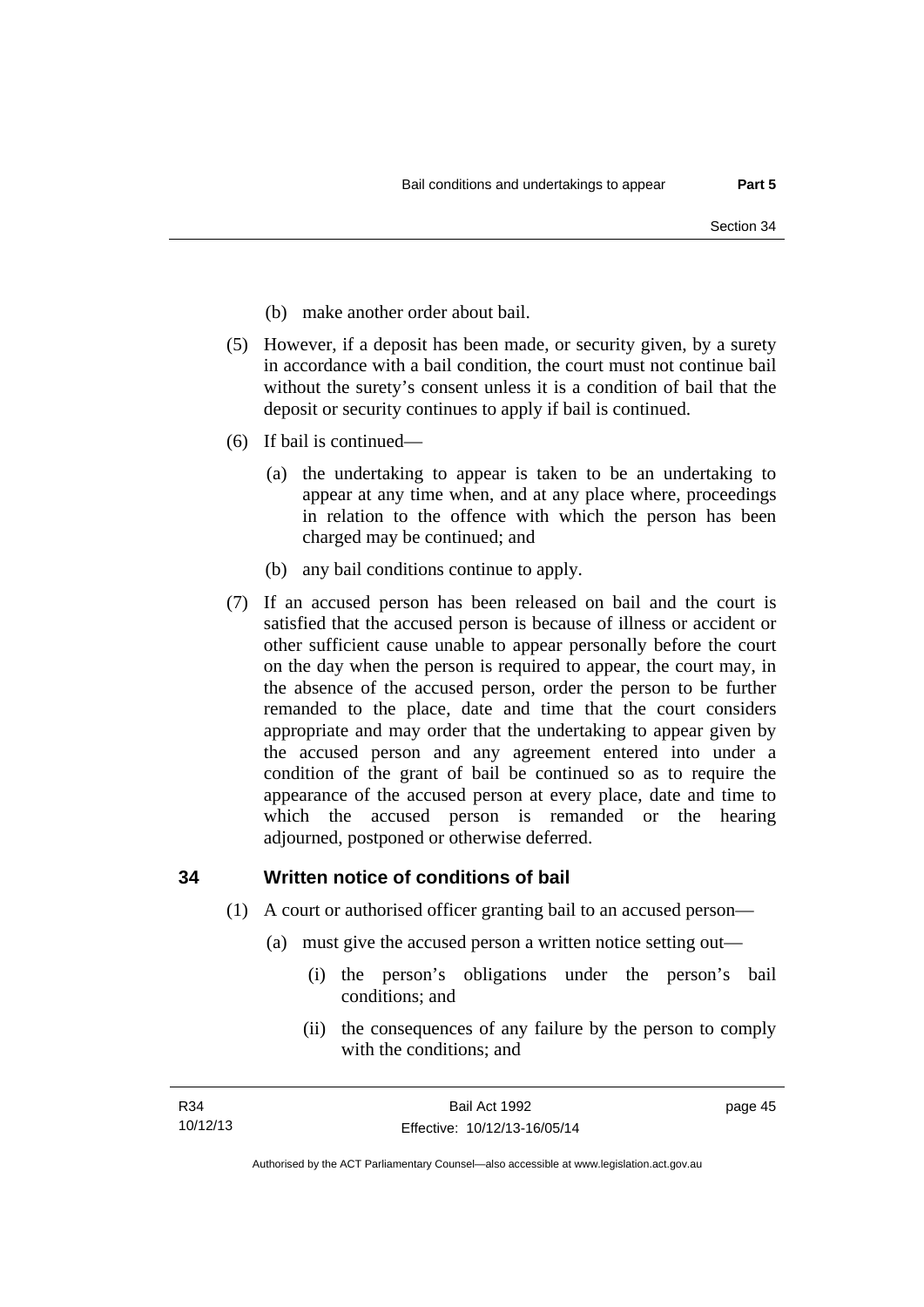(b) make another order about bail.

(5) However, if a deposit has been made, or security given, by a surety in accordance with a bail condition, the court must not continue bail without the surety's consent unless it is a condition of bail that the deposit or security continues to apply if bail is continued.

(6) If bail is continued—

(a) the undertaking to appear is taken to be an undertaking to appear at any time when, and at any place where, proceedings in relation to the offence with which the person has been charged may be continued; and

(b) any bail conditions continue to apply.

(7) If an accused person has been released on bail and the court is satisfied that the accused person is because of illness or accident or other sufficient cause unable to appear personally before the court on the day when the person is required to appear, the court may, in the absence of the accused person, order the person to be further remanded to the place, date and time that the court considers appropriate and may order that the undertaking to appear given by the accused person and any agreement entered into under a condition of the grant of bail be continued so as to require the appearance of the accused person at every place, date and time to which the accused person is remanded or the hearing adjourned, postponed or otherwise deferred.

## 34 Written notice of conditions of bail

(1) A court or authorised officer granting bail to an accused person—

(a) must give the accused person a written notice setting out—

(i) the person's obligations under the person's bail conditions; and

(ii) the consequences of any failure by the person to comply with the conditions; and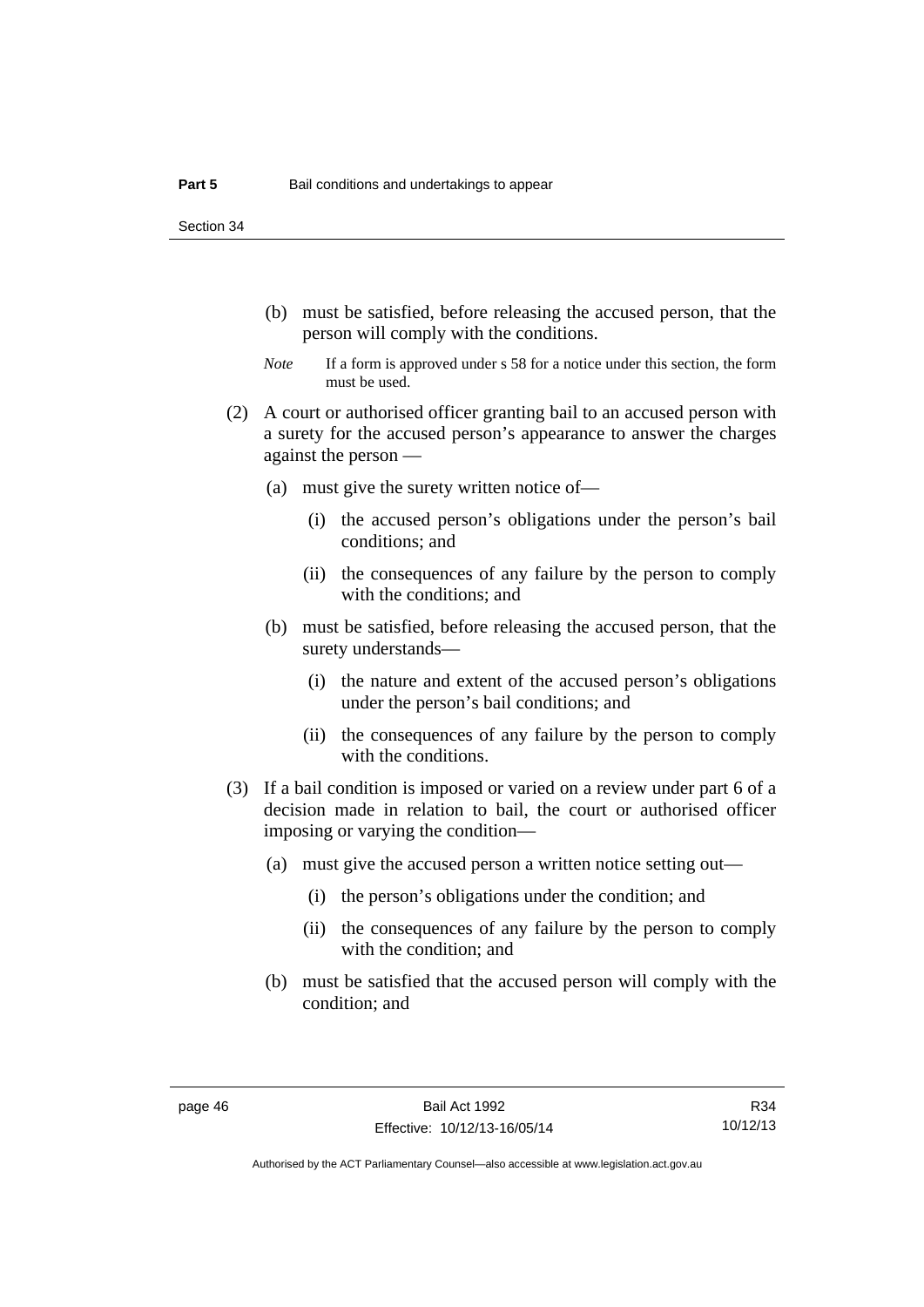(b) must be satisfied, before releasing the accused person, that the person will comply with the conditions.

*Note* If a form is approved under s 58 for a notice under this section, the form must be used.

(2) A court or authorised officer granting bail to an accused person with a surety for the accused person's appearance to answer the charges against the person —

(a) must give the surety written notice of—

(i) the accused person's obligations under the person's bail conditions; and

(ii) the consequences of any failure by the person to comply with the conditions; and

(b) must be satisfied, before releasing the accused person, that the surety understands—

(i) the nature and extent of the accused person's obligations under the person's bail conditions; and

(ii) the consequences of any failure by the person to comply with the conditions.

(3) If a bail condition is imposed or varied on a review under part 6 of a decision made in relation to bail, the court or authorised officer imposing or varying the condition—

(a) must give the accused person a written notice setting out—

(i) the person's obligations under the condition; and

(ii) the consequences of any failure by the person to comply with the condition; and

(b) must be satisfied that the accused person will comply with the condition; and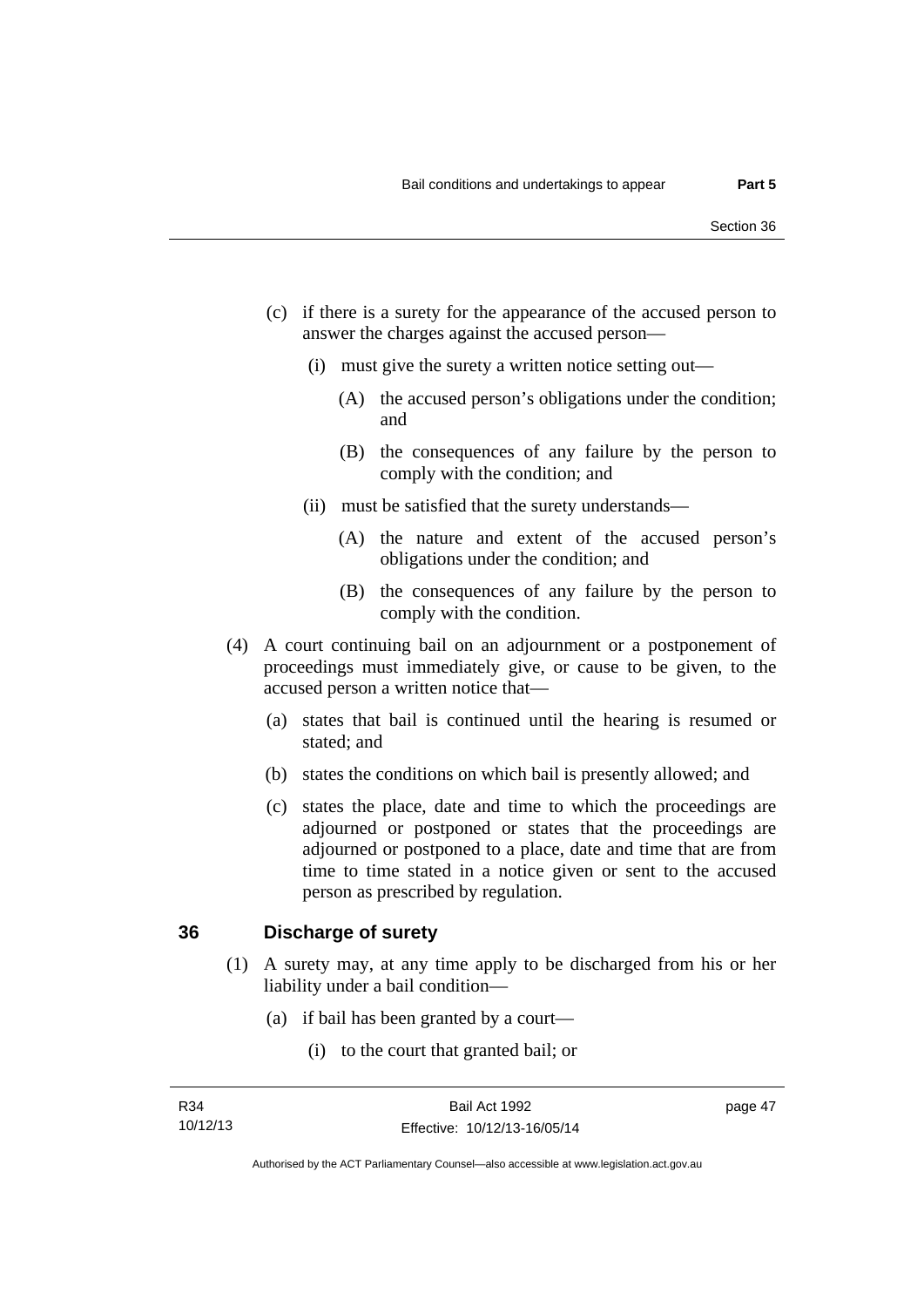(c) if there is a surety for the appearance of the accused person to answer the charges against the accused person—

  (i) must give the surety a written notice setting out—

    (A) the accused person's obligations under the condition; and

    (B) the consequences of any failure by the person to comply with the condition; and

  (ii) must be satisfied that the surety understands—

    (A) the nature and extent of the accused person's obligations under the condition; and

    (B) the consequences of any failure by the person to comply with the condition.

(4) A court continuing bail on an adjournment or a postponement of proceedings must immediately give, or cause to be given, to the accused person a written notice that—

  (a) states that bail is continued until the hearing is resumed or stated; and

  (b) states the conditions on which bail is presently allowed; and

  (c) states the place, date and time to which the proceedings are adjourned or postponed or states that the proceedings are adjourned or postponed to a place, date and time that are from time to time stated in a notice given or sent to the accused person as prescribed by regulation.

## 36 Discharge of surety

(1) A surety may, at any time apply to be discharged from his or her liability under a bail condition—

  (a) if bail has been granted by a court—

    (i) to the court that granted bail; or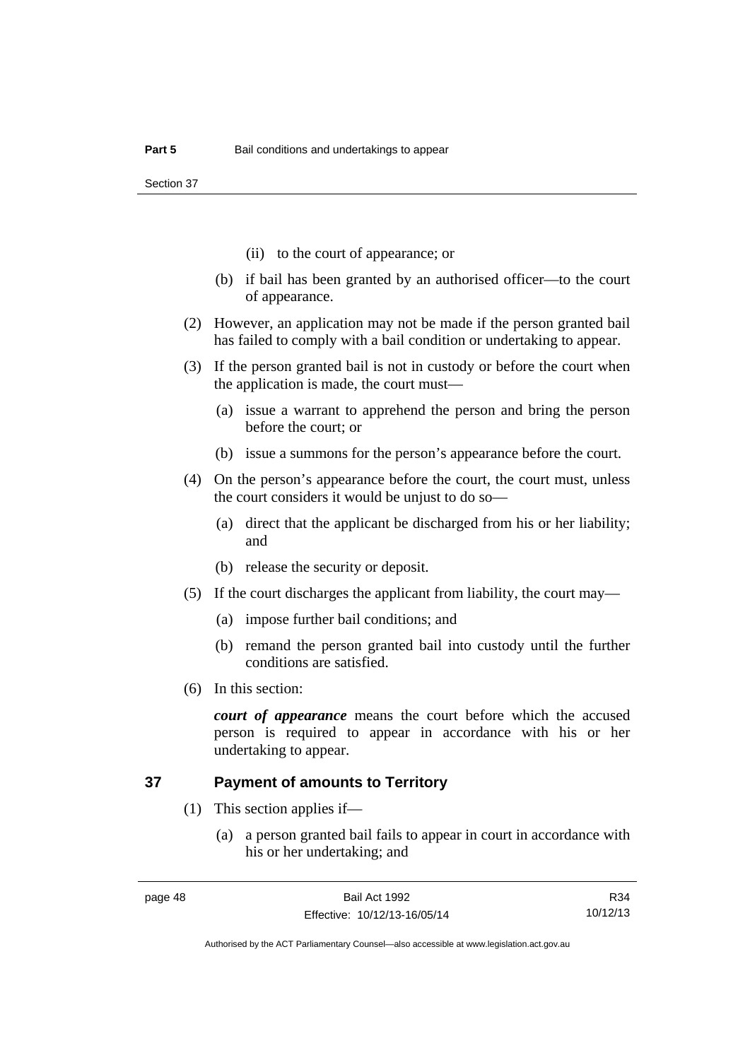(ii) to the court of appearance; or

(b) if bail has been granted by an authorised officer—to the court of appearance.

(2) However, an application may not be made if the person granted bail has failed to comply with a bail condition or undertaking to appear.

(3) If the person granted bail is not in custody or before the court when the application is made, the court must—

(a) issue a warrant to apprehend the person and bring the person before the court; or

(b) issue a summons for the person's appearance before the court.

(4) On the person's appearance before the court, the court must, unless the court considers it would be unjust to do so—

(a) direct that the applicant be discharged from his or her liability; and

(b) release the security or deposit.

(5) If the court discharges the applicant from liability, the court may—

(a) impose further bail conditions; and

(b) remand the person granted bail into custody until the further conditions are satisfied.

(6) In this section:

***court of appearance*** means the court before which the accused person is required to appear in accordance with his or her undertaking to appear.

## 37 Payment of amounts to Territory

(1) This section applies if—

(a) a person granted bail fails to appear in court in accordance with his or her undertaking; and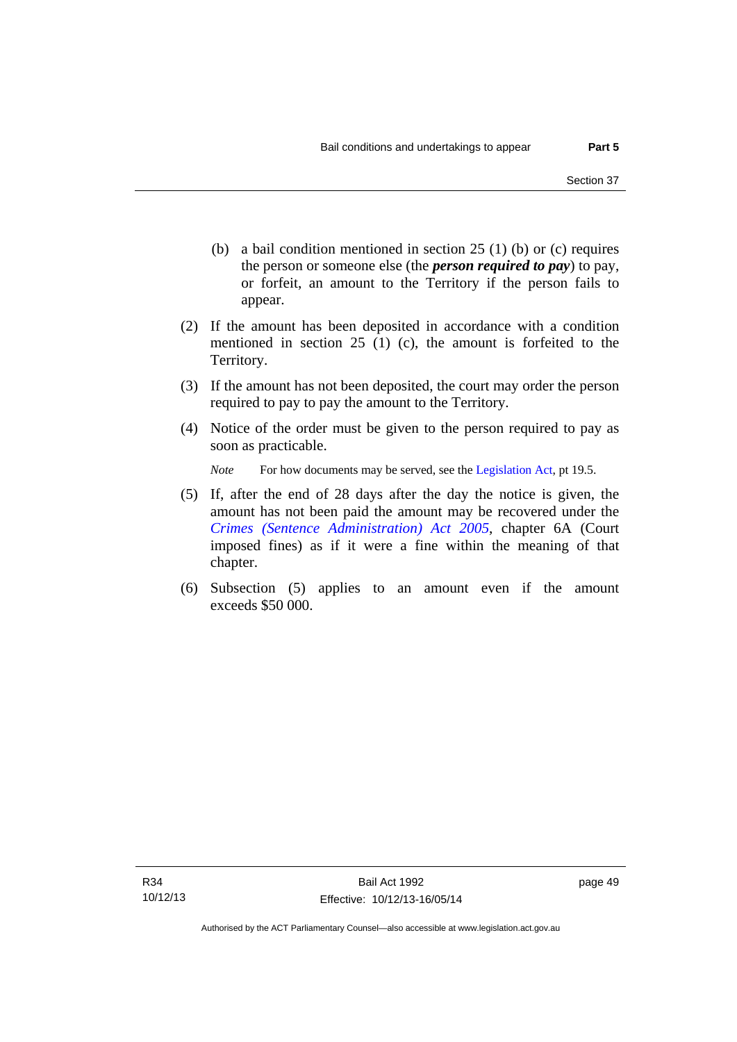(b) a bail condition mentioned in section 25 (1) (b) or (c) requires the person or someone else (the ***person required to pay***) to pay, or forfeit, an amount to the Territory if the person fails to appear.

(2) If the amount has been deposited in accordance with a condition mentioned in section 25 (1) (c), the amount is forfeited to the Territory.

(3) If the amount has not been deposited, the court may order the person required to pay to pay the amount to the Territory.

(4) Notice of the order must be given to the person required to pay as soon as practicable.

*Note* For how documents may be served, see the Legislation Act, pt 19.5.

(5) If, after the end of 28 days after the day the notice is given, the amount has not been paid the amount may be recovered under the *Crimes (Sentence Administration) Act 2005*, chapter 6A (Court imposed fines) as if it were a fine within the meaning of that chapter.

(6) Subsection (5) applies to an amount even if the amount exceeds $50 000.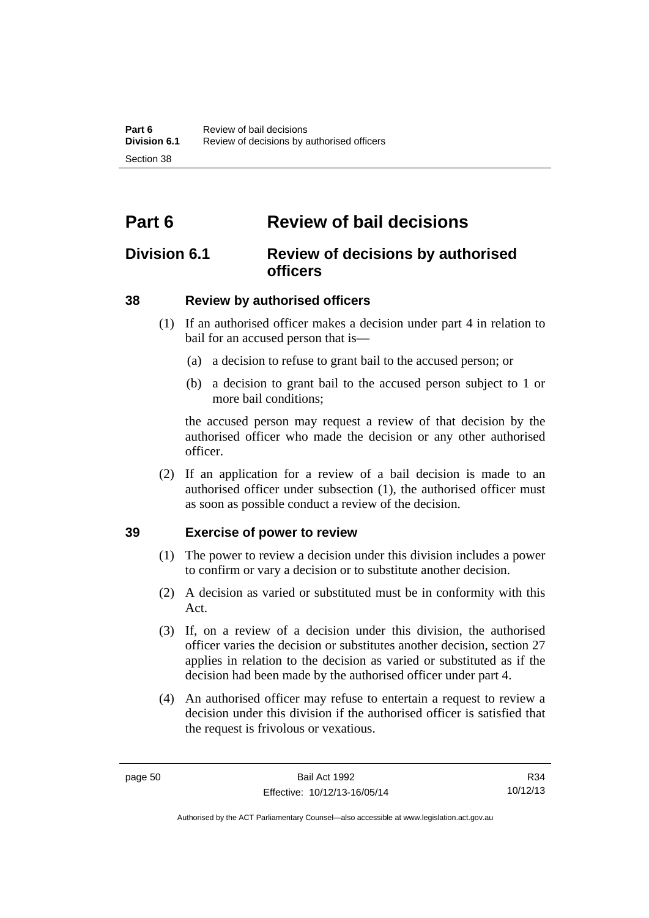# Part 6 Review of bail decisions

## Division 6.1 Review of decisions by authorised officers

### 38 Review by authorised officers

(1) If an authorised officer makes a decision under part 4 in relation to bail for an accused person that is—

   (a) a decision to refuse to grant bail to the accused person; or

   (b) a decision to grant bail to the accused person subject to 1 or more bail conditions;

the accused person may request a review of that decision by the authorised officer who made the decision or any other authorised officer.

(2) If an application for a review of a bail decision is made to an authorised officer under subsection (1), the authorised officer must as soon as possible conduct a review of the decision.

### 39 Exercise of power to review

(1) The power to review a decision under this division includes a power to confirm or vary a decision or to substitute another decision.

(2) A decision as varied or substituted must be in conformity with this Act.

(3) If, on a review of a decision under this division, the authorised officer varies the decision or substitutes another decision, section 27 applies in relation to the decision as varied or substituted as if the decision had been made by the authorised officer under part 4.

(4) An authorised officer may refuse to entertain a request to review a decision under this division if the authorised officer is satisfied that the request is frivolous or vexatious.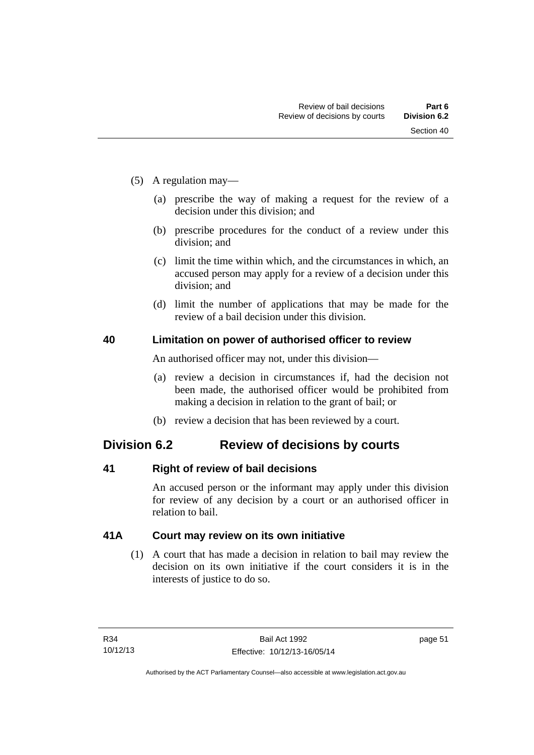(5) A regulation may—

(a) prescribe the way of making a request for the review of a decision under this division; and

(b) prescribe procedures for the conduct of a review under this division; and

(c) limit the time within which, and the circumstances in which, an accused person may apply for a review of a decision under this division; and

(d) limit the number of applications that may be made for the review of a bail decision under this division.

### 40 Limitation on power of authorised officer to review

An authorised officer may not, under this division—

(a) review a decision in circumstances if, had the decision not been made, the authorised officer would be prohibited from making a decision in relation to the grant of bail; or

(b) review a decision that has been reviewed by a court.

## Division 6.2 Review of decisions by courts

### 41 Right of review of bail decisions

An accused person or the informant may apply under this division for review of any decision by a court or an authorised officer in relation to bail.

### 41A Court may review on its own initiative

(1) A court that has made a decision in relation to bail may review the decision on its own initiative if the court considers it is in the interests of justice to do so.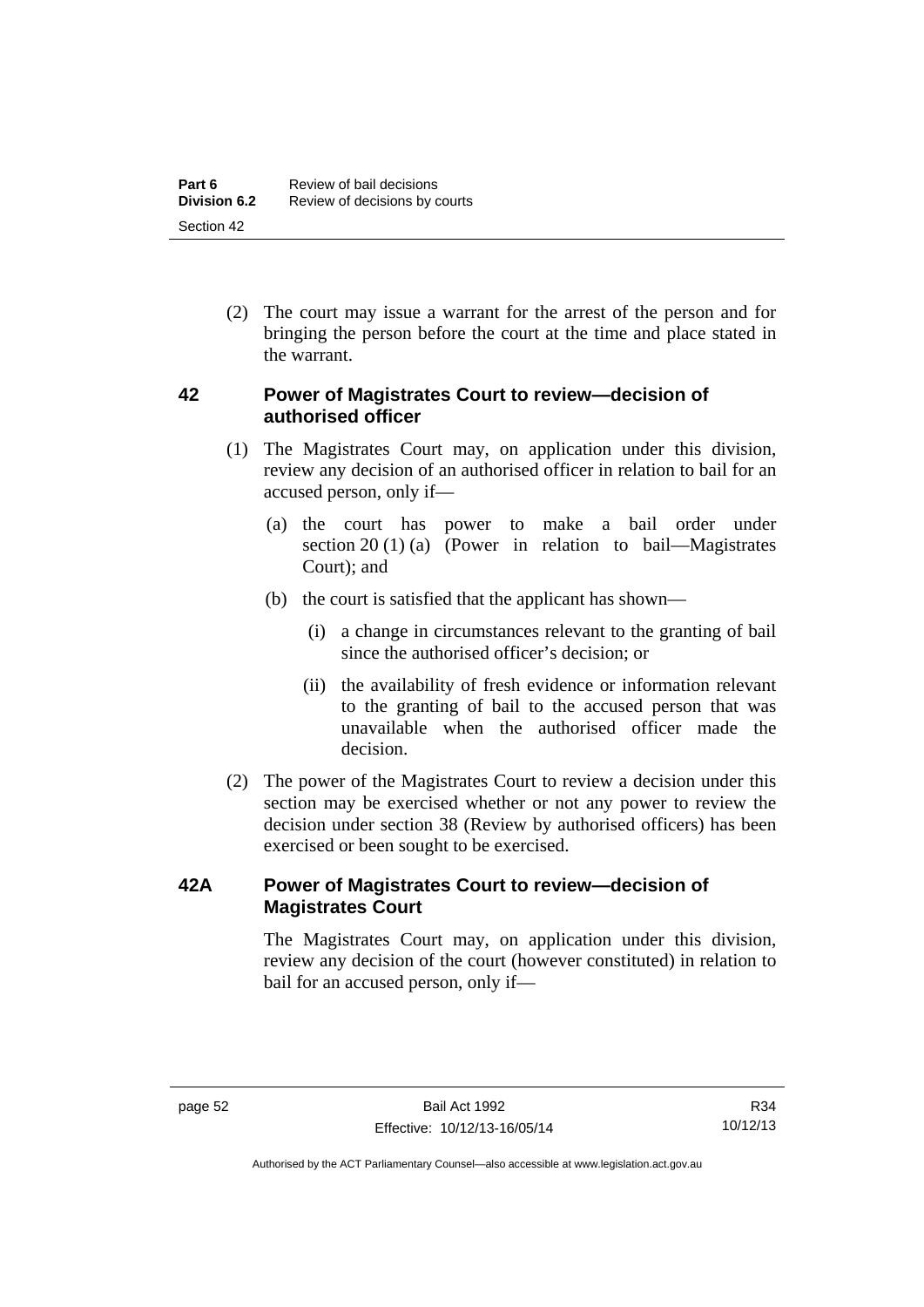(2) The court may issue a warrant for the arrest of the person and for bringing the person before the court at the time and place stated in the warrant.

### 42 Power of Magistrates Court to review—decision of authorised officer

(1) The Magistrates Court may, on application under this division, review any decision of an authorised officer in relation to bail for an accused person, only if—

(a) the court has power to make a bail order under section 20 (1) (a) (Power in relation to bail—Magistrates Court); and

(b) the court is satisfied that the applicant has shown—

(i) a change in circumstances relevant to the granting of bail since the authorised officer's decision; or

(ii) the availability of fresh evidence or information relevant to the granting of bail to the accused person that was unavailable when the authorised officer made the decision.

(2) The power of the Magistrates Court to review a decision under this section may be exercised whether or not any power to review the decision under section 38 (Review by authorised officers) has been exercised or been sought to be exercised.

### 42A Power of Magistrates Court to review—decision of Magistrates Court

The Magistrates Court may, on application under this division, review any decision of the court (however constituted) in relation to bail for an accused person, only if—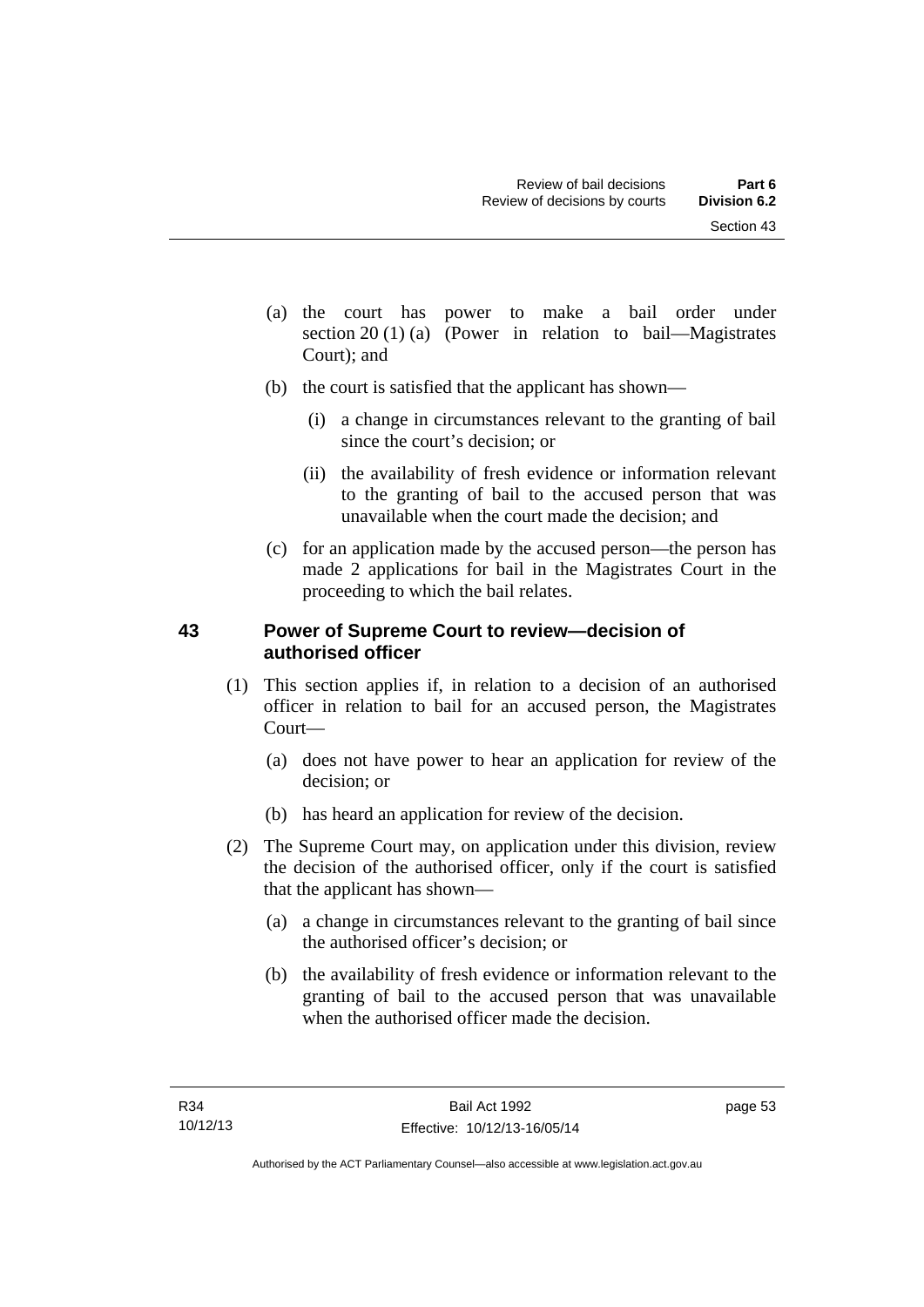(a) the court has power to make a bail order under section 20 (1) (a) (Power in relation to bail—Magistrates Court); and

(b) the court is satisfied that the applicant has shown—

(i) a change in circumstances relevant to the granting of bail since the court's decision; or

(ii) the availability of fresh evidence or information relevant to the granting of bail to the accused person that was unavailable when the court made the decision; and

(c) for an application made by the accused person—the person has made 2 applications for bail in the Magistrates Court in the proceeding to which the bail relates.

## 43 Power of Supreme Court to review—decision of authorised officer

(1) This section applies if, in relation to a decision of an authorised officer in relation to bail for an accused person, the Magistrates Court—

(a) does not have power to hear an application for review of the decision; or

(b) has heard an application for review of the decision.

(2) The Supreme Court may, on application under this division, review the decision of the authorised officer, only if the court is satisfied that the applicant has shown—

(a) a change in circumstances relevant to the granting of bail since the authorised officer's decision; or

(b) the availability of fresh evidence or information relevant to the granting of bail to the accused person that was unavailable when the authorised officer made the decision.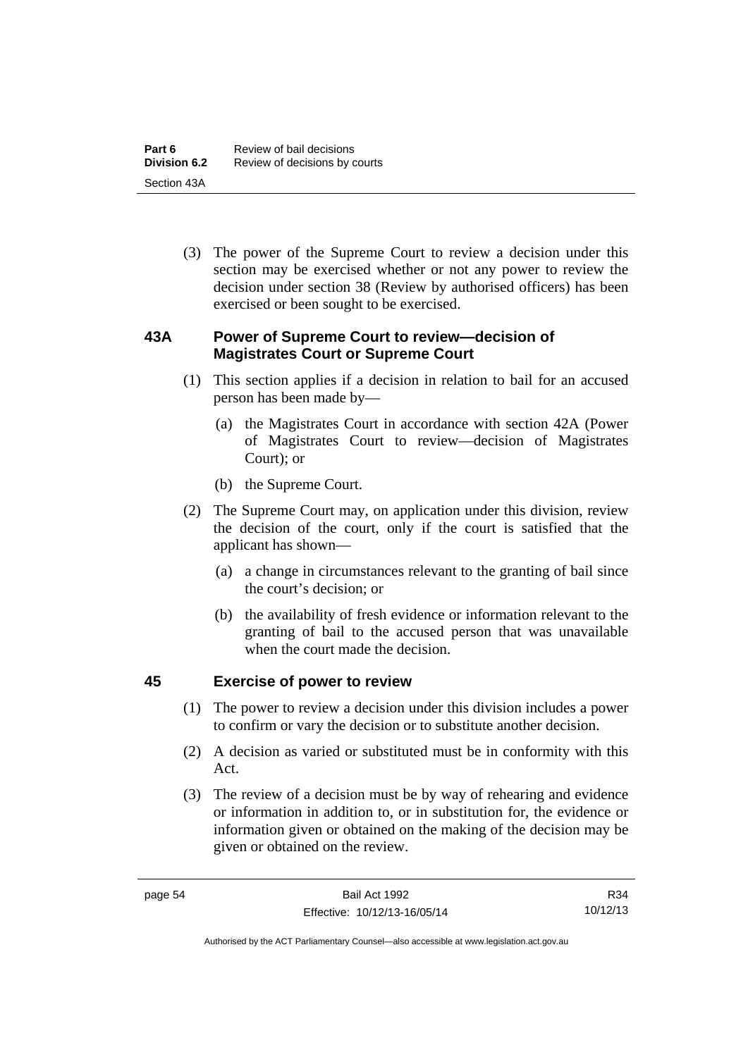(3) The power of the Supreme Court to review a decision under this section may be exercised whether or not any power to review the decision under section 38 (Review by authorised officers) has been exercised or been sought to be exercised.

## 43A Power of Supreme Court to review—decision of Magistrates Court or Supreme Court

(1) This section applies if a decision in relation to bail for an accused person has been made by—

(a) the Magistrates Court in accordance with section 42A (Power of Magistrates Court to review—decision of Magistrates Court); or

(b) the Supreme Court.

(2) The Supreme Court may, on application under this division, review the decision of the court, only if the court is satisfied that the applicant has shown—

(a) a change in circumstances relevant to the granting of bail since the court's decision; or

(b) the availability of fresh evidence or information relevant to the granting of bail to the accused person that was unavailable when the court made the decision.

## 45 Exercise of power to review

(1) The power to review a decision under this division includes a power to confirm or vary the decision or to substitute another decision.

(2) A decision as varied or substituted must be in conformity with this Act.

(3) The review of a decision must be by way of rehearing and evidence or information in addition to, or in substitution for, the evidence or information given or obtained on the making of the decision may be given or obtained on the review.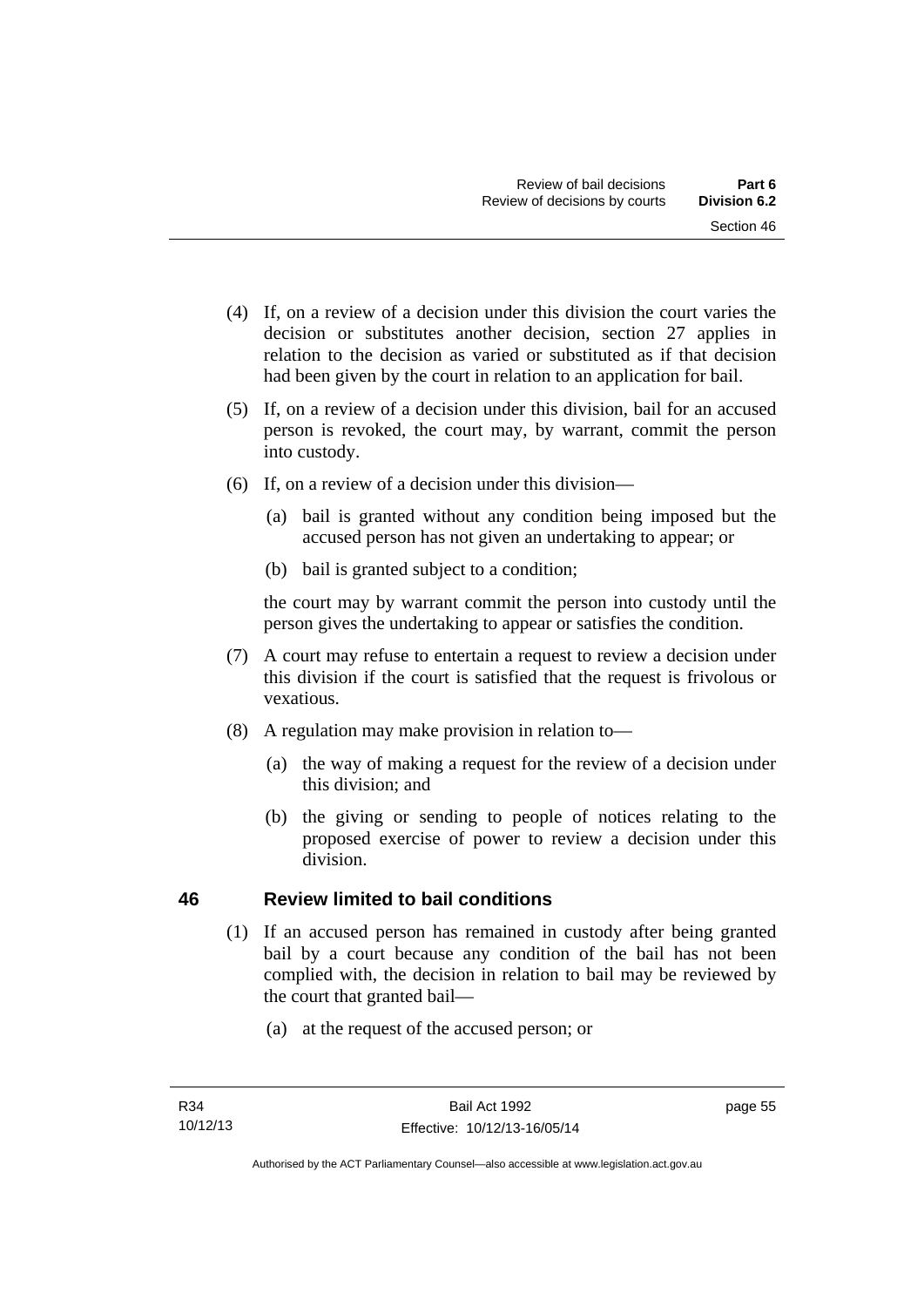(4) If, on a review of a decision under this division the court varies the decision or substitutes another decision, section 27 applies in relation to the decision as varied or substituted as if that decision had been given by the court in relation to an application for bail.

(5) If, on a review of a decision under this division, bail for an accused person is revoked, the court may, by warrant, commit the person into custody.

(6) If, on a review of a decision under this division—

(a) bail is granted without any condition being imposed but the accused person has not given an undertaking to appear; or

(b) bail is granted subject to a condition;

the court may by warrant commit the person into custody until the person gives the undertaking to appear or satisfies the condition.

(7) A court may refuse to entertain a request to review a decision under this division if the court is satisfied that the request is frivolous or vexatious.

(8) A regulation may make provision in relation to—

(a) the way of making a request for the review of a decision under this division; and

(b) the giving or sending to people of notices relating to the proposed exercise of power to review a decision under this division.

## 46 Review limited to bail conditions

(1) If an accused person has remained in custody after being granted bail by a court because any condition of the bail has not been complied with, the decision in relation to bail may be reviewed by the court that granted bail—

(a) at the request of the accused person; or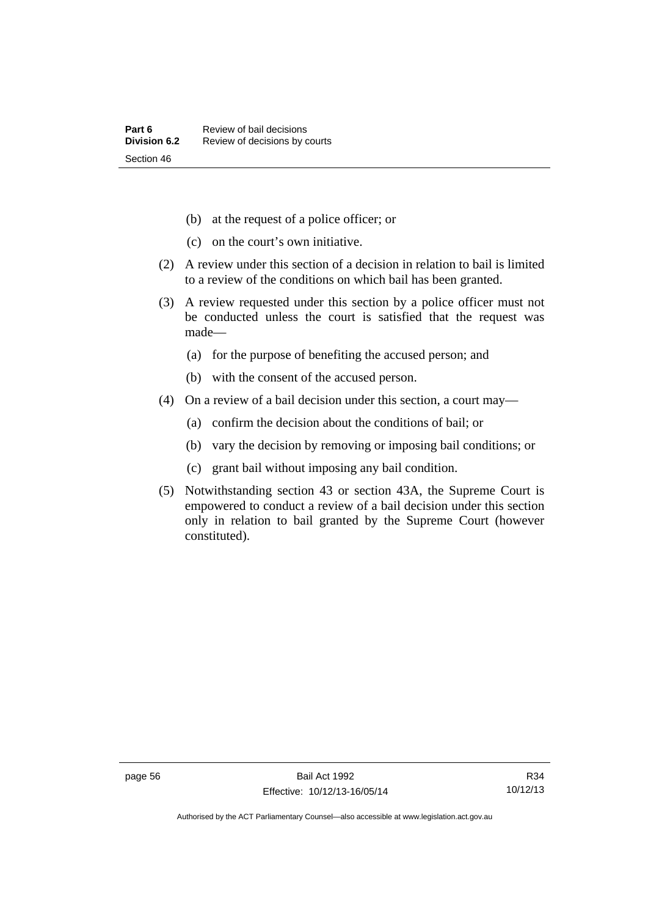(b) at the request of a police officer; or

(c) on the court's own initiative.

(2) A review under this section of a decision in relation to bail is limited to a review of the conditions on which bail has been granted.

(3) A review requested under this section by a police officer must not be conducted unless the court is satisfied that the request was made—

(a) for the purpose of benefiting the accused person; and

(b) with the consent of the accused person.

(4) On a review of a bail decision under this section, a court may—

(a) confirm the decision about the conditions of bail; or

(b) vary the decision by removing or imposing bail conditions; or

(c) grant bail without imposing any bail condition.

(5) Notwithstanding section 43 or section 43A, the Supreme Court is empowered to conduct a review of a bail decision under this section only in relation to bail granted by the Supreme Court (however constituted).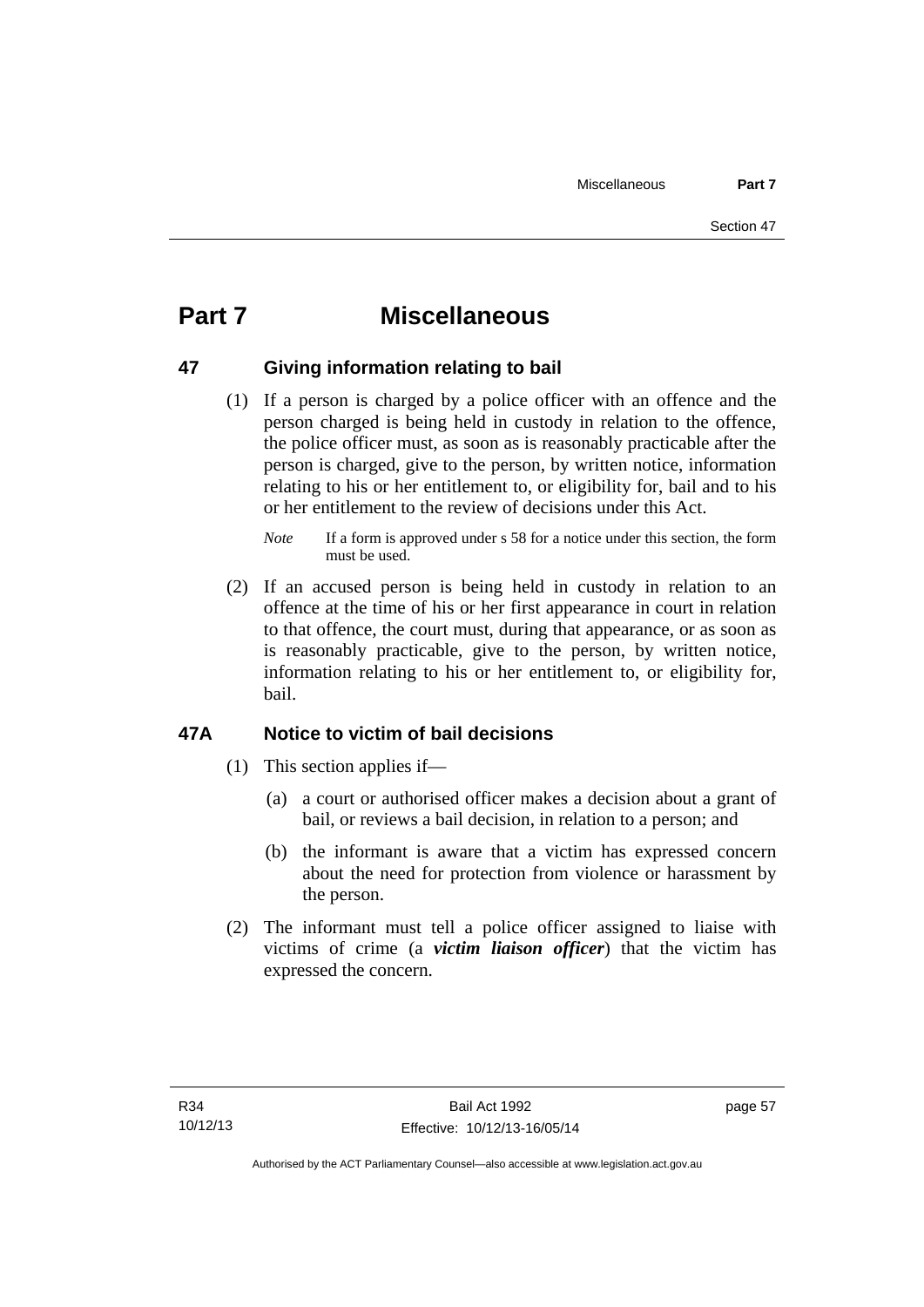# Part 7 Miscellaneous

## 47 Giving information relating to bail

(1) If a person is charged by a police officer with an offence and the person charged is being held in custody in relation to the offence, the police officer must, as soon as is reasonably practicable after the person is charged, give to the person, by written notice, information relating to his or her entitlement to, or eligibility for, bail and to his or her entitlement to the review of decisions under this Act.

*Note* If a form is approved under s 58 for a notice under this section, the form must be used.

(2) If an accused person is being held in custody in relation to an offence at the time of his or her first appearance in court in relation to that offence, the court must, during that appearance, or as soon as is reasonably practicable, give to the person, by written notice, information relating to his or her entitlement to, or eligibility for, bail.

## 47A Notice to victim of bail decisions

(1) This section applies if—

(a) a court or authorised officer makes a decision about a grant of bail, or reviews a bail decision, in relation to a person; and

(b) the informant is aware that a victim has expressed concern about the need for protection from violence or harassment by the person.

(2) The informant must tell a police officer assigned to liaise with victims of crime (a ***victim liaison officer***) that the victim has expressed the concern.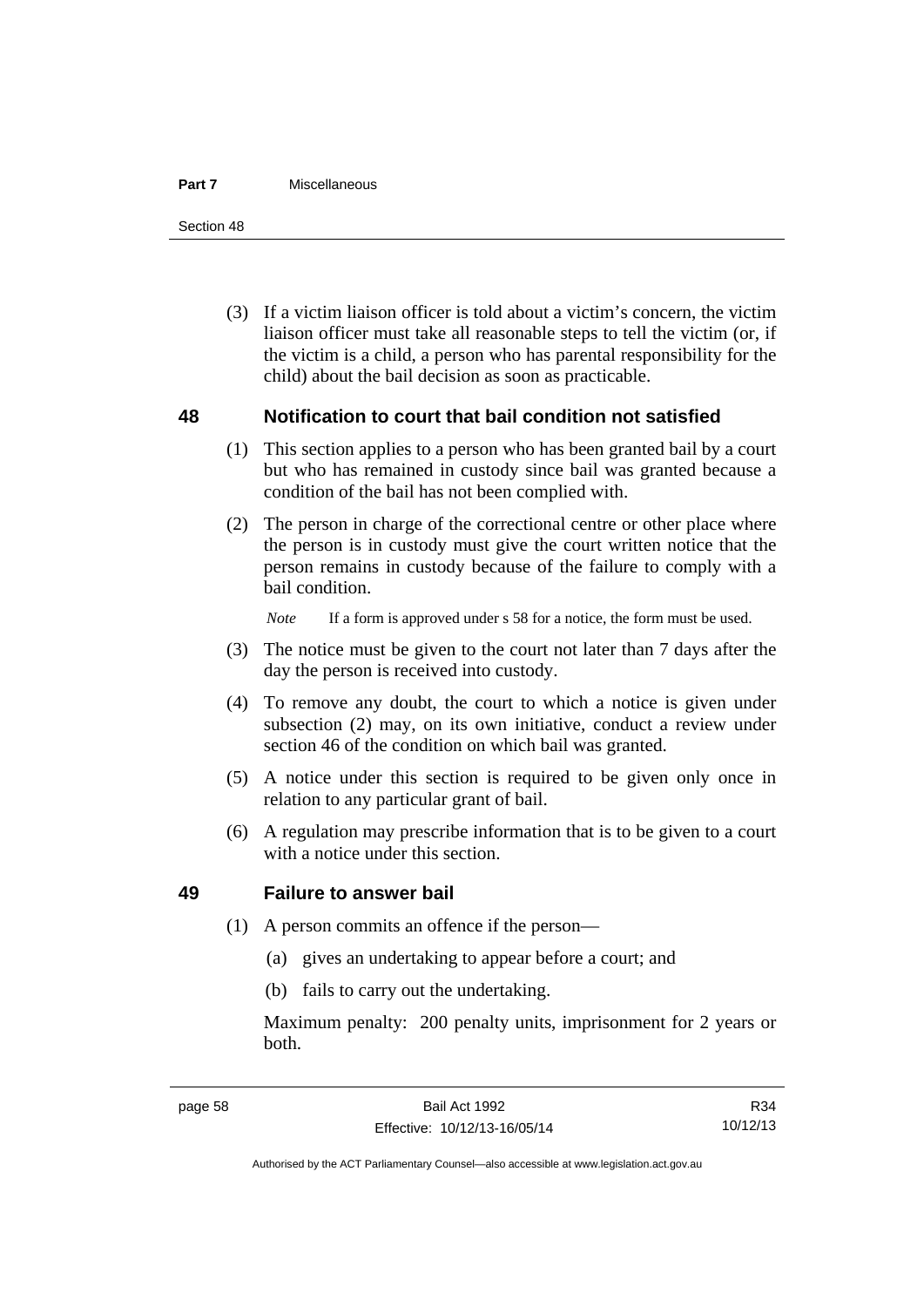(3) If a victim liaison officer is told about a victim's concern, the victim liaison officer must take all reasonable steps to tell the victim (or, if the victim is a child, a person who has parental responsibility for the child) about the bail decision as soon as practicable.

## 48 Notification to court that bail condition not satisfied

(1) This section applies to a person who has been granted bail by a court but who has remained in custody since bail was granted because a condition of the bail has not been complied with.

(2) The person in charge of the correctional centre or other place where the person is in custody must give the court written notice that the person remains in custody because of the failure to comply with a bail condition.

*Note* If a form is approved under s 58 for a notice, the form must be used.

(3) The notice must be given to the court not later than 7 days after the day the person is received into custody.

(4) To remove any doubt, the court to which a notice is given under subsection (2) may, on its own initiative, conduct a review under section 46 of the condition on which bail was granted.

(5) A notice under this section is required to be given only once in relation to any particular grant of bail.

(6) A regulation may prescribe information that is to be given to a court with a notice under this section.

## 49 Failure to answer bail

(1) A person commits an offence if the person—

(a) gives an undertaking to appear before a court; and

(b) fails to carry out the undertaking.

Maximum penalty: 200 penalty units, imprisonment for 2 years or both.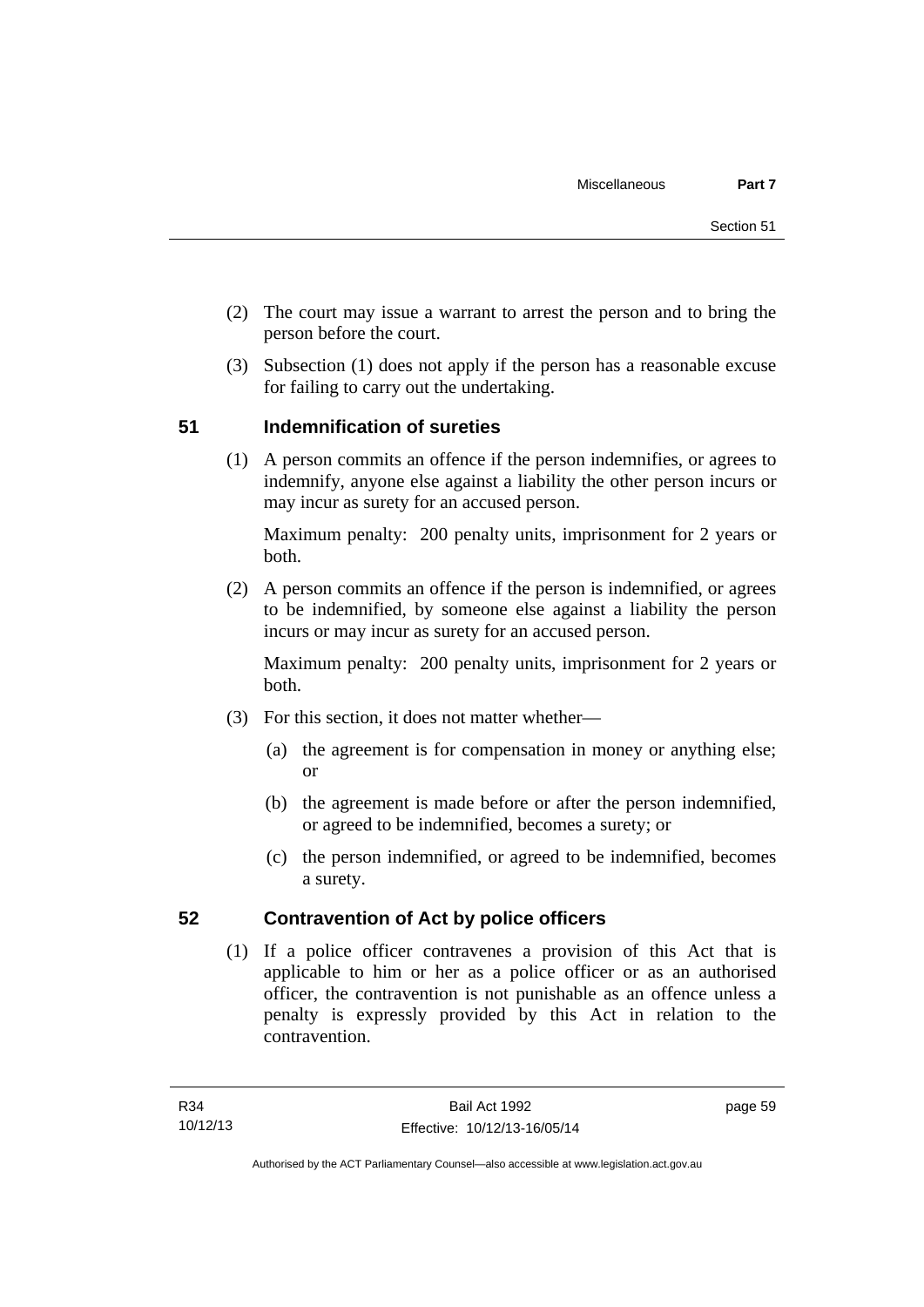(2) The court may issue a warrant to arrest the person and to bring the person before the court.

(3) Subsection (1) does not apply if the person has a reasonable excuse for failing to carry out the undertaking.

## 51 Indemnification of sureties

(1) A person commits an offence if the person indemnifies, or agrees to indemnify, anyone else against a liability the other person incurs or may incur as surety for an accused person.

Maximum penalty: 200 penalty units, imprisonment for 2 years or both.

(2) A person commits an offence if the person is indemnified, or agrees to be indemnified, by someone else against a liability the person incurs or may incur as surety for an accused person.

Maximum penalty: 200 penalty units, imprisonment for 2 years or both.

(3) For this section, it does not matter whether—

- (a) the agreement is for compensation in money or anything else; or
- (b) the agreement is made before or after the person indemnified, or agreed to be indemnified, becomes a surety; or
- (c) the person indemnified, or agreed to be indemnified, becomes a surety.

## 52 Contravention of Act by police officers

(1) If a police officer contravenes a provision of this Act that is applicable to him or her as a police officer or as an authorised officer, the contravention is not punishable as an offence unless a penalty is expressly provided by this Act in relation to the contravention.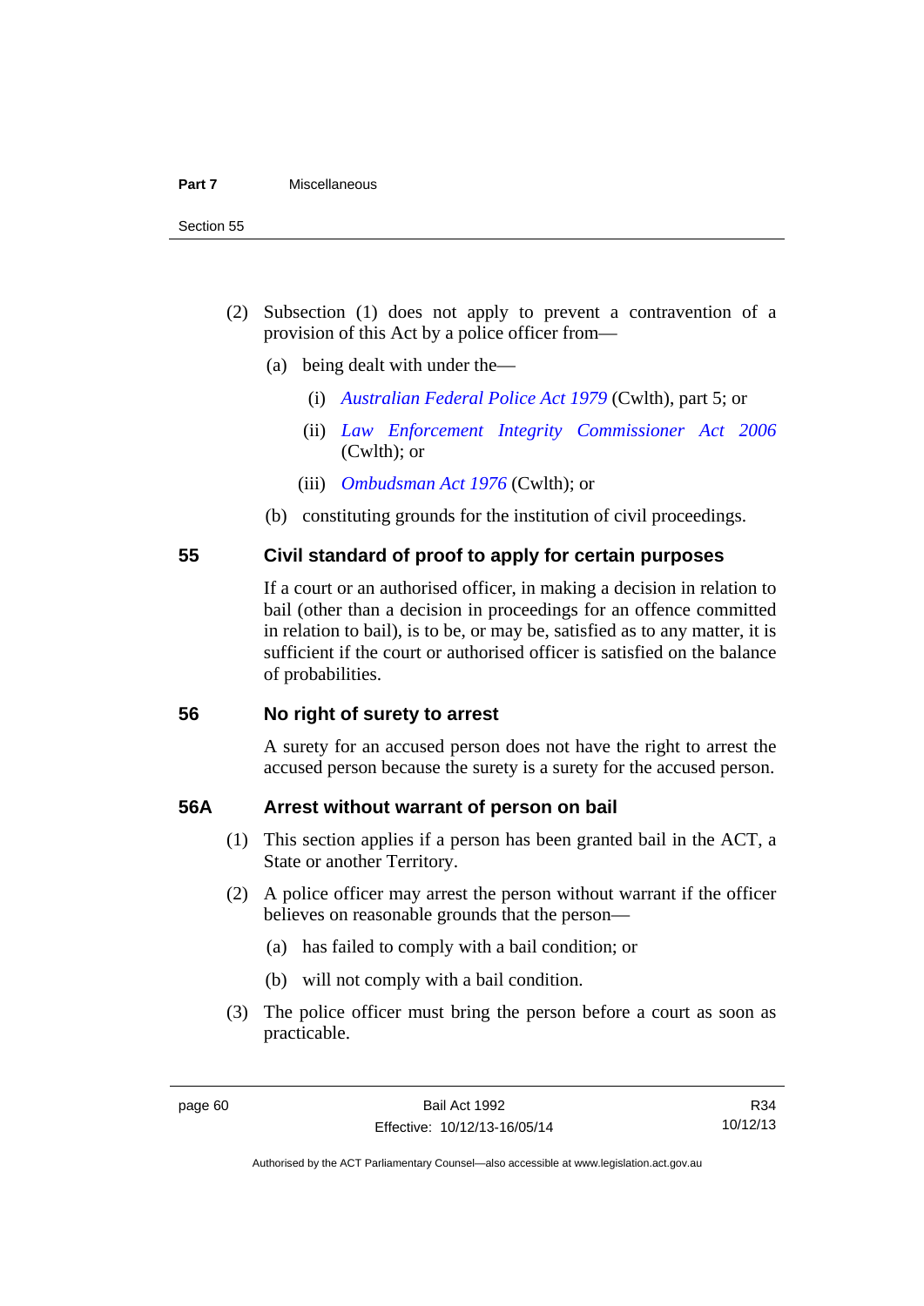(2) Subsection (1) does not apply to prevent a contravention of a provision of this Act by a police officer from—

(a) being dealt with under the—

(i) *Australian Federal Police Act 1979* (Cwlth), part 5; or

(ii) *Law Enforcement Integrity Commissioner Act 2006* (Cwlth); or

(iii) *Ombudsman Act 1976* (Cwlth); or

(b) constituting grounds for the institution of civil proceedings.

## 55 Civil standard of proof to apply for certain purposes

If a court or an authorised officer, in making a decision in relation to bail (other than a decision in proceedings for an offence committed in relation to bail), is to be, or may be, satisfied as to any matter, it is sufficient if the court or authorised officer is satisfied on the balance of probabilities.

## 56 No right of surety to arrest

A surety for an accused person does not have the right to arrest the accused person because the surety is a surety for the accused person.

## 56A Arrest without warrant of person on bail

(1) This section applies if a person has been granted bail in the ACT, a State or another Territory.

(2) A police officer may arrest the person without warrant if the officer believes on reasonable grounds that the person—

(a) has failed to comply with a bail condition; or

(b) will not comply with a bail condition.

(3) The police officer must bring the person before a court as soon as practicable.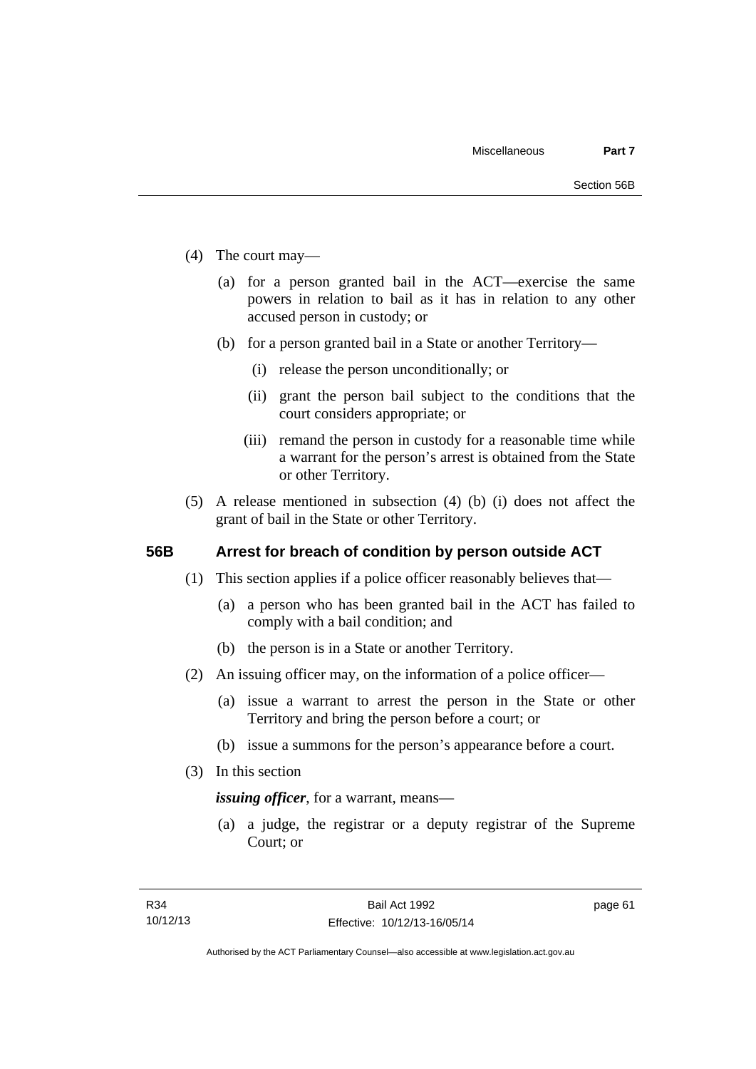(4) The court may—

(a) for a person granted bail in the ACT—exercise the same powers in relation to bail as it has in relation to any other accused person in custody; or

(b) for a person granted bail in a State or another Territory—

(i) release the person unconditionally; or

(ii) grant the person bail subject to the conditions that the court considers appropriate; or

(iii) remand the person in custody for a reasonable time while a warrant for the person's arrest is obtained from the State or other Territory.

(5) A release mentioned in subsection (4) (b) (i) does not affect the grant of bail in the State or other Territory.

## 56B Arrest for breach of condition by person outside ACT

(1) This section applies if a police officer reasonably believes that—

(a) a person who has been granted bail in the ACT has failed to comply with a bail condition; and

(b) the person is in a State or another Territory.

(2) An issuing officer may, on the information of a police officer—

(a) issue a warrant to arrest the person in the State or other Territory and bring the person before a court; or

(b) issue a summons for the person's appearance before a court.

(3) In this section

***issuing officer***, for a warrant, means—

(a) a judge, the registrar or a deputy registrar of the Supreme Court; or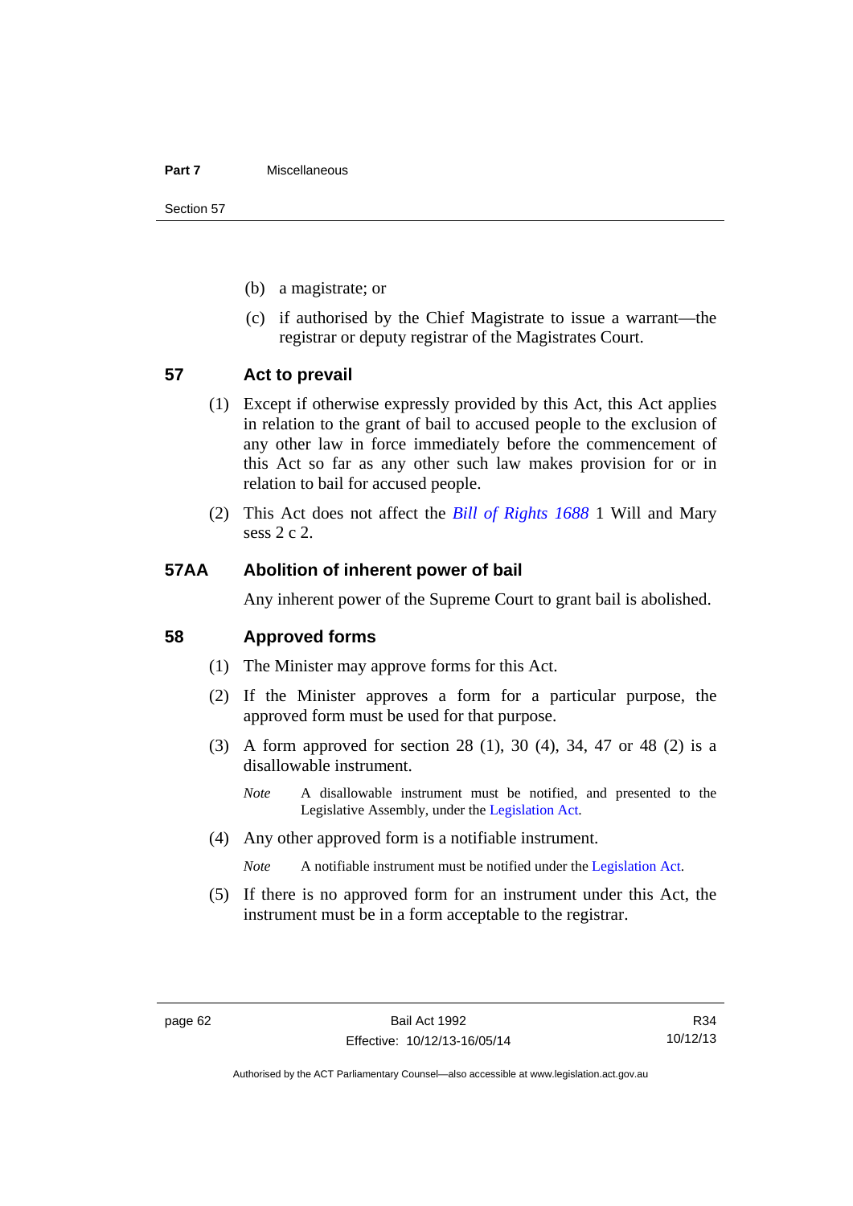(b) a magistrate; or

(c) if authorised by the Chief Magistrate to issue a warrant—the registrar or deputy registrar of the Magistrates Court.

## 57 Act to prevail

(1) Except if otherwise expressly provided by this Act, this Act applies in relation to the grant of bail to accused people to the exclusion of any other law in force immediately before the commencement of this Act so far as any other such law makes provision for or in relation to bail for accused people.

(2) This Act does not affect the *Bill of Rights 1688* 1 Will and Mary sess 2 c 2.

## 57AA Abolition of inherent power of bail

Any inherent power of the Supreme Court to grant bail is abolished.

## 58 Approved forms

(1) The Minister may approve forms for this Act.

(2) If the Minister approves a form for a particular purpose, the approved form must be used for that purpose.

(3) A form approved for section 28 (1), 30 (4), 34, 47 or 48 (2) is a disallowable instrument.

*Note* A disallowable instrument must be notified, and presented to the Legislative Assembly, under the Legislation Act.

(4) Any other approved form is a notifiable instrument.

*Note* A notifiable instrument must be notified under the Legislation Act.

(5) If there is no approved form for an instrument under this Act, the instrument must be in a form acceptable to the registrar.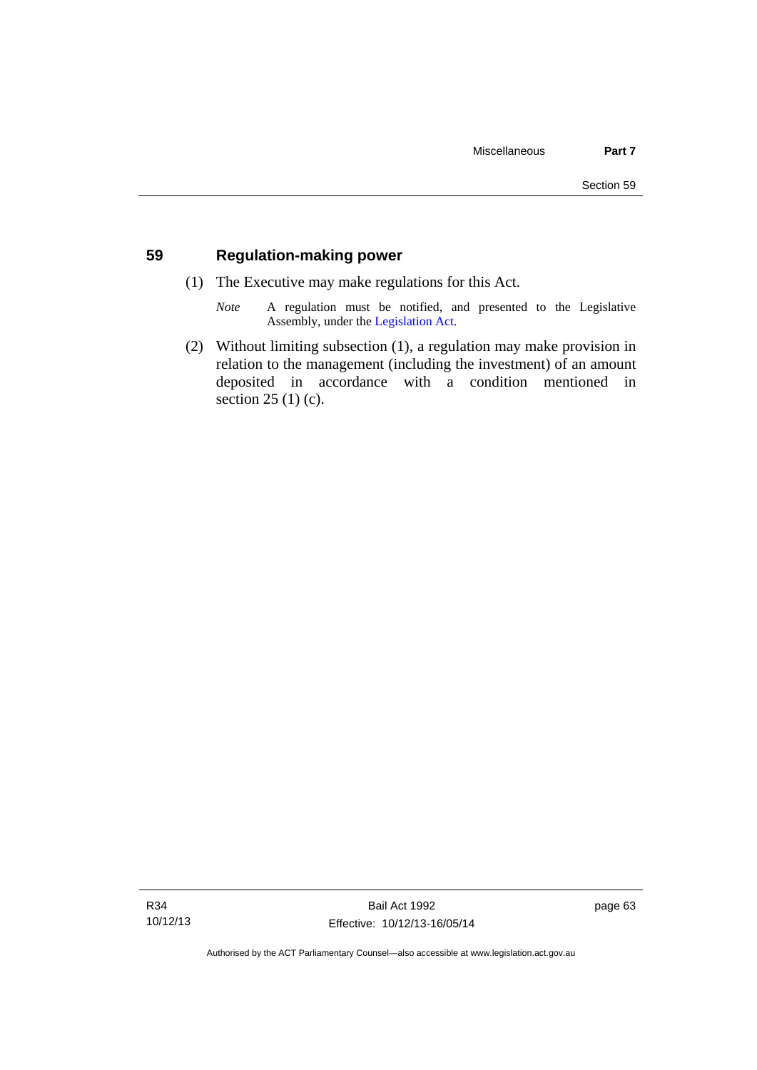## 59 Regulation-making power

(1) The Executive may make regulations for this Act.

*Note* A regulation must be notified, and presented to the Legislative Assembly, under the Legislation Act.

(2) Without limiting subsection (1), a regulation may make provision in relation to the management (including the investment) of an amount deposited in accordance with a condition mentioned in section 25 (1) (c).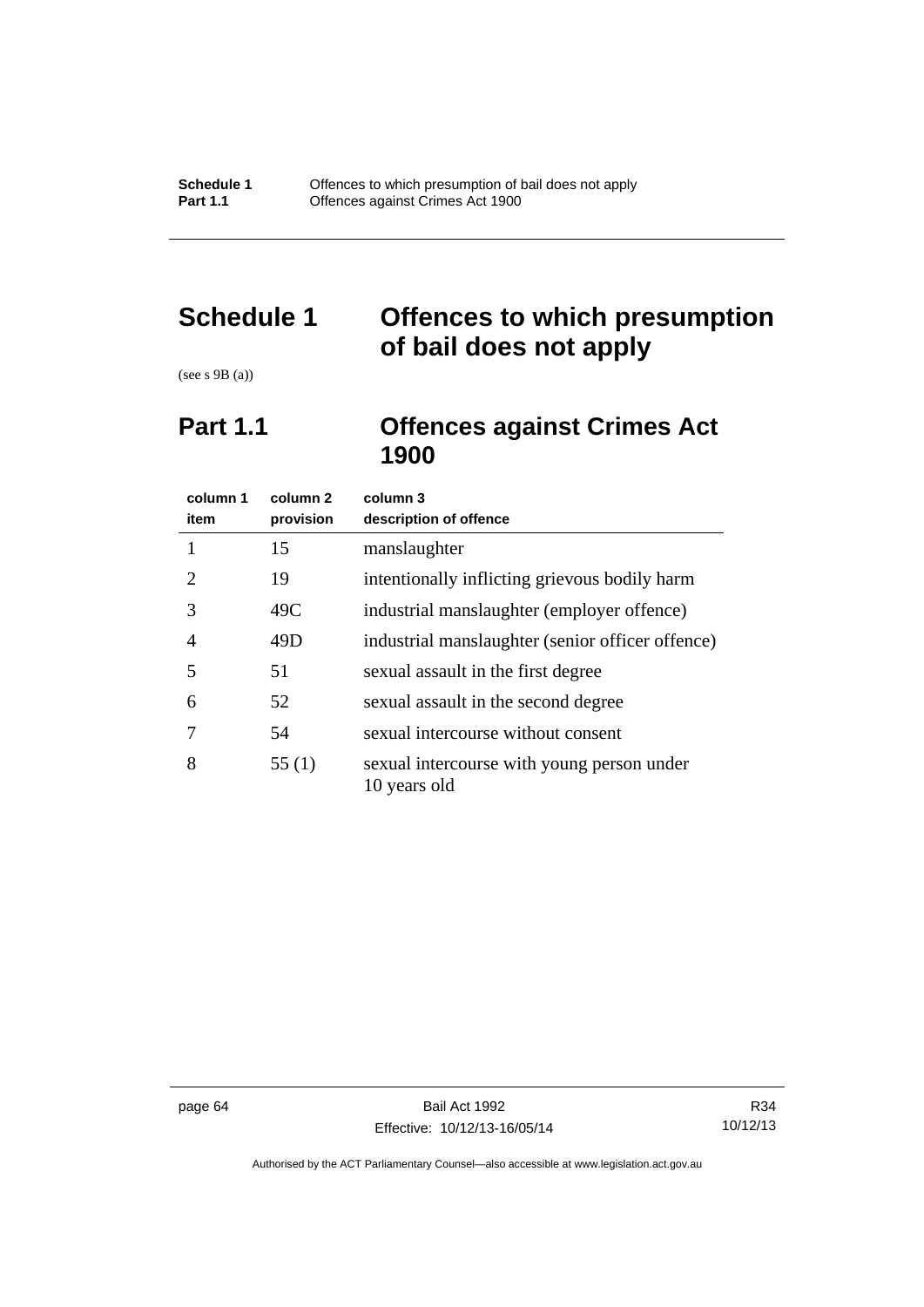# Schedule 1 Offences to which presumption of bail does not apply

(see s 9B (a))

## Part 1.1 Offences against Crimes Act 1900

| column 1<br>item | column 2<br>provision | column 3<br>description of offence |
|---|---|---|
| 1 | 15 | manslaughter |
| 2 | 19 | intentionally inflicting grievous bodily harm |
| 3 | 49C | industrial manslaughter (employer offence) |
| 4 | 49D | industrial manslaughter (senior officer offence) |
| 5 | 51 | sexual assault in the first degree |
| 6 | 52 | sexual assault in the second degree |
| 7 | 54 | sexual intercourse without consent |
| 8 | 55 (1) | sexual intercourse with young person under 10 years old |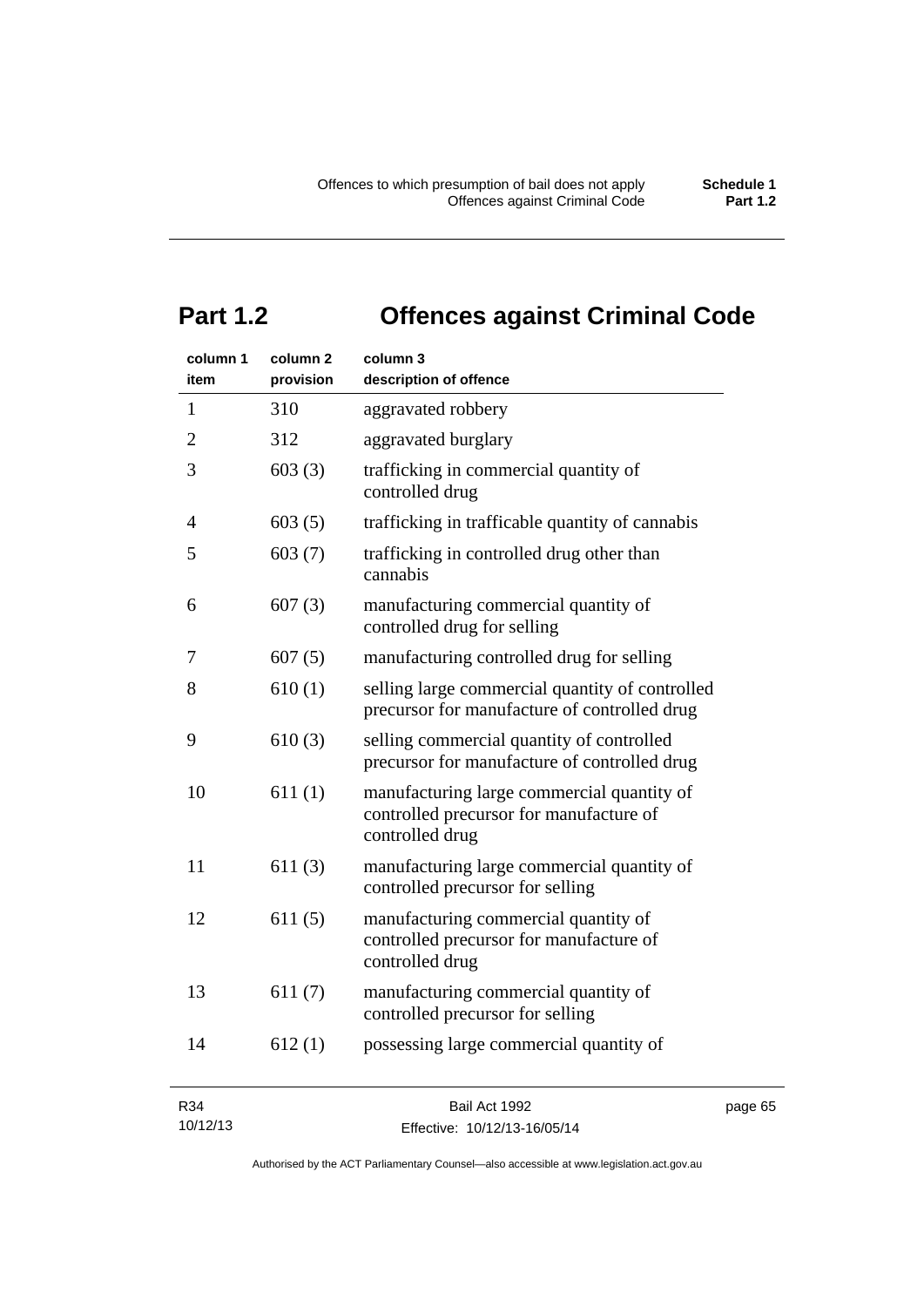# Part 1.2 Offences against Criminal Code

| column 1 item | column 2 provision | column 3 description of offence |
|---|---|---|
| 1 | 310 | aggravated robbery |
| 2 | 312 | aggravated burglary |
| 3 | 603 (3) | trafficking in commercial quantity of controlled drug |
| 4 | 603 (5) | trafficking in trafficable quantity of cannabis |
| 5 | 603 (7) | trafficking in controlled drug other than cannabis |
| 6 | 607 (3) | manufacturing commercial quantity of controlled drug for selling |
| 7 | 607 (5) | manufacturing controlled drug for selling |
| 8 | 610 (1) | selling large commercial quantity of controlled precursor for manufacture of controlled drug |
| 9 | 610 (3) | selling commercial quantity of controlled precursor for manufacture of controlled drug |
| 10 | 611 (1) | manufacturing large commercial quantity of controlled precursor for manufacture of controlled drug |
| 11 | 611 (3) | manufacturing large commercial quantity of controlled precursor for selling |
| 12 | 611 (5) | manufacturing commercial quantity of controlled precursor for manufacture of controlled drug |
| 13 | 611 (7) | manufacturing commercial quantity of controlled precursor for selling |
| 14 | 612 (1) | possessing large commercial quantity of |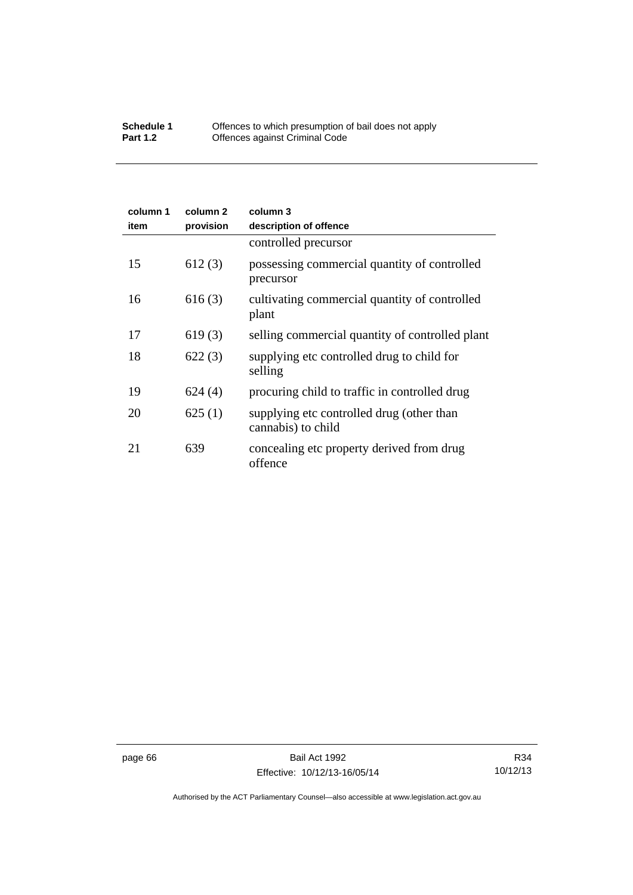| column 1 item | column 2 provision | column 3 description of offence |
|---|---|---|
| | | controlled precursor |
| 15 | 612 (3) | possessing commercial quantity of controlled precursor |
| 16 | 616 (3) | cultivating commercial quantity of controlled plant |
| 17 | 619 (3) | selling commercial quantity of controlled plant |
| 18 | 622 (3) | supplying etc controlled drug to child for selling |
| 19 | 624 (4) | procuring child to traffic in controlled drug |
| 20 | 625 (1) | supplying etc controlled drug (other than cannabis) to child |
| 21 | 639 | concealing etc property derived from drug offence |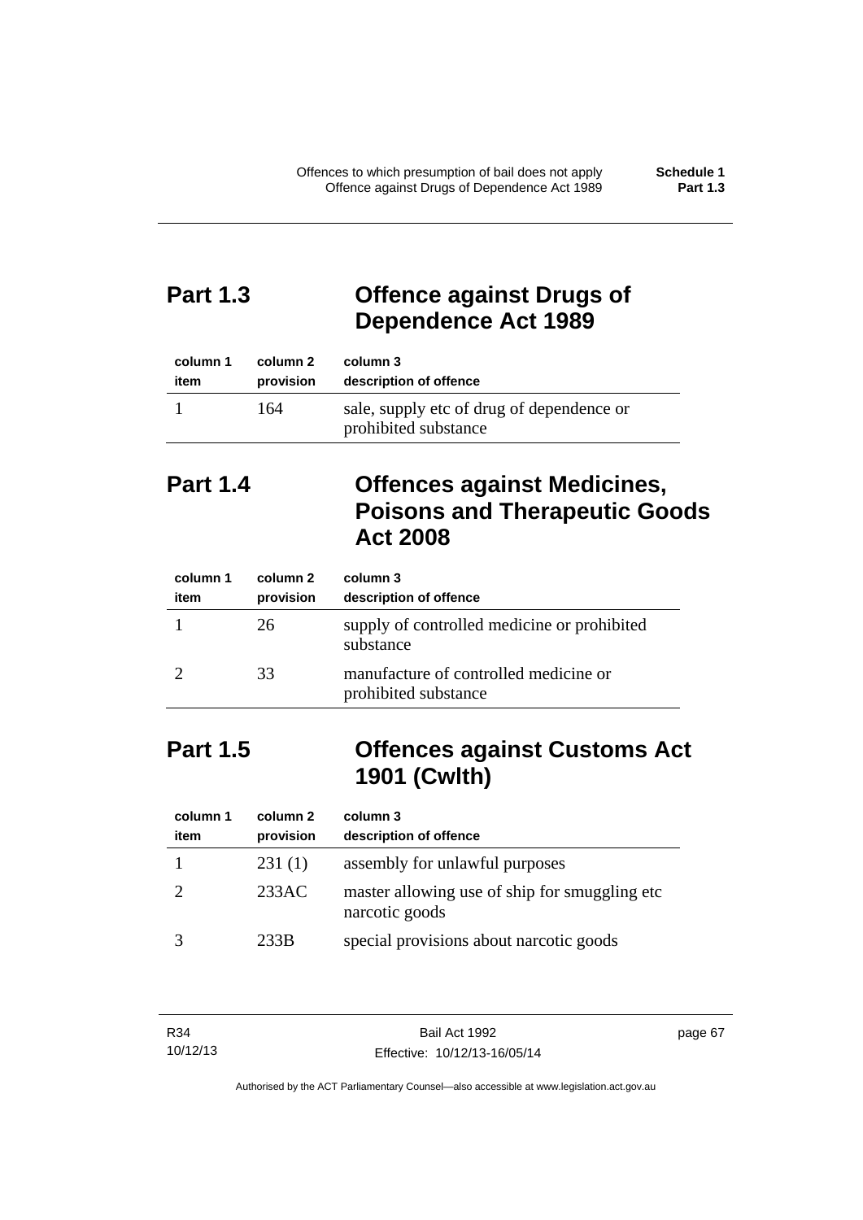## Part 1.3 Offence against Drugs of Dependence Act 1989

| column 1<br>item | column 2<br>provision | column 3<br>description of offence |
|---|---|---|
| 1 | 164 | sale, supply etc of drug of dependence or prohibited substance |

## Part 1.4 Offences against Medicines, Poisons and Therapeutic Goods Act 2008

| column 1<br>item | column 2<br>provision | column 3<br>description of offence |
|---|---|---|
| 1 | 26 | supply of controlled medicine or prohibited substance |
| 2 | 33 | manufacture of controlled medicine or prohibited substance |

## Part 1.5 Offences against Customs Act 1901 (Cwlth)

| column 1<br>item | column 2<br>provision | column 3<br>description of offence |
|---|---|---|
| 1 | 231 (1) | assembly for unlawful purposes |
| 2 | 233AC | master allowing use of ship for smuggling etc narcotic goods |
| 3 | 233B | special provisions about narcotic goods |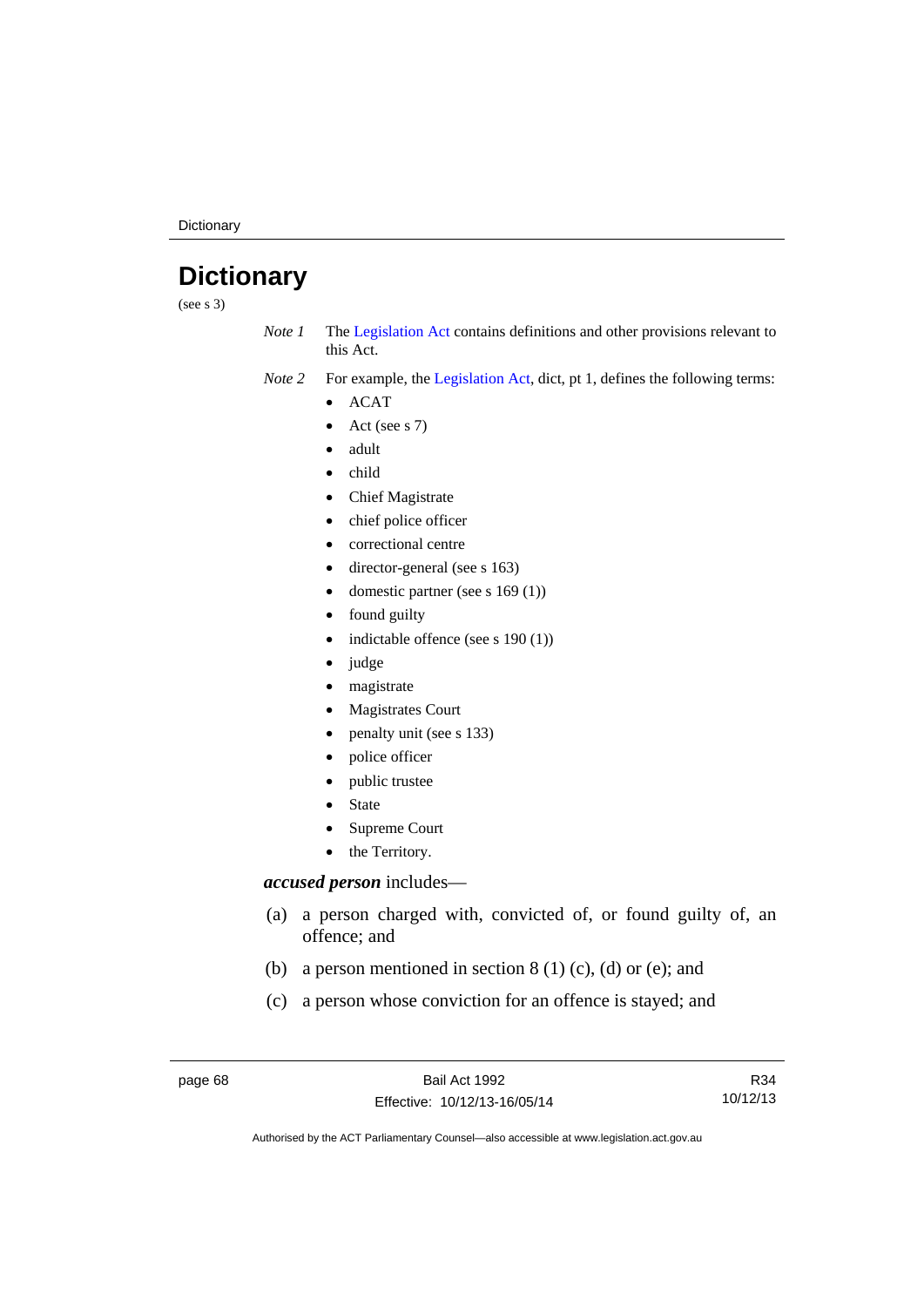# Dictionary

(see s 3)

*Note 1* The Legislation Act contains definitions and other provisions relevant to this Act.

*Note 2* For example, the Legislation Act, dict, pt 1, defines the following terms:

- ACAT
- Act (see s 7)
- adult
- child
- Chief Magistrate
- chief police officer
- correctional centre
- director-general (see s 163)
- domestic partner (see s 169 (1))
- found guilty
- indictable offence (see s 190 (1))
- judge
- magistrate
- Magistrates Court
- penalty unit (see s 133)
- police officer
- public trustee
- State
- Supreme Court
- the Territory.

***accused person*** includes—

(a) a person charged with, convicted of, or found guilty of, an offence; and

(b) a person mentioned in section 8 (1) (c), (d) or (e); and

(c) a person whose conviction for an offence is stayed; and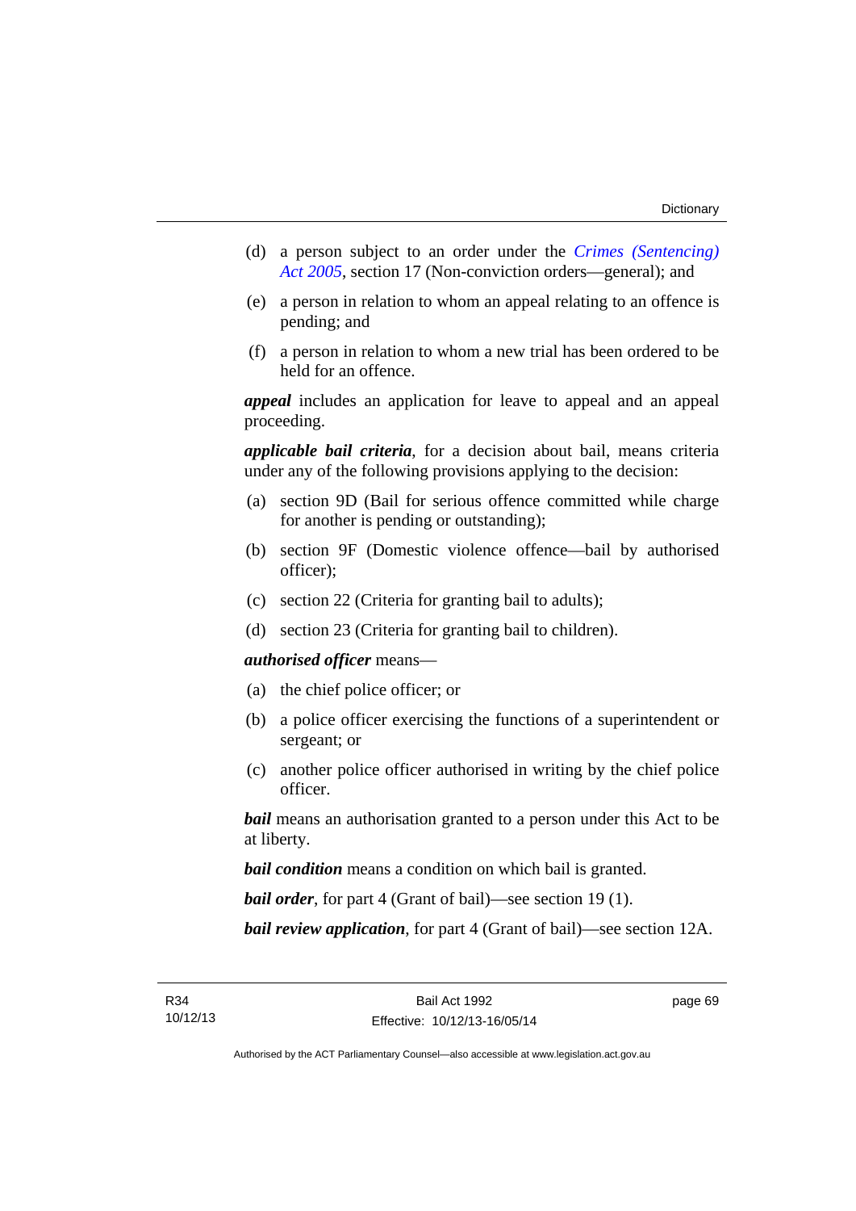(d) a person subject to an order under the *Crimes (Sentencing) Act 2005*, section 17 (Non-conviction orders—general); and

(e) a person in relation to whom an appeal relating to an offence is pending; and

(f) a person in relation to whom a new trial has been ordered to be held for an offence.

***appeal*** includes an application for leave to appeal and an appeal proceeding.

***applicable bail criteria***, for a decision about bail, means criteria under any of the following provisions applying to the decision:

(a) section 9D (Bail for serious offence committed while charge for another is pending or outstanding);

(b) section 9F (Domestic violence offence—bail by authorised officer);

(c) section 22 (Criteria for granting bail to adults);

(d) section 23 (Criteria for granting bail to children).

***authorised officer*** means—

(a) the chief police officer; or

(b) a police officer exercising the functions of a superintendent or sergeant; or

(c) another police officer authorised in writing by the chief police officer.

***bail*** means an authorisation granted to a person under this Act to be at liberty.

***bail condition*** means a condition on which bail is granted.

***bail order***, for part 4 (Grant of bail)—see section 19 (1).

***bail review application***, for part 4 (Grant of bail)—see section 12A.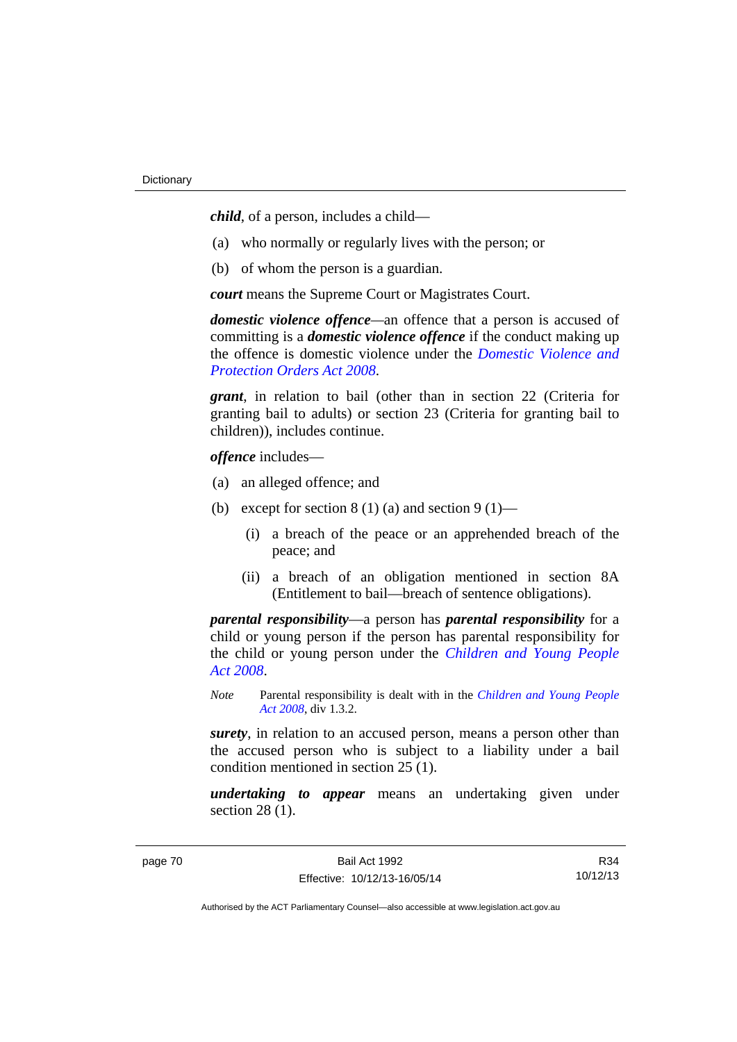***child***, of a person, includes a child—

(a) who normally or regularly lives with the person; or

(b) of whom the person is a guardian.

***court*** means the Supreme Court or Magistrates Court.

***domestic violence offence***—an offence that a person is accused of committing is a ***domestic violence offence*** if the conduct making up the offence is domestic violence under the *Domestic Violence and Protection Orders Act 2008*.

***grant***, in relation to bail (other than in section 22 (Criteria for granting bail to adults) or section 23 (Criteria for granting bail to children)), includes continue.

***offence*** includes—

(a) an alleged offence; and

(b) except for section 8 (1) (a) and section 9 (1)—

   (i) a breach of the peace or an apprehended breach of the peace; and

   (ii) a breach of an obligation mentioned in section 8A (Entitlement to bail—breach of sentence obligations).

***parental responsibility***—a person has ***parental responsibility*** for a child or young person if the person has parental responsibility for the child or young person under the *Children and Young People Act 2008*.

*Note* Parental responsibility is dealt with in the *Children and Young People Act 2008*, div 1.3.2.

***surety***, in relation to an accused person, means a person other than the accused person who is subject to a liability under a bail condition mentioned in section 25 (1).

***undertaking to appear*** means an undertaking given under section 28 (1).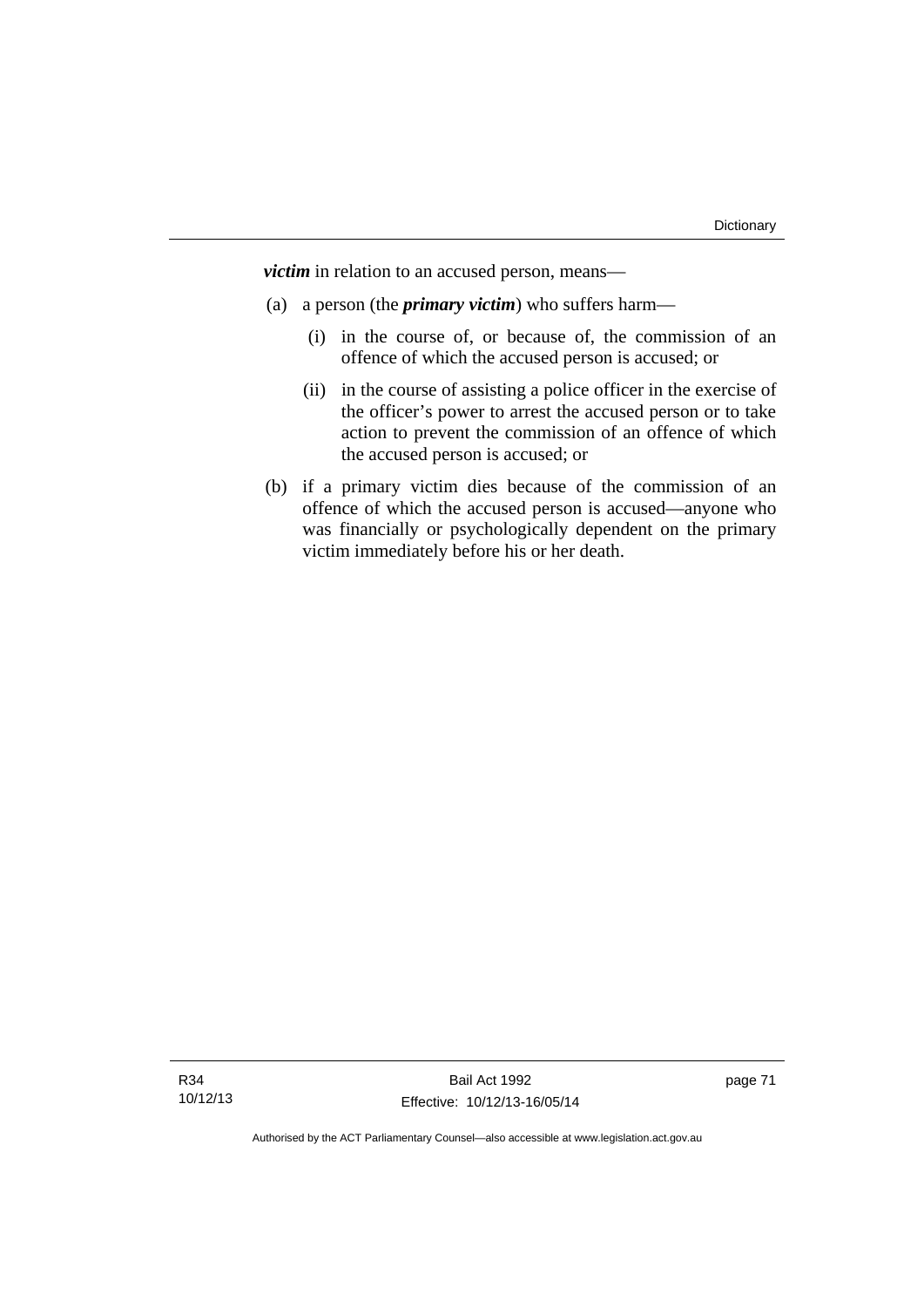***victim*** in relation to an accused person, means—

(a) a person (the ***primary victim***) who suffers harm—

   (i) in the course of, or because of, the commission of an offence of which the accused person is accused; or

   (ii) in the course of assisting a police officer in the exercise of the officer's power to arrest the accused person or to take action to prevent the commission of an offence of which the accused person is accused; or

(b) if a primary victim dies because of the commission of an offence of which the accused person is accused—anyone who was financially or psychologically dependent on the primary victim immediately before his or her death.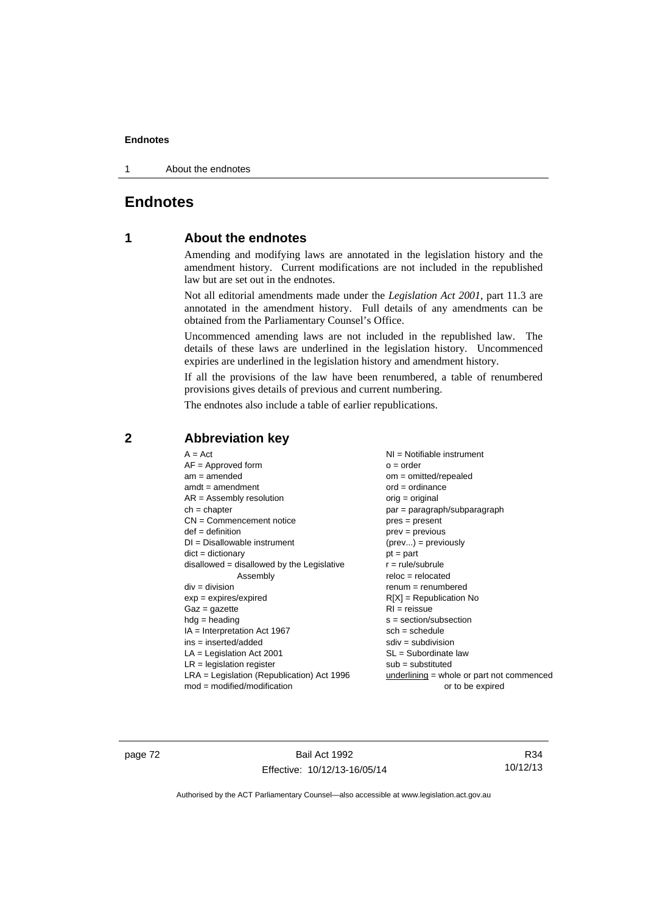# Endnotes

## 1 About the endnotes

Amending and modifying laws are annotated in the legislation history and the amendment history. Current modifications are not included in the republished law but are set out in the endnotes.

Not all editorial amendments made under the *Legislation Act 2001*, part 11.3 are annotated in the amendment history. Full details of any amendments can be obtained from the Parliamentary Counsel's Office.

Uncommenced amending laws are not included in the republished law. The details of these laws are underlined in the legislation history. Uncommenced expiries are underlined in the legislation history and amendment history.

If all the provisions of the law have been renumbered, a table of renumbered provisions gives details of previous and current numbering.

The endnotes also include a table of earlier republications.

## 2 Abbreviation key

A = Act
AF = Approved form
am = amended
amdt = amendment
AR = Assembly resolution
ch = chapter
CN = Commencement notice
def = definition
DI = Disallowable instrument
dict = dictionary
disallowed = disallowed by the Legislative Assembly
div = division
exp = expires/expired
Gaz = gazette
hdg = heading
IA = Interpretation Act 1967
ins = inserted/added
LA = Legislation Act 2001
LR = legislation register
LRA = Legislation (Republication) Act 1996
mod = modified/modification
NI = Notifiable instrument
o = order
om = omitted/repealed
ord = ordinance
orig = original
par = paragraph/subparagraph
pres = present
prev = previous
(prev...) = previously
pt = part
r = rule/subrule
reloc = relocated
renum = renumbered
R[X] = Republication No
RI = reissue
s = section/subsection
sch = schedule
sdiv = subdivision
SL = Subordinate law
sub = substituted
underlining = whole or part not commenced or to be expired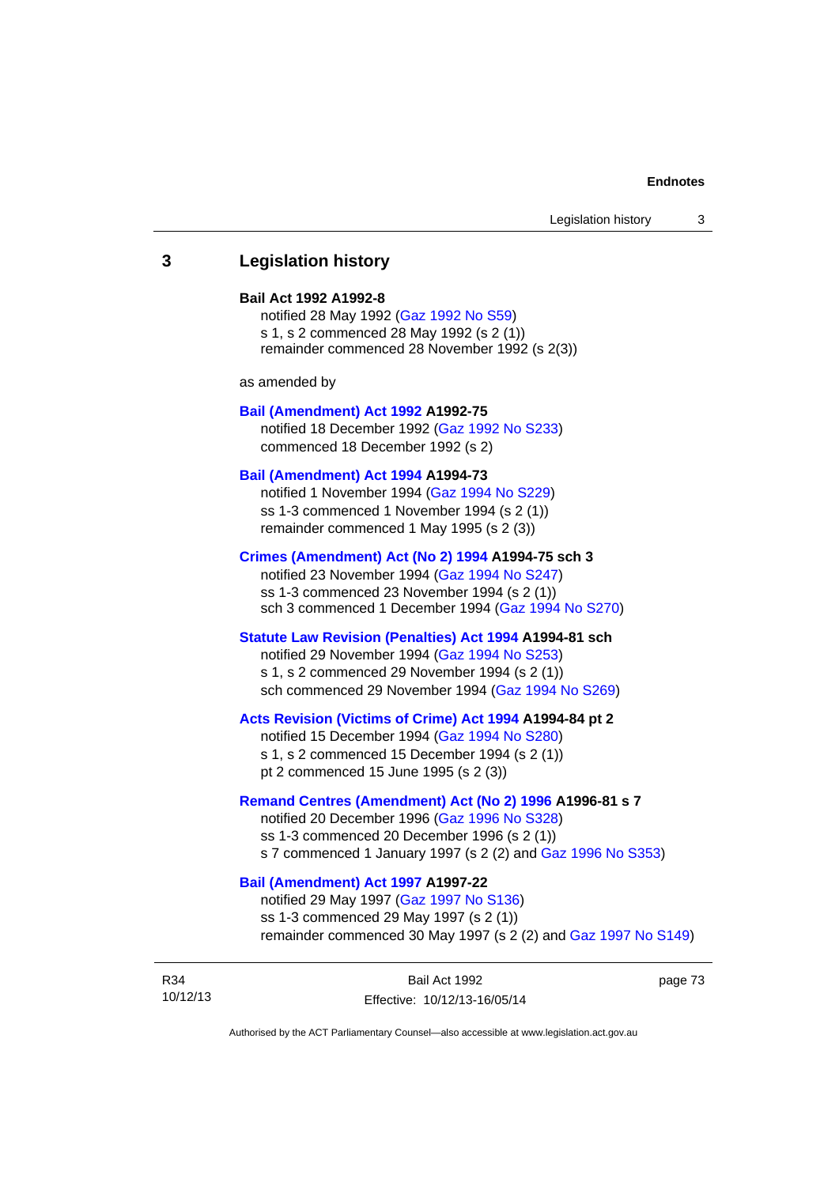## 3 Legislation history

**Bail Act 1992 A1992-8**
notified 28 May 1992 (Gaz 1992 No S59)
s 1, s 2 commenced 28 May 1992 (s 2 (1))
remainder commenced 28 November 1992 (s 2(3))

as amended by

**Bail (Amendment) Act 1992 A1992-75**
notified 18 December 1992 (Gaz 1992 No S233)
commenced 18 December 1992 (s 2)

**Bail (Amendment) Act 1994 A1994-73**
notified 1 November 1994 (Gaz 1994 No S229)
ss 1-3 commenced 1 November 1994 (s 2 (1))
remainder commenced 1 May 1995 (s 2 (3))

**Crimes (Amendment) Act (No 2) 1994 A1994-75 sch 3**
notified 23 November 1994 (Gaz 1994 No S247)
ss 1-3 commenced 23 November 1994 (s 2 (1))
sch 3 commenced 1 December 1994 (Gaz 1994 No S270)

**Statute Law Revision (Penalties) Act 1994 A1994-81 sch**
notified 29 November 1994 (Gaz 1994 No S253)
s 1, s 2 commenced 29 November 1994 (s 2 (1))
sch commenced 29 November 1994 (Gaz 1994 No S269)

**Acts Revision (Victims of Crime) Act 1994 A1994-84 pt 2**
notified 15 December 1994 (Gaz 1994 No S280)
s 1, s 2 commenced 15 December 1994 (s 2 (1))
pt 2 commenced 15 June 1995 (s 2 (3))

**Remand Centres (Amendment) Act (No 2) 1996 A1996-81 s 7**
notified 20 December 1996 (Gaz 1996 No S328)
ss 1-3 commenced 20 December 1996 (s 2 (1))
s 7 commenced 1 January 1997 (s 2 (2) and Gaz 1996 No S353)

**Bail (Amendment) Act 1997 A1997-22**
notified 29 May 1997 (Gaz 1997 No S136)
ss 1-3 commenced 29 May 1997 (s 2 (1))
remainder commenced 30 May 1997 (s 2 (2) and Gaz 1997 No S149)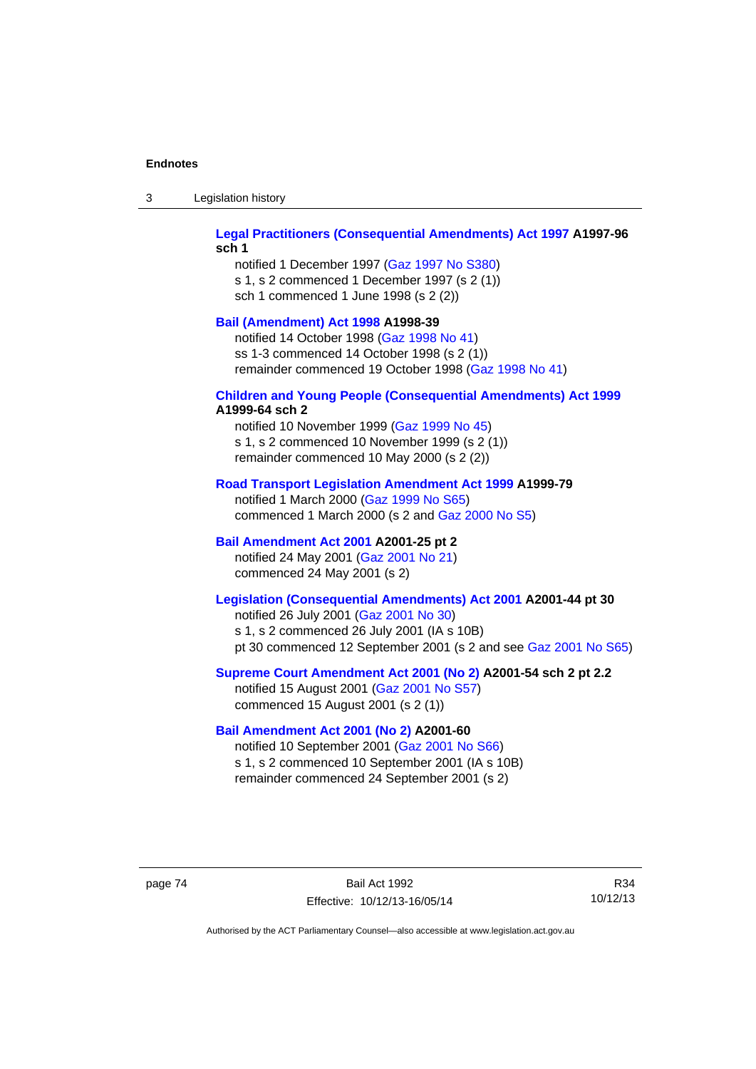**Legal Practitioners (Consequential Amendments) Act 1997 A1997-96 sch 1**

notified 1 December 1997 (Gaz 1997 No S380)
s 1, s 2 commenced 1 December 1997 (s 2 (1))
sch 1 commenced 1 June 1998 (s 2 (2))

**Bail (Amendment) Act 1998 A1998-39**

notified 14 October 1998 (Gaz 1998 No 41)
ss 1-3 commenced 14 October 1998 (s 2 (1))
remainder commenced 19 October 1998 (Gaz 1998 No 41)

**Children and Young People (Consequential Amendments) Act 1999 A1999-64 sch 2**

notified 10 November 1999 (Gaz 1999 No 45)
s 1, s 2 commenced 10 November 1999 (s 2 (1))
remainder commenced 10 May 2000 (s 2 (2))

**Road Transport Legislation Amendment Act 1999 A1999-79**

notified 1 March 2000 (Gaz 1999 No S65)
commenced 1 March 2000 (s 2 and Gaz 2000 No S5)

**Bail Amendment Act 2001 A2001-25 pt 2**

notified 24 May 2001 (Gaz 2001 No 21)
commenced 24 May 2001 (s 2)

**Legislation (Consequential Amendments) Act 2001 A2001-44 pt 30**

notified 26 July 2001 (Gaz 2001 No 30)
s 1, s 2 commenced 26 July 2001 (IA s 10B)
pt 30 commenced 12 September 2001 (s 2 and see Gaz 2001 No S65)

**Supreme Court Amendment Act 2001 (No 2) A2001-54 sch 2 pt 2.2**

notified 15 August 2001 (Gaz 2001 No S57)
commenced 15 August 2001 (s 2 (1))

**Bail Amendment Act 2001 (No 2) A2001-60**

notified 10 September 2001 (Gaz 2001 No S66)
s 1, s 2 commenced 10 September 2001 (IA s 10B)
remainder commenced 24 September 2001 (s 2)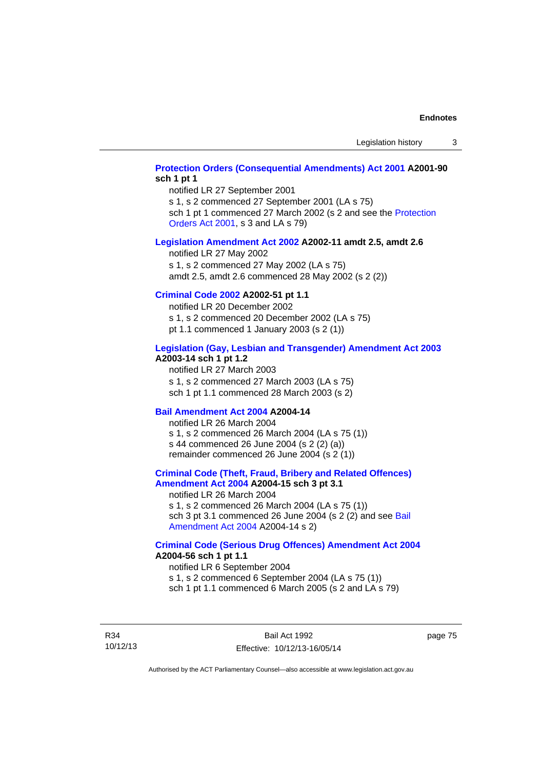**Protection Orders (Consequential Amendments) Act 2001 A2001-90 sch 1 pt 1**

notified LR 27 September 2001

s 1, s 2 commenced 27 September 2001 (LA s 75)

sch 1 pt 1 commenced 27 March 2002 (s 2 and see the Protection Orders Act 2001, s 3 and LA s 79)

**Legislation Amendment Act 2002 A2002-11 amdt 2.5, amdt 2.6**

notified LR 27 May 2002

s 1, s 2 commenced 27 May 2002 (LA s 75)

amdt 2.5, amdt 2.6 commenced 28 May 2002 (s 2 (2))

**Criminal Code 2002 A2002-51 pt 1.1**

notified LR 20 December 2002

s 1, s 2 commenced 20 December 2002 (LA s 75)

pt 1.1 commenced 1 January 2003 (s 2 (1))

**Legislation (Gay, Lesbian and Transgender) Amendment Act 2003 A2003-14 sch 1 pt 1.2**

notified LR 27 March 2003

s 1, s 2 commenced 27 March 2003 (LA s 75)

sch 1 pt 1.1 commenced 28 March 2003 (s 2)

**Bail Amendment Act 2004 A2004-14**

notified LR 26 March 2004

s 1, s 2 commenced 26 March 2004 (LA s 75 (1))

s 44 commenced 26 June 2004 (s 2 (2) (a))

remainder commenced 26 June 2004 (s 2 (1))

**Criminal Code (Theft, Fraud, Bribery and Related Offences) Amendment Act 2004 A2004-15 sch 3 pt 3.1**

notified LR 26 March 2004

s 1, s 2 commenced 26 March 2004 (LA s 75 (1))

sch 3 pt 3.1 commenced 26 June 2004 (s 2 (2) and see Bail Amendment Act 2004 A2004-14 s 2)

**Criminal Code (Serious Drug Offences) Amendment Act 2004 A2004-56 sch 1 pt 1.1**

notified LR 6 September 2004

s 1, s 2 commenced 6 September 2004 (LA s 75 (1))

sch 1 pt 1.1 commenced 6 March 2005 (s 2 and LA s 79)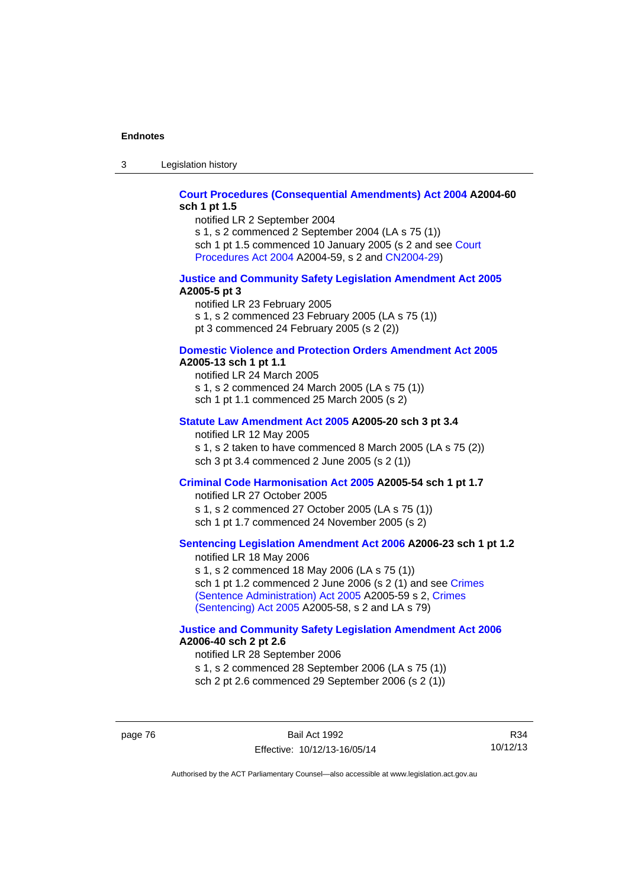**Court Procedures (Consequential Amendments) Act 2004 A2004-60 sch 1 pt 1.5**

notified LR 2 September 2004

s 1, s 2 commenced 2 September 2004 (LA s 75 (1))

sch 1 pt 1.5 commenced 10 January 2005 (s 2 and see Court Procedures Act 2004 A2004-59, s 2 and CN2004-29)

**Justice and Community Safety Legislation Amendment Act 2005 A2005-5 pt 3**

notified LR 23 February 2005

s 1, s 2 commenced 23 February 2005 (LA s 75 (1))

pt 3 commenced 24 February 2005 (s 2 (2))

**Domestic Violence and Protection Orders Amendment Act 2005 A2005-13 sch 1 pt 1.1**

notified LR 24 March 2005

s 1, s 2 commenced 24 March 2005 (LA s 75 (1))

sch 1 pt 1.1 commenced 25 March 2005 (s 2)

**Statute Law Amendment Act 2005 A2005-20 sch 3 pt 3.4**

notified LR 12 May 2005

s 1, s 2 taken to have commenced 8 March 2005 (LA s 75 (2))

sch 3 pt 3.4 commenced 2 June 2005 (s 2 (1))

**Criminal Code Harmonisation Act 2005 A2005-54 sch 1 pt 1.7**

notified LR 27 October 2005

s 1, s 2 commenced 27 October 2005 (LA s 75 (1))

sch 1 pt 1.7 commenced 24 November 2005 (s 2)

**Sentencing Legislation Amendment Act 2006 A2006-23 sch 1 pt 1.2**

notified LR 18 May 2006

s 1, s 2 commenced 18 May 2006 (LA s 75 (1))

sch 1 pt 1.2 commenced 2 June 2006 (s 2 (1) and see Crimes (Sentence Administration) Act 2005 A2005-59 s 2, Crimes (Sentencing) Act 2005 A2005-58, s 2 and LA s 79)

**Justice and Community Safety Legislation Amendment Act 2006 A2006-40 sch 2 pt 2.6**

notified LR 28 September 2006

s 1, s 2 commenced 28 September 2006 (LA s 75 (1))

sch 2 pt 2.6 commenced 29 September 2006 (s 2 (1))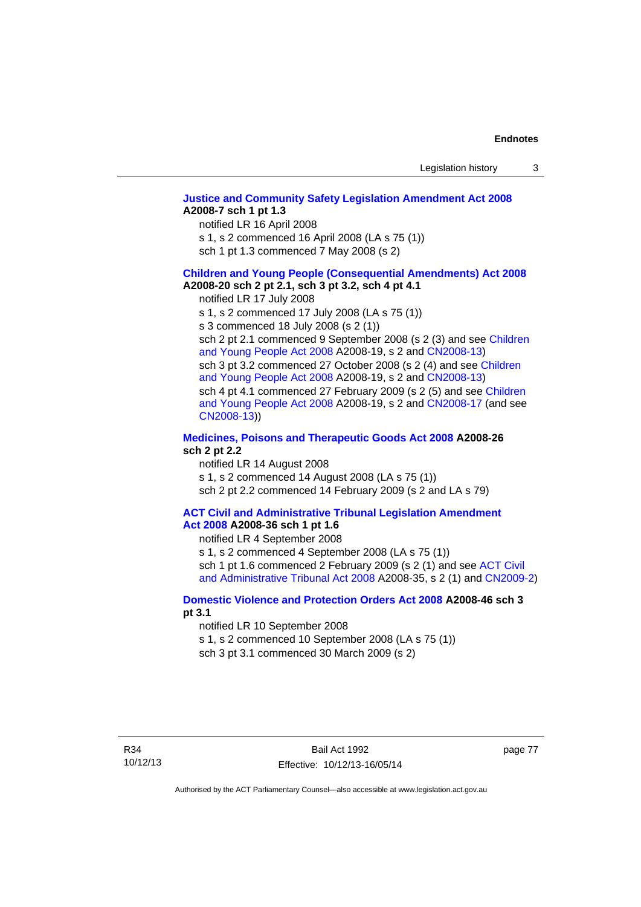**Justice and Community Safety Legislation Amendment Act 2008 A2008-7 sch 1 pt 1.3**

notified LR 16 April 2008

s 1, s 2 commenced 16 April 2008 (LA s 75 (1))

sch 1 pt 1.3 commenced 7 May 2008 (s 2)

**Children and Young People (Consequential Amendments) Act 2008 A2008-20 sch 2 pt 2.1, sch 3 pt 3.2, sch 4 pt 4.1**

notified LR 17 July 2008

s 1, s 2 commenced 17 July 2008 (LA s 75 (1))

s 3 commenced 18 July 2008 (s 2 (1))

sch 2 pt 2.1 commenced 9 September 2008 (s 2 (3) and see Children and Young People Act 2008 A2008-19, s 2 and CN2008-13)

sch 3 pt 3.2 commenced 27 October 2008 (s 2 (4) and see Children and Young People Act 2008 A2008-19, s 2 and CN2008-13)

sch 4 pt 4.1 commenced 27 February 2009 (s 2 (5) and see Children and Young People Act 2008 A2008-19, s 2 and CN2008-17 (and see CN2008-13))

**Medicines, Poisons and Therapeutic Goods Act 2008 A2008-26 sch 2 pt 2.2**

notified LR 14 August 2008

s 1, s 2 commenced 14 August 2008 (LA s 75 (1))

sch 2 pt 2.2 commenced 14 February 2009 (s 2 and LA s 79)

**ACT Civil and Administrative Tribunal Legislation Amendment Act 2008 A2008-36 sch 1 pt 1.6**

notified LR 4 September 2008

s 1, s 2 commenced 4 September 2008 (LA s 75 (1))

sch 1 pt 1.6 commenced 2 February 2009 (s 2 (1) and see ACT Civil and Administrative Tribunal Act 2008 A2008-35, s 2 (1) and CN2009-2)

**Domestic Violence and Protection Orders Act 2008 A2008-46 sch 3 pt 3.1**

notified LR 10 September 2008

s 1, s 2 commenced 10 September 2008 (LA s 75 (1))

sch 3 pt 3.1 commenced 30 March 2009 (s 2)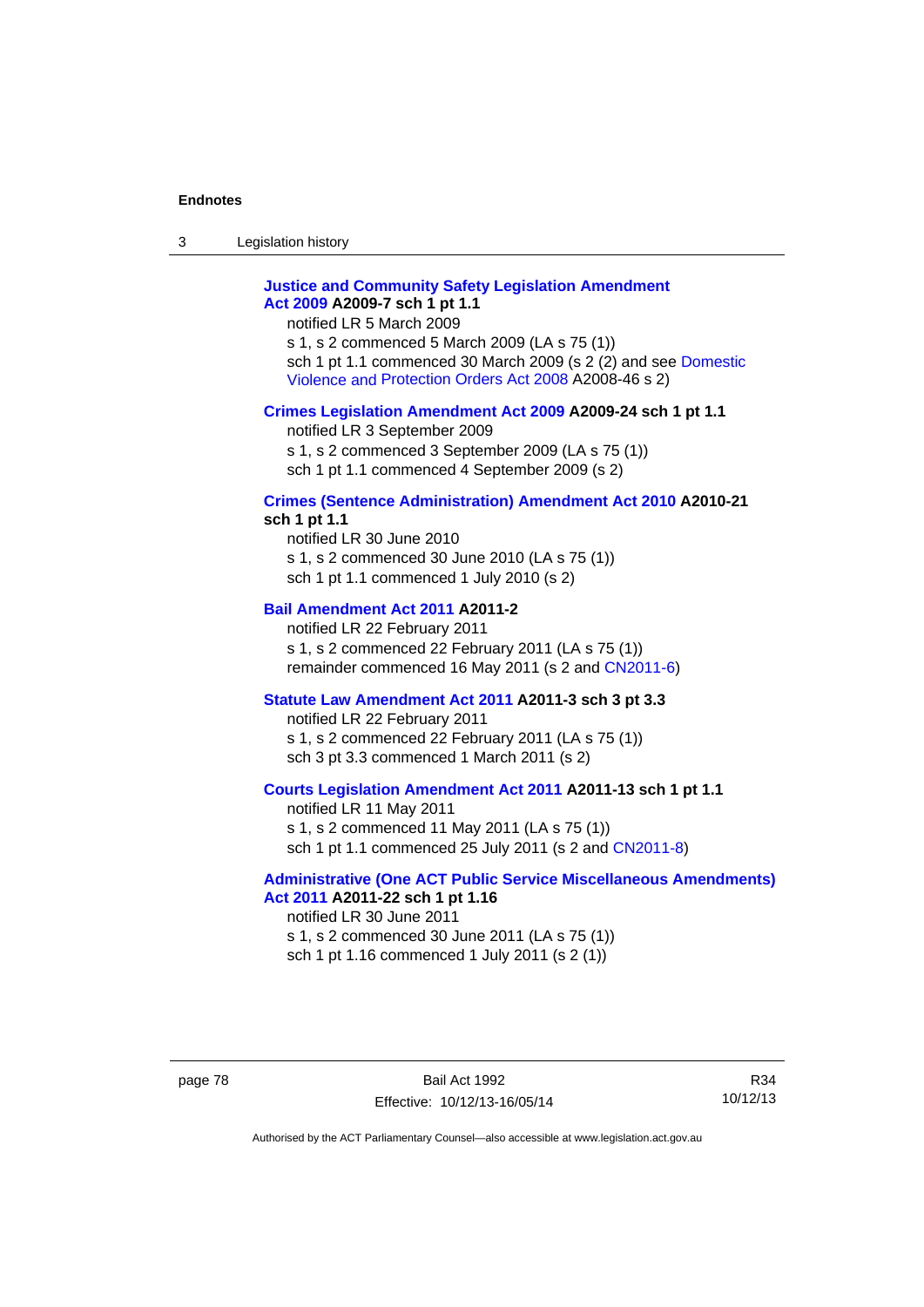**Justice and Community Safety Legislation Amendment Act 2009 A2009-7 sch 1 pt 1.1**

notified LR 5 March 2009

s 1, s 2 commenced 5 March 2009 (LA s 75 (1))

sch 1 pt 1.1 commenced 30 March 2009 (s 2 (2) and see Domestic Violence and Protection Orders Act 2008 A2008-46 s 2)

**Crimes Legislation Amendment Act 2009 A2009-24 sch 1 pt 1.1**

notified LR 3 September 2009

s 1, s 2 commenced 3 September 2009 (LA s 75 (1))

sch 1 pt 1.1 commenced 4 September 2009 (s 2)

**Crimes (Sentence Administration) Amendment Act 2010 A2010-21 sch 1 pt 1.1**

notified LR 30 June 2010

s 1, s 2 commenced 30 June 2010 (LA s 75 (1))

sch 1 pt 1.1 commenced 1 July 2010 (s 2)

**Bail Amendment Act 2011 A2011-2**

notified LR 22 February 2011

s 1, s 2 commenced 22 February 2011 (LA s 75 (1))

remainder commenced 16 May 2011 (s 2 and CN2011-6)

**Statute Law Amendment Act 2011 A2011-3 sch 3 pt 3.3**

notified LR 22 February 2011

s 1, s 2 commenced 22 February 2011 (LA s 75 (1))

sch 3 pt 3.3 commenced 1 March 2011 (s 2)

**Courts Legislation Amendment Act 2011 A2011-13 sch 1 pt 1.1**

notified LR 11 May 2011

s 1, s 2 commenced 11 May 2011 (LA s 75 (1))

sch 1 pt 1.1 commenced 25 July 2011 (s 2 and CN2011-8)

**Administrative (One ACT Public Service Miscellaneous Amendments) Act 2011 A2011-22 sch 1 pt 1.16**

notified LR 30 June 2011

s 1, s 2 commenced 30 June 2011 (LA s 75 (1))

sch 1 pt 1.16 commenced 1 July 2011 (s 2 (1))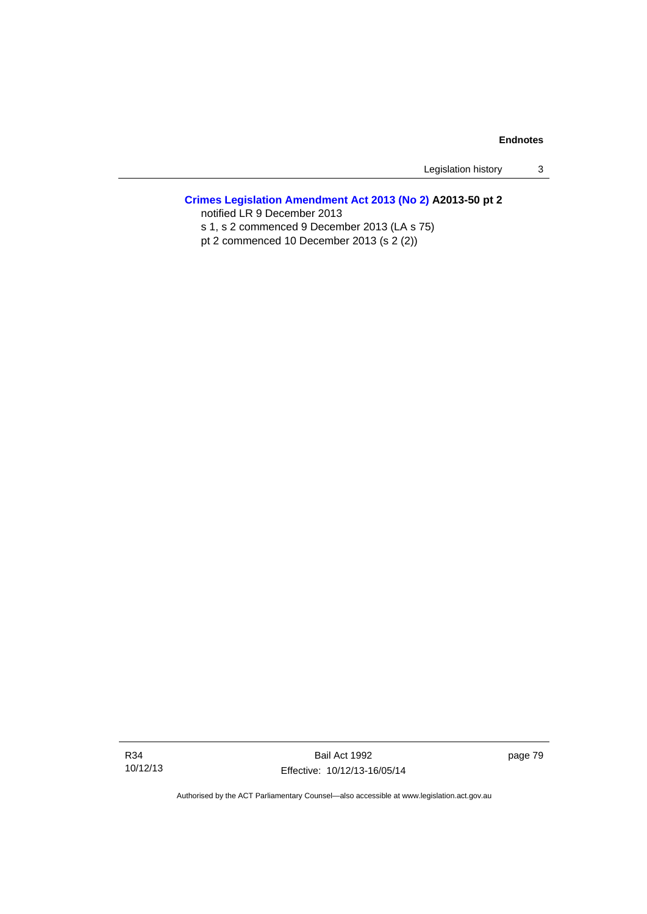**Crimes Legislation Amendment Act 2013 (No 2) A2013-50 pt 2**

notified LR 9 December 2013

s 1, s 2 commenced 9 December 2013 (LA s 75)

pt 2 commenced 10 December 2013 (s 2 (2))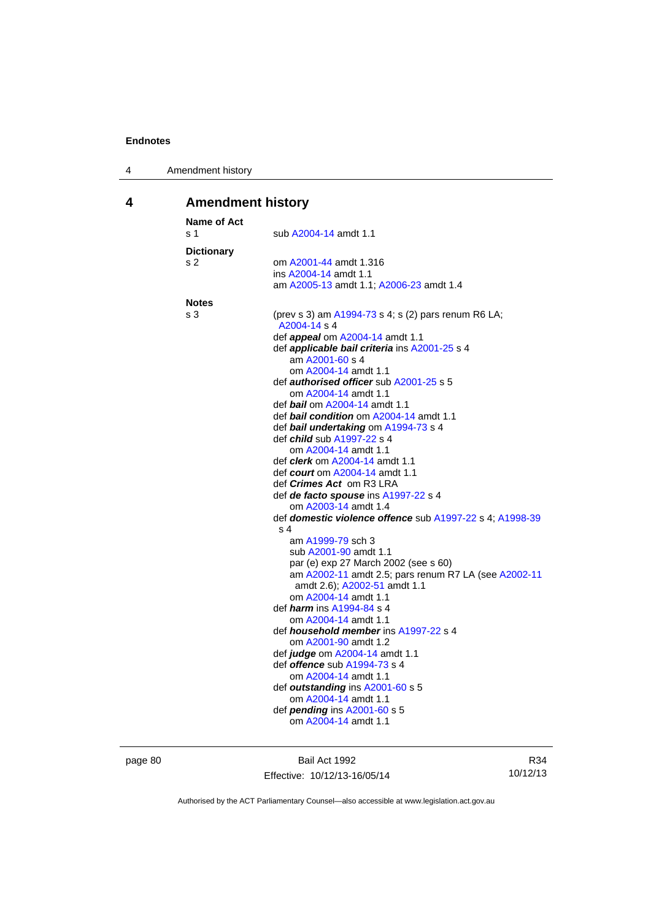## 4 Amendment history

**Name of Act**

s 1 sub A2004-14 amdt 1.1

**Dictionary**

s 2 om A2001-44 amdt 1.316
ins A2004-14 amdt 1.1
am A2005-13 amdt 1.1; A2006-23 amdt 1.4

**Notes**

s 3 (prev s 3) am A1994-73 s 4; s (2) pars renum R6 LA; A2004-14 s 4
def ***appeal*** om A2004-14 amdt 1.1
def ***applicable bail criteria*** ins A2001-25 s 4
am A2001-60 s 4
om A2004-14 amdt 1.1
def ***authorised officer*** sub A2001-25 s 5
om A2004-14 amdt 1.1
def ***bail*** om A2004-14 amdt 1.1
def ***bail condition*** om A2004-14 amdt 1.1
def ***bail undertaking*** om A1994-73 s 4
def ***child*** sub A1997-22 s 4
om A2004-14 amdt 1.1
def ***clerk*** om A2004-14 amdt 1.1
def ***court*** om A2004-14 amdt 1.1
def ***Crimes Act*** om R3 LRA
def ***de facto spouse*** ins A1997-22 s 4
om A2003-14 amdt 1.4
def ***domestic violence offence*** sub A1997-22 s 4; A1998-39 s 4
am A1999-79 sch 3
sub A2001-90 amdt 1.1
par (e) exp 27 March 2002 (see s 60)
am A2002-11 amdt 2.5; pars renum R7 LA (see A2002-11 amdt 2.6); A2002-51 amdt 1.1
om A2004-14 amdt 1.1
def ***harm*** ins A1994-84 s 4
om A2004-14 amdt 1.1
def ***household member*** ins A1997-22 s 4
om A2001-90 amdt 1.2
def ***judge*** om A2004-14 amdt 1.1
def ***offence*** sub A1994-73 s 4
om A2004-14 amdt 1.1
def ***outstanding*** ins A2001-60 s 5
om A2004-14 amdt 1.1
def ***pending*** ins A2001-60 s 5
om A2004-14 amdt 1.1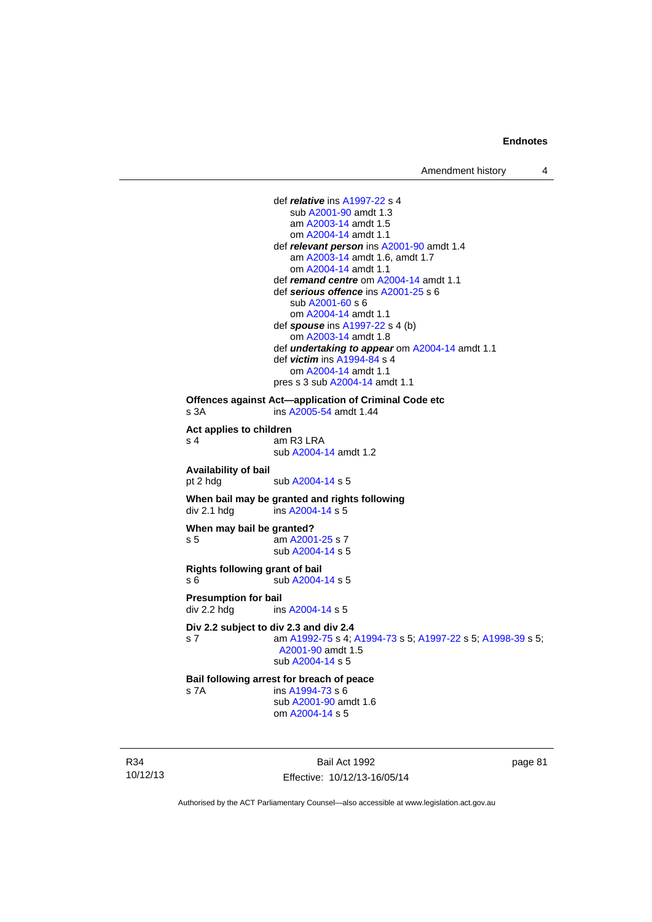def ***relative*** ins A1997-22 s 4
  sub A2001-90 amdt 1.3
  am A2003-14 amdt 1.5
  om A2004-14 amdt 1.1
def ***relevant person*** ins A2001-90 amdt 1.4
  am A2003-14 amdt 1.6, amdt 1.7
  om A2004-14 amdt 1.1
def ***remand centre*** om A2004-14 amdt 1.1
def ***serious offence*** ins A2001-25 s 6
  sub A2001-60 s 6
  om A2004-14 amdt 1.1
def ***spouse*** ins A1997-22 s 4 (b)
  om A2003-14 amdt 1.8
def ***undertaking to appear*** om A2004-14 amdt 1.1
def ***victim*** ins A1994-84 s 4
  om A2004-14 amdt 1.1
pres s 3 sub A2004-14 amdt 1.1

**Offences against Act—application of Criminal Code etc**
s 3A ins A2005-54 amdt 1.44

**Act applies to children**
s 4 am R3 LRA
  sub A2004-14 amdt 1.2

**Availability of bail**
pt 2 hdg sub A2004-14 s 5

**When bail may be granted and rights following**
div 2.1 hdg ins A2004-14 s 5

**When may bail be granted?**
s 5 am A2001-25 s 7
  sub A2004-14 s 5

**Rights following grant of bail**
s 6 sub A2004-14 s 5

**Presumption for bail**
div 2.2 hdg ins A2004-14 s 5

**Div 2.2 subject to div 2.3 and div 2.4**
s 7 am A1992-75 s 4; A1994-73 s 5; A1997-22 s 5; A1998-39 s 5; A2001-90 amdt 1.5
  sub A2004-14 s 5

**Bail following arrest for breach of peace**
s 7A ins A1994-73 s 6
  sub A2001-90 amdt 1.6
  om A2004-14 s 5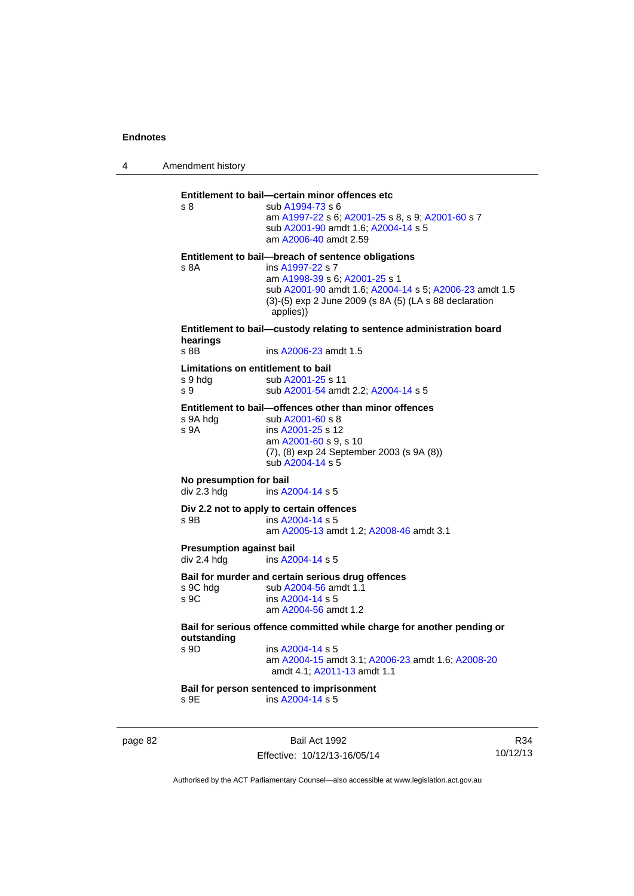**Entitlement to bail—certain minor offences etc**

s 8 sub A1994-73 s 6
am A1997-22 s 6; A2001-25 s 8, s 9; A2001-60 s 7
sub A2001-90 amdt 1.6; A2004-14 s 5
am A2006-40 amdt 2.59

**Entitlement to bail—breach of sentence obligations**

s 8A ins A1997-22 s 7
am A1998-39 s 6; A2001-25 s 1
sub A2001-90 amdt 1.6; A2004-14 s 5; A2006-23 amdt 1.5
(3)-(5) exp 2 June 2009 (s 8A (5) (LA s 88 declaration applies))

**Entitlement to bail—custody relating to sentence administration board hearings**

s 8B ins A2006-23 amdt 1.5

**Limitations on entitlement to bail**

s 9 hdg sub A2001-25 s 11
s 9 sub A2001-54 amdt 2.2; A2004-14 s 5

**Entitlement to bail—offences other than minor offences**

s 9A hdg sub A2001-60 s 8
s 9A ins A2001-25 s 12
am A2001-60 s 9, s 10
(7), (8) exp 24 September 2003 (s 9A (8))
sub A2004-14 s 5

**No presumption for bail**

div 2.3 hdg ins A2004-14 s 5

**Div 2.2 not to apply to certain offences**

s 9B ins A2004-14 s 5
am A2005-13 amdt 1.2; A2008-46 amdt 3.1

**Presumption against bail**

div 2.4 hdg ins A2004-14 s 5

**Bail for murder and certain serious drug offences**

s 9C hdg sub A2004-56 amdt 1.1
s 9C ins A2004-14 s 5
am A2004-56 amdt 1.2

**Bail for serious offence committed while charge for another pending or outstanding**

s 9D ins A2004-14 s 5
am A2004-15 amdt 3.1; A2006-23 amdt 1.6; A2008-20 amdt 4.1; A2011-13 amdt 1.1

**Bail for person sentenced to imprisonment**

s 9E ins A2004-14 s 5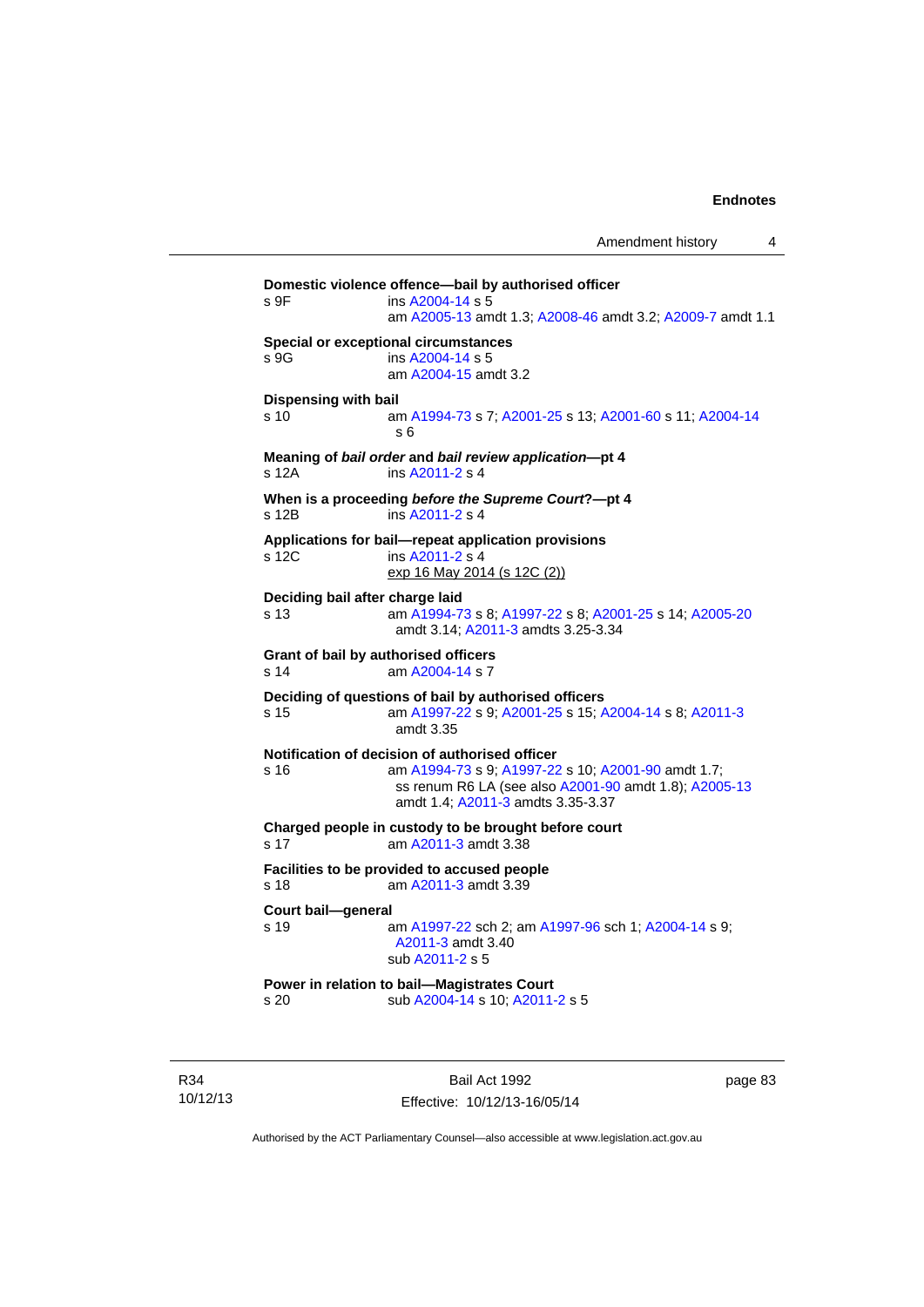**Domestic violence offence—bail by authorised officer**
s 9F ins A2004-14 s 5
am A2005-13 amdt 1.3; A2008-46 amdt 3.2; A2009-7 amdt 1.1

**Special or exceptional circumstances**
s 9G ins A2004-14 s 5
am A2004-15 amdt 3.2

**Dispensing with bail**
s 10 am A1994-73 s 7; A2001-25 s 13; A2001-60 s 11; A2004-14 s 6

**Meaning of *bail order* and *bail review application*—pt 4**
s 12A ins A2011-2 s 4

**When is a proceeding *before the Supreme Court*?—pt 4**
s 12B ins A2011-2 s 4

**Applications for bail—repeat application provisions**
s 12C ins A2011-2 s 4
exp 16 May 2014 (s 12C (2))

**Deciding bail after charge laid**
s 13 am A1994-73 s 8; A1997-22 s 8; A2001-25 s 14; A2005-20 amdt 3.14; A2011-3 amdts 3.25-3.34

**Grant of bail by authorised officers**
s 14 am A2004-14 s 7

**Deciding of questions of bail by authorised officers**
s 15 am A1997-22 s 9; A2001-25 s 15; A2004-14 s 8; A2011-3 amdt 3.35

**Notification of decision of authorised officer**
s 16 am A1994-73 s 9; A1997-22 s 10; A2001-90 amdt 1.7; ss renum R6 LA (see also A2001-90 amdt 1.8); A2005-13 amdt 1.4; A2011-3 amdts 3.35-3.37

**Charged people in custody to be brought before court**
s 17 am A2011-3 amdt 3.38

**Facilities to be provided to accused people**
s 18 am A2011-3 amdt 3.39

**Court bail—general**
s 19 am A1997-22 sch 2; am A1997-96 sch 1; A2004-14 s 9; A2011-3 amdt 3.40
sub A2011-2 s 5

**Power in relation to bail—Magistrates Court**
s 20 sub A2004-14 s 10; A2011-2 s 5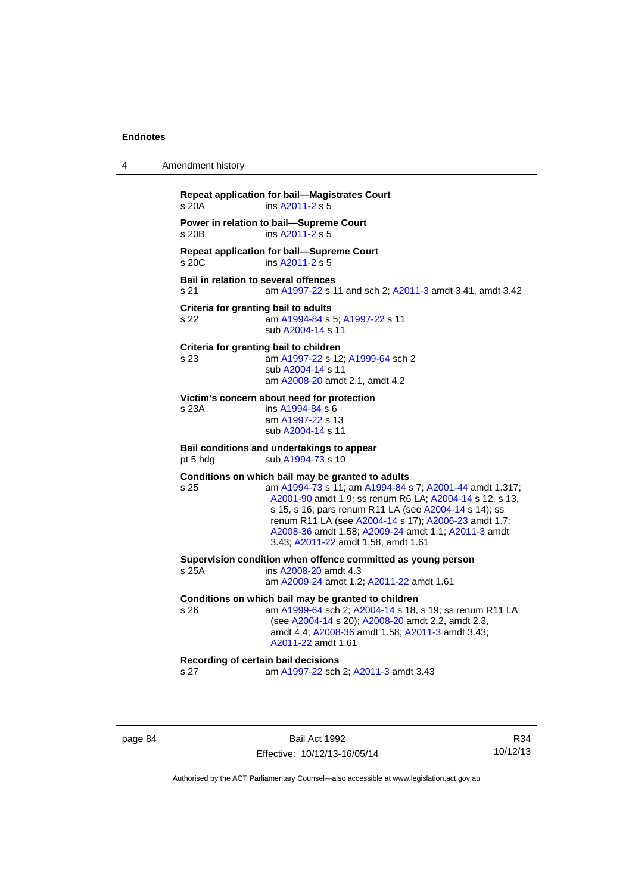**Repeat application for bail—Magistrates Court**
s 20A ins A2011-2 s 5

**Power in relation to bail—Supreme Court**
s 20B ins A2011-2 s 5

**Repeat application for bail—Supreme Court**
s 20C ins A2011-2 s 5

**Bail in relation to several offences**
s 21 am A1997-22 s 11 and sch 2; A2011-3 amdt 3.41, amdt 3.42

**Criteria for granting bail to adults**
s 22 am A1994-84 s 5; A1997-22 s 11
sub A2004-14 s 11

**Criteria for granting bail to children**
s 23 am A1997-22 s 12; A1999-64 sch 2
sub A2004-14 s 11
am A2008-20 amdt 2.1, amdt 4.2

**Victim's concern about need for protection**
s 23A ins A1994-84 s 6
am A1997-22 s 13
sub A2004-14 s 11

**Bail conditions and undertakings to appear**
pt 5 hdg sub A1994-73 s 10

**Conditions on which bail may be granted to adults**
s 25 am A1994-73 s 11; am A1994-84 s 7; A2001-44 amdt 1.317; A2001-90 amdt 1.9; ss renum R6 LA; A2004-14 s 12, s 13, s 15, s 16; pars renum R11 LA (see A2004-14 s 14); ss renum R11 LA (see A2004-14 s 17); A2006-23 amdt 1.7; A2008-36 amdt 1.58; A2009-24 amdt 1.1; A2011-3 amdt 3.43; A2011-22 amdt 1.58, amdt 1.61

**Supervision condition when offence committed as young person**
s 25A ins A2008-20 amdt 4.3
am A2009-24 amdt 1.2; A2011-22 amdt 1.61

**Conditions on which bail may be granted to children**
s 26 am A1999-64 sch 2; A2004-14 s 18, s 19; ss renum R11 LA (see A2004-14 s 20); A2008-20 amdt 2.2, amdt 2.3, amdt 4.4; A2008-36 amdt 1.58; A2011-3 amdt 3.43; A2011-22 amdt 1.61

**Recording of certain bail decisions**
s 27 am A1997-22 sch 2; A2011-3 amdt 3.43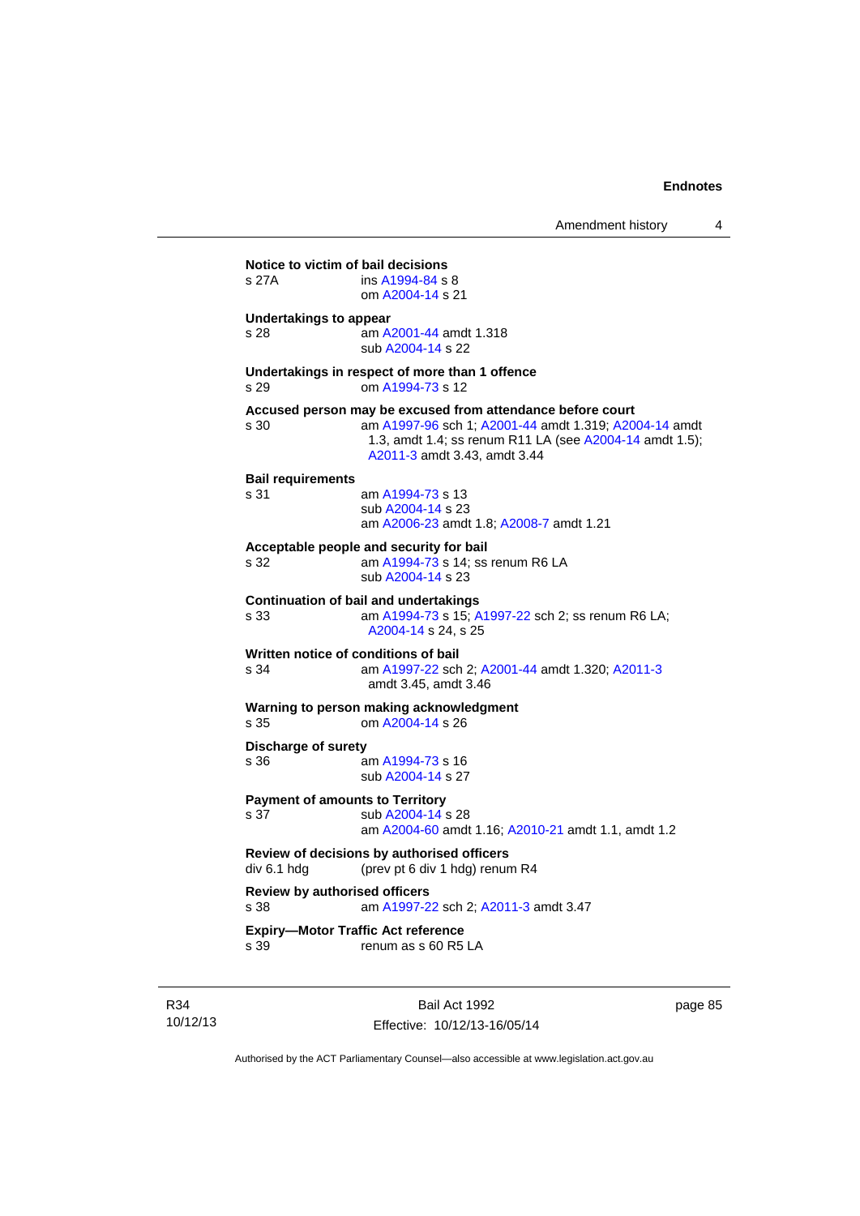**Notice to victim of bail decisions**

s 27A ins A1994-84 s 8
om A2004-14 s 21

**Undertakings to appear**

s 28 am A2001-44 amdt 1.318
sub A2004-14 s 22

**Undertakings in respect of more than 1 offence**

s 29 om A1994-73 s 12

**Accused person may be excused from attendance before court**

s 30 am A1997-96 sch 1; A2001-44 amdt 1.319; A2004-14 amdt 1.3, amdt 1.4; ss renum R11 LA (see A2004-14 amdt 1.5); A2011-3 amdt 3.43, amdt 3.44

**Bail requirements**

s 31 am A1994-73 s 13
sub A2004-14 s 23
am A2006-23 amdt 1.8; A2008-7 amdt 1.21

**Acceptable people and security for bail**

s 32 am A1994-73 s 14; ss renum R6 LA
sub A2004-14 s 23

**Continuation of bail and undertakings**

s 33 am A1994-73 s 15; A1997-22 sch 2; ss renum R6 LA; A2004-14 s 24, s 25

**Written notice of conditions of bail**

s 34 am A1997-22 sch 2; A2001-44 amdt 1.320; A2011-3 amdt 3.45, amdt 3.46

**Warning to person making acknowledgment**

s 35 om A2004-14 s 26

**Discharge of surety**

s 36 am A1994-73 s 16
sub A2004-14 s 27

**Payment of amounts to Territory**

s 37 sub A2004-14 s 28
am A2004-60 amdt 1.16; A2010-21 amdt 1.1, amdt 1.2

**Review of decisions by authorised officers**

div 6.1 hdg (prev pt 6 div 1 hdg) renum R4

**Review by authorised officers**

s 38 am A1997-22 sch 2; A2011-3 amdt 3.47

**Expiry—Motor Traffic Act reference**

s 39 renum as s 60 R5 LA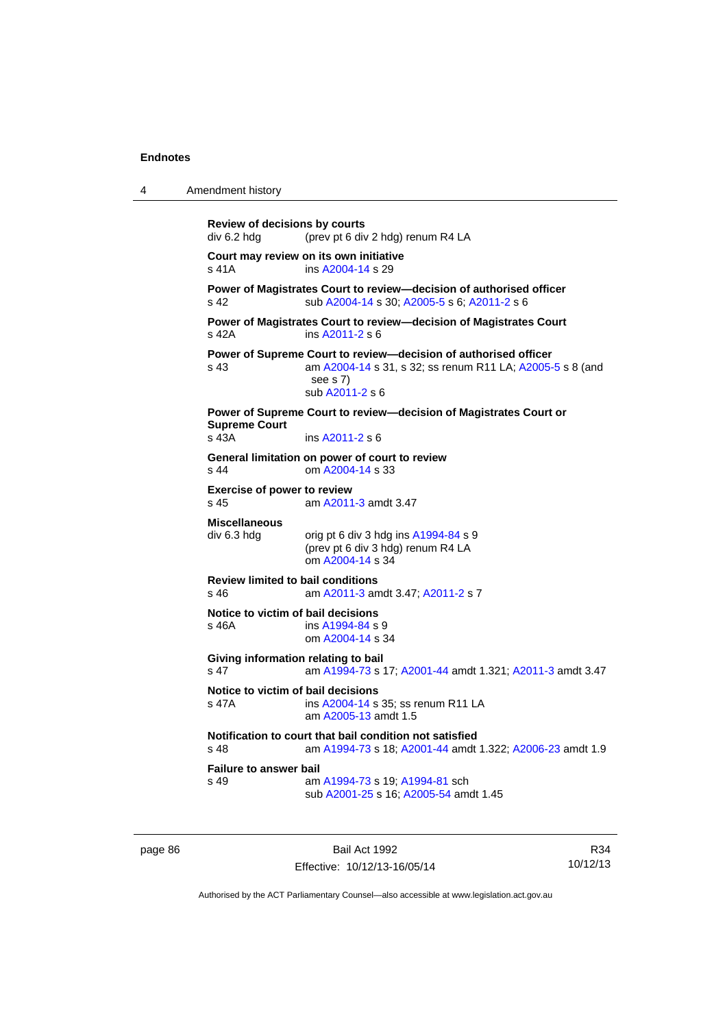**Review of decisions by courts**
div 6.2 hdg (prev pt 6 div 2 hdg) renum R4 LA

**Court may review on its own initiative**
s 41A ins A2004-14 s 29

**Power of Magistrates Court to review—decision of authorised officer**
s 42 sub A2004-14 s 30; A2005-5 s 6; A2011-2 s 6

**Power of Magistrates Court to review—decision of Magistrates Court**
s 42A ins A2011-2 s 6

**Power of Supreme Court to review—decision of authorised officer**
s 43 am A2004-14 s 31, s 32; ss renum R11 LA; A2005-5 s 8 (and see s 7)
sub A2011-2 s 6

**Power of Supreme Court to review—decision of Magistrates Court or Supreme Court**
s 43A ins A2011-2 s 6

**General limitation on power of court to review**
s 44 om A2004-14 s 33

**Exercise of power to review**
s 45 am A2011-3 amdt 3.47

**Miscellaneous**
div 6.3 hdg orig pt 6 div 3 hdg ins A1994-84 s 9
(prev pt 6 div 3 hdg) renum R4 LA
om A2004-14 s 34

**Review limited to bail conditions**
s 46 am A2011-3 amdt 3.47; A2011-2 s 7

**Notice to victim of bail decisions**
s 46A ins A1994-84 s 9
om A2004-14 s 34

**Giving information relating to bail**
s 47 am A1994-73 s 17; A2001-44 amdt 1.321; A2011-3 amdt 3.47

**Notice to victim of bail decisions**
s 47A ins A2004-14 s 35; ss renum R11 LA
am A2005-13 amdt 1.5

**Notification to court that bail condition not satisfied**
s 48 am A1994-73 s 18; A2001-44 amdt 1.322; A2006-23 amdt 1.9

**Failure to answer bail**
s 49 am A1994-73 s 19; A1994-81 sch
sub A2001-25 s 16; A2005-54 amdt 1.45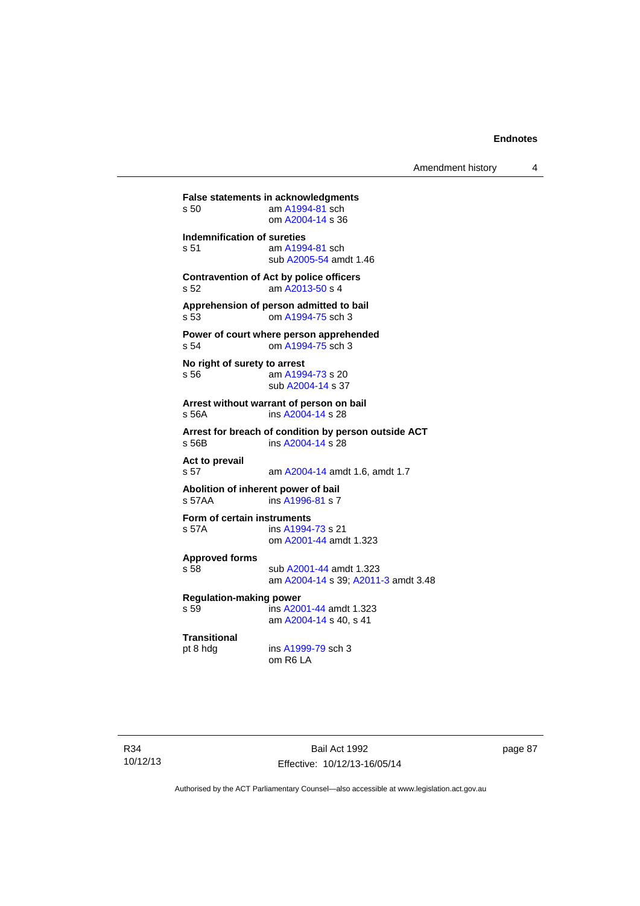**False statements in acknowledgments**
s 50 am A1994-81 sch
om A2004-14 s 36

**Indemnification of sureties**
s 51 am A1994-81 sch
sub A2005-54 amdt 1.46

**Contravention of Act by police officers**
s 52 am A2013-50 s 4

**Apprehension of person admitted to bail**
s 53 om A1994-75 sch 3

**Power of court where person apprehended**
s 54 om A1994-75 sch 3

**No right of surety to arrest**
s 56 am A1994-73 s 20
sub A2004-14 s 37

**Arrest without warrant of person on bail**
s 56A ins A2004-14 s 28

**Arrest for breach of condition by person outside ACT**
s 56B ins A2004-14 s 28

**Act to prevail**
s 57 am A2004-14 amdt 1.6, amdt 1.7

**Abolition of inherent power of bail**
s 57AA ins A1996-81 s 7

**Form of certain instruments**
s 57A ins A1994-73 s 21
om A2001-44 amdt 1.323

**Approved forms**
s 58 sub A2001-44 amdt 1.323
am A2004-14 s 39; A2011-3 amdt 3.48

**Regulation-making power**
s 59 ins A2001-44 amdt 1.323
am A2004-14 s 40, s 41

**Transitional**
pt 8 hdg ins A1999-79 sch 3
om R6 LA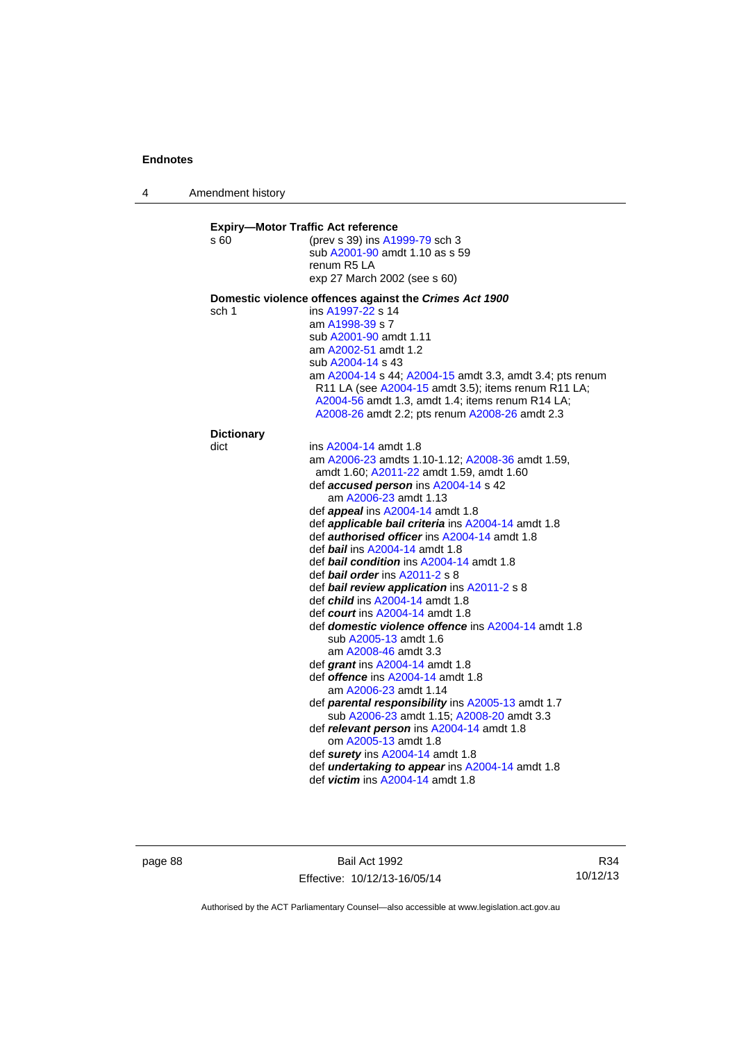**Expiry—Motor Traffic Act reference**

s 60 (prev s 39) ins A1999-79 sch 3
sub A2001-90 amdt 1.10 as s 59
renum R5 LA
exp 27 March 2002 (see s 60)

**Domestic violence offences against the *Crimes Act 1900***

sch 1 ins A1997-22 s 14
am A1998-39 s 7
sub A2001-90 amdt 1.11
am A2002-51 amdt 1.2
sub A2004-14 s 43
am A2004-14 s 44; A2004-15 amdt 3.3, amdt 3.4; pts renum R11 LA (see A2004-15 amdt 3.5); items renum R11 LA; A2004-56 amdt 1.3, amdt 1.4; items renum R14 LA; A2008-26 amdt 2.2; pts renum A2008-26 amdt 2.3

**Dictionary**

dict ins A2004-14 amdt 1.8
am A2006-23 amdts 1.10-1.12; A2008-36 amdt 1.59, amdt 1.60; A2011-22 amdt 1.59, amdt 1.60
def ***accused person*** ins A2004-14 s 42
am A2006-23 amdt 1.13
def ***appeal*** ins A2004-14 amdt 1.8
def ***applicable bail criteria*** ins A2004-14 amdt 1.8
def ***authorised officer*** ins A2004-14 amdt 1.8
def ***bail*** ins A2004-14 amdt 1.8
def ***bail condition*** ins A2004-14 amdt 1.8
def ***bail order*** ins A2011-2 s 8
def ***bail review application*** ins A2011-2 s 8
def ***child*** ins A2004-14 amdt 1.8
def ***court*** ins A2004-14 amdt 1.8
def ***domestic violence offence*** ins A2004-14 amdt 1.8
sub A2005-13 amdt 1.6
am A2008-46 amdt 3.3
def ***grant*** ins A2004-14 amdt 1.8
def ***offence*** ins A2004-14 amdt 1.8
am A2006-23 amdt 1.14
def ***parental responsibility*** ins A2005-13 amdt 1.7
sub A2006-23 amdt 1.15; A2008-20 amdt 3.3
def ***relevant person*** ins A2004-14 amdt 1.8
om A2005-13 amdt 1.8
def ***surety*** ins A2004-14 amdt 1.8
def ***undertaking to appear*** ins A2004-14 amdt 1.8
def ***victim*** ins A2004-14 amdt 1.8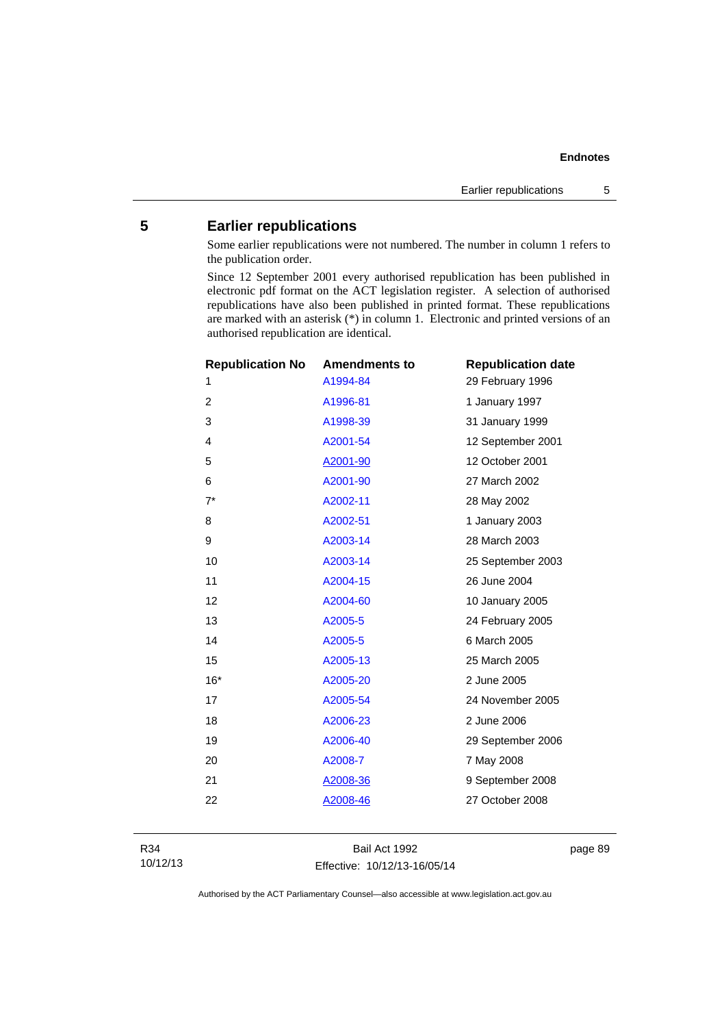## 5 Earlier republications

Some earlier republications were not numbered. The number in column 1 refers to the publication order.

Since 12 September 2001 every authorised republication has been published in electronic pdf format on the ACT legislation register. A selection of authorised republications have also been published in printed format. These republications are marked with an asterisk (*) in column 1. Electronic and printed versions of an authorised republication are identical.

| Republication No | Amendments to | Republication date |
|---|---|---|
| 1 | A1994-84 | 29 February 1996 |
| 2 | A1996-81 | 1 January 1997 |
| 3 | A1998-39 | 31 January 1999 |
| 4 | A2001-54 | 12 September 2001 |
| 5 | A2001-90 | 12 October 2001 |
| 6 | A2001-90 | 27 March 2002 |
| 7* | A2002-11 | 28 May 2002 |
| 8 | A2002-51 | 1 January 2003 |
| 9 | A2003-14 | 28 March 2003 |
| 10 | A2003-14 | 25 September 2003 |
| 11 | A2004-15 | 26 June 2004 |
| 12 | A2004-60 | 10 January 2005 |
| 13 | A2005-5 | 24 February 2005 |
| 14 | A2005-5 | 6 March 2005 |
| 15 | A2005-13 | 25 March 2005 |
| 16* | A2005-20 | 2 June 2005 |
| 17 | A2005-54 | 24 November 2005 |
| 18 | A2006-23 | 2 June 2006 |
| 19 | A2006-40 | 29 September 2006 |
| 20 | A2008-7 | 7 May 2008 |
| 21 | A2008-36 | 9 September 2008 |
| 22 | A2008-46 | 27 October 2008 |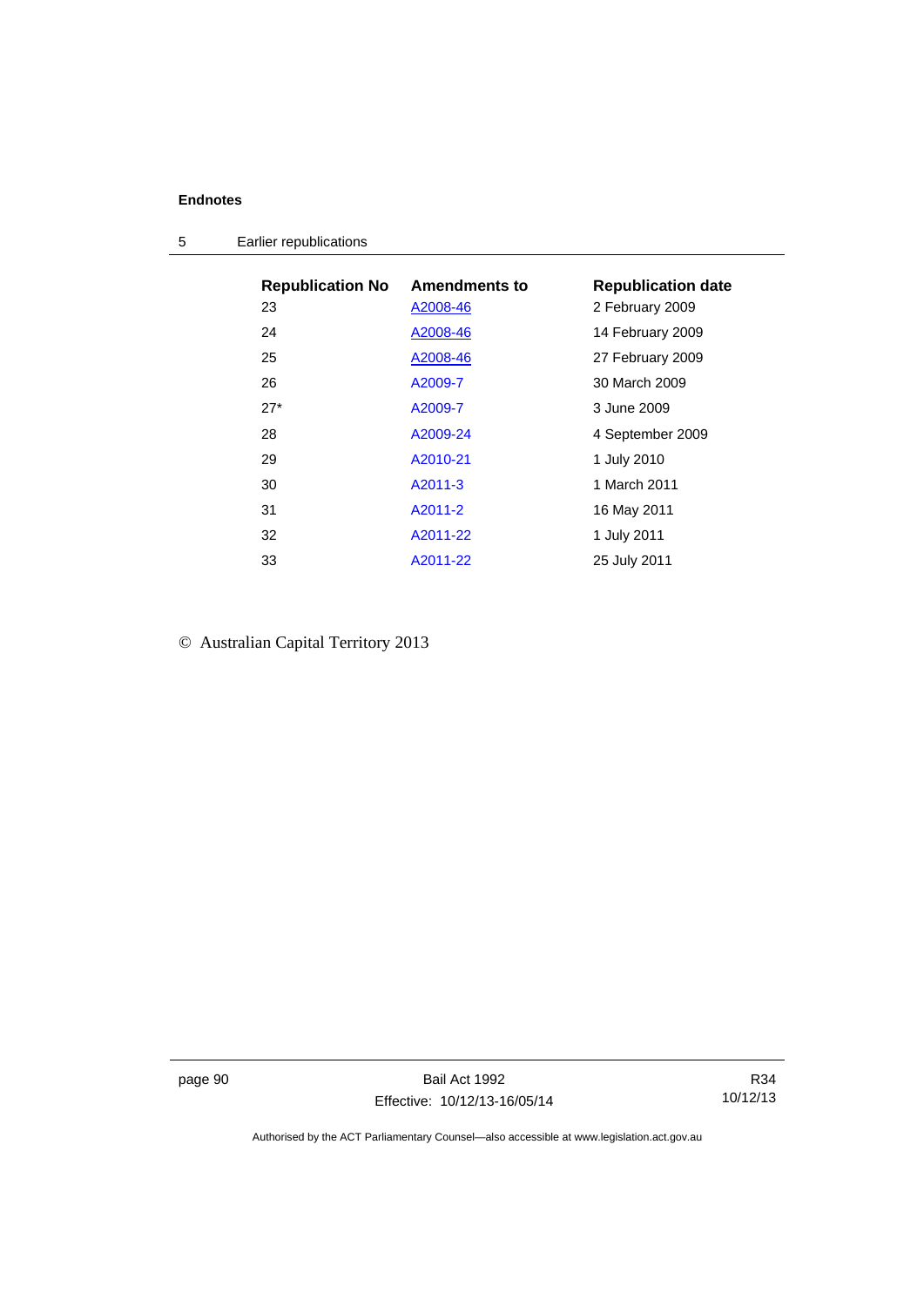## 5 Earlier republications

| Republication No | Amendments to | Republication date |
| --- | --- | --- |
| 23 | A2008-46 | 2 February 2009 |
| 24 | A2008-46 | 14 February 2009 |
| 25 | A2008-46 | 27 February 2009 |
| 26 | A2009-7 | 30 March 2009 |
| 27* | A2009-7 | 3 June 2009 |
| 28 | A2009-24 | 4 September 2009 |
| 29 | A2010-21 | 1 July 2010 |
| 30 | A2011-3 | 1 March 2011 |
| 31 | A2011-2 | 16 May 2011 |
| 32 | A2011-22 | 1 July 2011 |
| 33 | A2011-22 | 25 July 2011 |

© Australian Capital Territory 2013